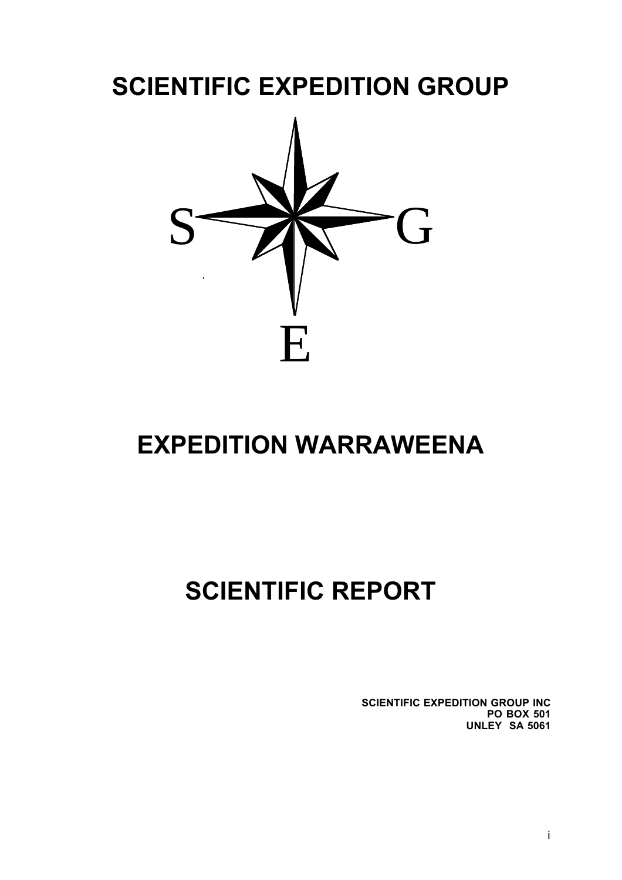# SCIENTIFIC EXPEDITION GROUP

S G

E

# EXPEDITION WARRAWEENA

# SCIENTIFIC REPORT

**SCIENTIFIC EXPEDITION GROUP INC**
**PO BOX 501**
**UNLEY SA 5061**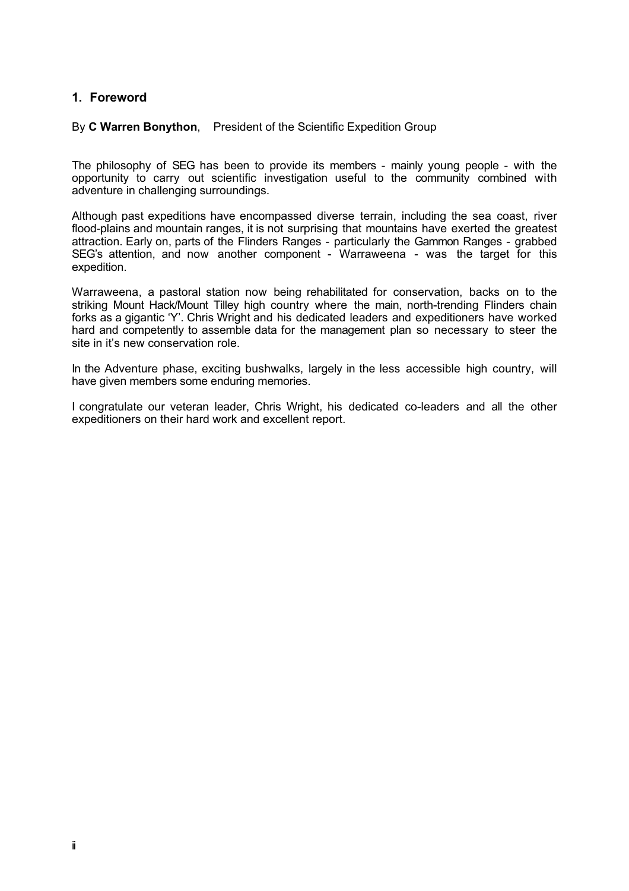## 1. Foreword

By **C Warren Bonython**, President of the Scientific Expedition Group

The philosophy of SEG has been to provide its members - mainly young people - with the opportunity to carry out scientific investigation useful to the community combined with adventure in challenging surroundings.

Although past expeditions have encompassed diverse terrain, including the sea coast, river flood-plains and mountain ranges, it is not surprising that mountains have exerted the greatest attraction. Early on, parts of the Flinders Ranges - particularly the Gammon Ranges - grabbed SEG's attention, and now another component - Warraweena - was the target for this expedition.

Warraweena, a pastoral station now being rehabilitated for conservation, backs on to the striking Mount Hack/Mount Tilley high country where the main, north-trending Flinders chain forks as a gigantic 'Y'. Chris Wright and his dedicated leaders and expeditioners have worked hard and competently to assemble data for the management plan so necessary to steer the site in it's new conservation role.

In the Adventure phase, exciting bushwalks, largely in the less accessible high country, will have given members some enduring memories.

I congratulate our veteran leader, Chris Wright, his dedicated co-leaders and all the other expeditioners on their hard work and excellent report.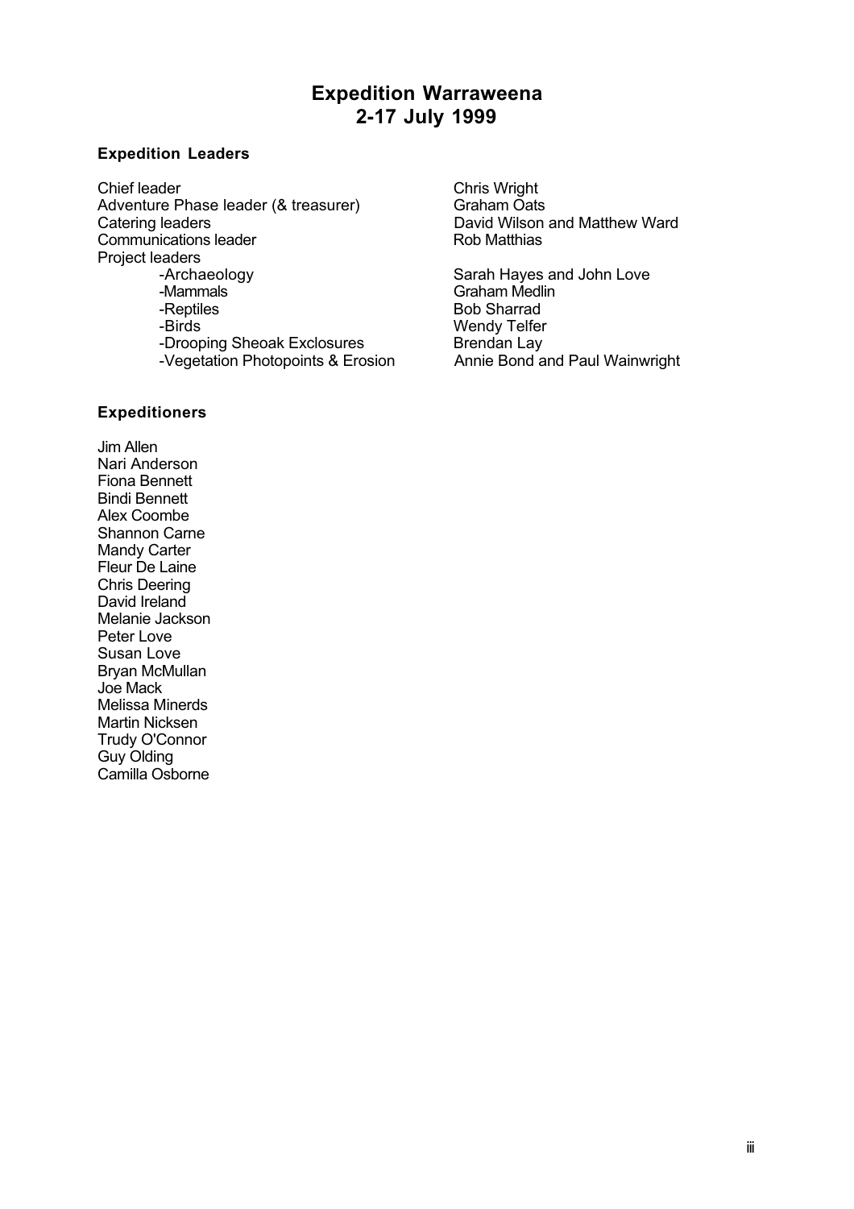# Expedition Warraweena
# 2-17 July 1999

### Expedition Leaders

| | |
|---|---|
| Chief leader | Chris Wright |
| Adventure Phase leader (& treasurer) | Graham Oats |
| Catering leaders | David Wilson and Matthew Ward |
| Communications leader | Rob Matthias |
| Project leaders | |
| -Archaeology | Sarah Hayes and John Love |
| -Mammals | Graham Medlin |
| -Reptiles | Bob Sharrad |
| -Birds | Wendy Telfer |
| -Drooping Sheoak Exclosures | Brendan Lay |
| -Vegetation Photopoints & Erosion | Annie Bond and Paul Wainwright |

### Expeditioners

Jim Allen
Nari Anderson
Fiona Bennett
Bindi Bennett
Alex Coombe
Shannon Carne
Mandy Carter
Fleur De Laine
Chris Deering
David Ireland
Melanie Jackson
Peter Love
Susan Love
Bryan McMullan
Joe Mack
Melissa Minerds
Martin Nicksen
Trudy O'Connor
Guy Olding
Camilla Osborne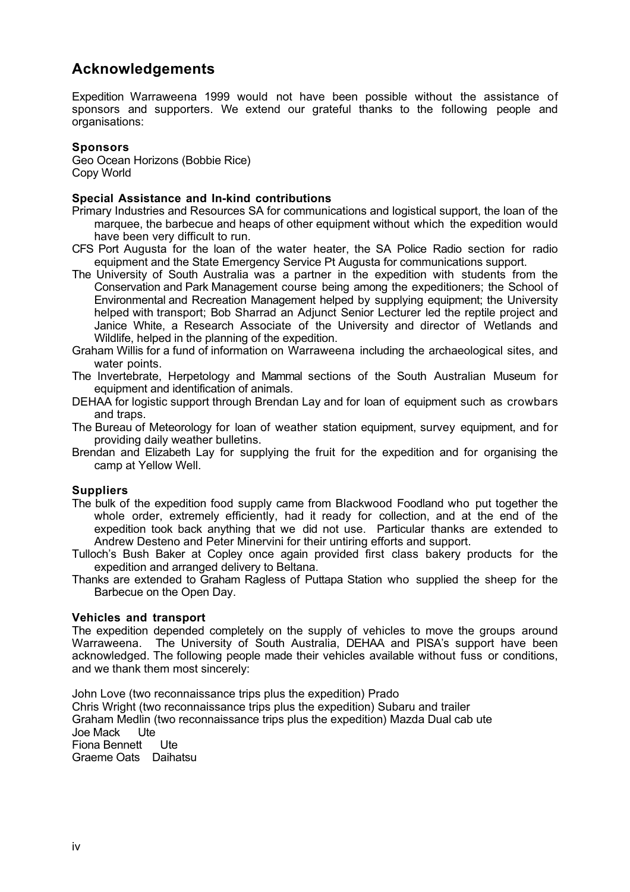## Acknowledgements

Expedition Warraweena 1999 would not have been possible without the assistance of sponsors and supporters. We extend our grateful thanks to the following people and organisations:

**Sponsors**

Geo Ocean Horizons (Bobbie Rice)
Copy World

**Special Assistance and In-kind contributions**

Primary Industries and Resources SA for communications and logistical support, the loan of the marquee, the barbecue and heaps of other equipment without which the expedition would have been very difficult to run.

CFS Port Augusta for the loan of the water heater, the SA Police Radio section for radio equipment and the State Emergency Service Pt Augusta for communications support.

The University of South Australia was a partner in the expedition with students from the Conservation and Park Management course being among the expeditioners; the School of Environmental and Recreation Management helped by supplying equipment; the University helped with transport; Bob Sharrad an Adjunct Senior Lecturer led the reptile project and Janice White, a Research Associate of the University and director of Wetlands and Wildlife, helped in the planning of the expedition.

Graham Willis for a fund of information on Warraweena including the archaeological sites, and water points.

The Invertebrate, Herpetology and Mammal sections of the South Australian Museum for equipment and identification of animals.

DEHAA for logistic support through Brendan Lay and for loan of equipment such as crowbars and traps.

The Bureau of Meteorology for loan of weather station equipment, survey equipment, and for providing daily weather bulletins.

Brendan and Elizabeth Lay for supplying the fruit for the expedition and for organising the camp at Yellow Well.

**Suppliers**

The bulk of the expedition food supply came from Blackwood Foodland who put together the whole order, extremely efficiently, had it ready for collection, and at the end of the expedition took back anything that we did not use. Particular thanks are extended to Andrew Desteno and Peter Minervini for their untiring efforts and support.

Tulloch's Bush Baker at Copley once again provided first class bakery products for the expedition and arranged delivery to Beltana.

Thanks are extended to Graham Ragless of Puttapa Station who supplied the sheep for the Barbecue on the Open Day.

**Vehicles and transport**

The expedition depended completely on the supply of vehicles to move the groups around Warraweena. The University of South Australia, DEHAA and PISA's support have been acknowledged. The following people made their vehicles available without fuss or conditions, and we thank them most sincerely:

John Love (two reconnaissance trips plus the expedition) Prado
Chris Wright (two reconnaissance trips plus the expedition) Subaru and trailer
Graham Medlin (two reconnaissance trips plus the expedition) Mazda Dual cab ute
Joe Mack Ute
Fiona Bennett Ute
Graeme Oats Daihatsu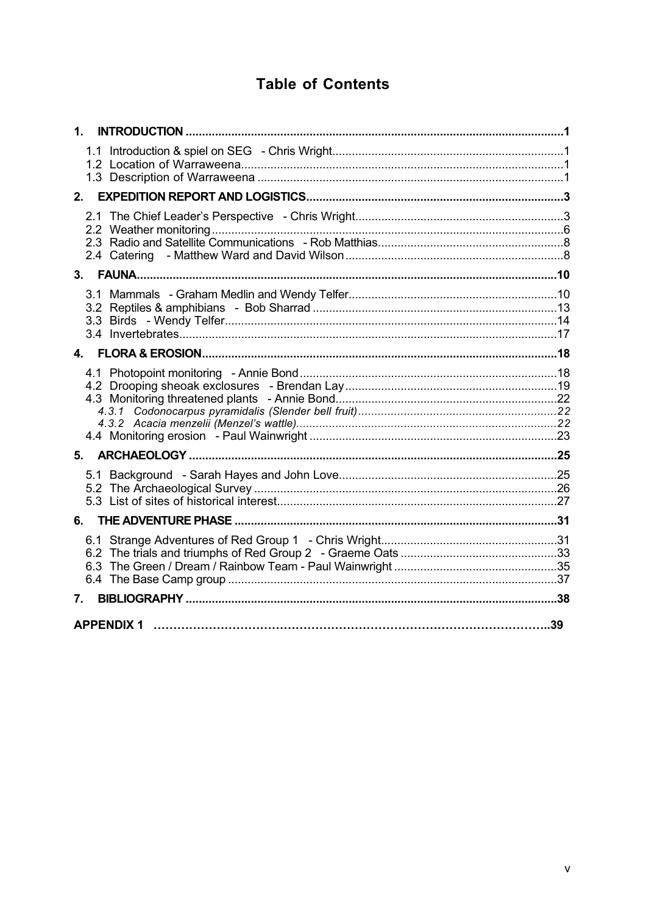# Table of Contents

**1. INTRODUCTION ....................................................................................................................1**

1.1 Introduction & spiel on SEG - Chris Wright......................................................................1
1.2 Location of Warraweena..................................................................................................1
1.3 Description of Warraweena .............................................................................................1

**2. EXPEDITION REPORT AND LOGISTICS..............................................................................3**

2.1 The Chief Leader's Perspective - Chris Wright................................................................3
2.2 Weather monitoring..........................................................................................................6
2.3 Radio and Satellite Communications - Rob Matthias.........................................................8
2.4 Catering - Matthew Ward and David Wilson..................................................................8

**3. FAUNA................................................................................................................................10**

3.1 Mammals - Graham Medlin and Wendy Telfer................................................................10
3.2 Reptiles & amphibians - Bob Sharrad ...........................................................................13
3.3 Birds - Wendy Telfer.....................................................................................................14
3.4 Invertebrates..................................................................................................................17

**4. FLORA & EROSION............................................................................................................18**

4.1 Photopoint monitoring - Annie Bond...............................................................................18
4.2 Drooping sheoak exclosures - Brendan Lay.................................................................19
4.3 Monitoring threatened plants - Annie Bond...................................................................22
*4.3.1 Codonocarpus pyramidalis (Slender bell fruit).............................................................22*
*4.3.2 Acacia menzelii (Menzel's wattle)................................................................................22*
4.4 Monitoring erosion - Paul Wainwright ...........................................................................23

**5. ARCHAEOLOGY ................................................................................................................25**

5.1 Background - Sarah Hayes and John Love...................................................................25
5.2 The Archaeological Survey ............................................................................................26
5.3 List of sites of historical interest.....................................................................................27

**6. THE ADVENTURE PHASE .................................................................................................31**

6.1 Strange Adventures of Red Group 1 - Chris Wright......................................................31
6.2 The trials and triumphs of Red Group 2 - Graeme Oats ................................................33
6.3 The Green / Dream / Rainbow Team - Paul Wainwright ..................................................35
6.4 The Base Camp group ...................................................................................................37

**7. BIBLIOGRAPHY ................................................................................................................38**

**APPENDIX 1 ……………………………………………………………………………………..39**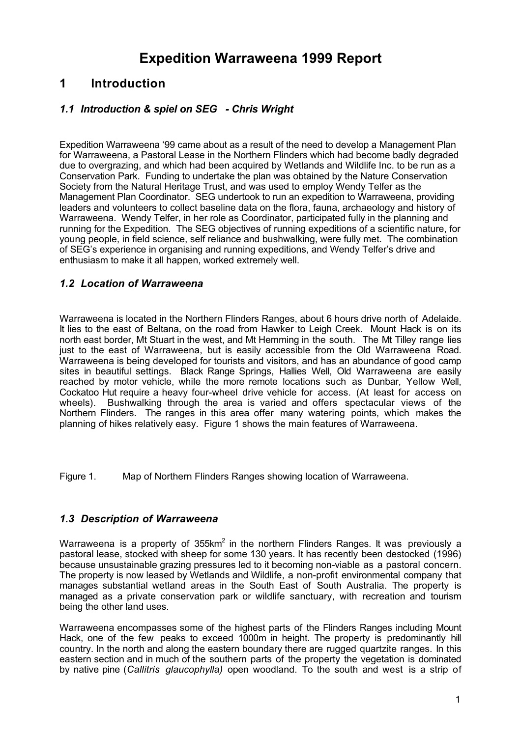# Expedition Warraweena 1999 Report

## 1 Introduction

### *1.1 Introduction & spiel on SEG - Chris Wright*

Expedition Warraweena '99 came about as a result of the need to develop a Management Plan for Warraweena, a Pastoral Lease in the Northern Flinders which had become badly degraded due to overgrazing, and which had been acquired by Wetlands and Wildlife Inc. to be run as a Conservation Park. Funding to undertake the plan was obtained by the Nature Conservation Society from the Natural Heritage Trust, and was used to employ Wendy Telfer as the Management Plan Coordinator. SEG undertook to run an expedition to Warraweena, providing leaders and volunteers to collect baseline data on the flora, fauna, archaeology and history of Warraweena. Wendy Telfer, in her role as Coordinator, participated fully in the planning and running for the Expedition. The SEG objectives of running expeditions of a scientific nature, for young people, in field science, self reliance and bushwalking, were fully met. The combination of SEG's experience in organising and running expeditions, and Wendy Telfer's drive and enthusiasm to make it all happen, worked extremely well.

### *1.2 Location of Warraweena*

Warraweena is located in the Northern Flinders Ranges, about 6 hours drive north of Adelaide. It lies to the east of Beltana, on the road from Hawker to Leigh Creek. Mount Hack is on its north east border, Mt Stuart in the west, and Mt Hemming in the south. The Mt Tilley range lies just to the east of Warraweena, but is easily accessible from the Old Warraweena Road. Warraweena is being developed for tourists and visitors, and has an abundance of good camp sites in beautiful settings. Black Range Springs, Hallies Well, Old Warraweena are easily reached by motor vehicle, while the more remote locations such as Dunbar, Yellow Well, Cockatoo Hut require a heavy four-wheel drive vehicle for access. (At least for access on wheels). Bushwalking through the area is varied and offers spectacular views of the Northern Flinders. The ranges in this area offer many watering points, which makes the planning of hikes relatively easy. Figure 1 shows the main features of Warraweena.

Figure 1. Map of Northern Flinders Ranges showing location of Warraweena.

### *1.3 Description of Warraweena*

Warraweena is a property of 355km$^2$ in the northern Flinders Ranges. It was previously a pastoral lease, stocked with sheep for some 130 years. It has recently been destocked (1996) because unsustainable grazing pressures led to it becoming non-viable as a pastoral concern. The property is now leased by Wetlands and Wildlife, a non-profit environmental company that manages substantial wetland areas in the South East of South Australia. The property is managed as a private conservation park or wildlife sanctuary, with recreation and tourism being the other land uses.

Warraweena encompasses some of the highest parts of the Flinders Ranges including Mount Hack, one of the few peaks to exceed 1000m in height. The property is predominantly hill country. In the north and along the eastern boundary there are rugged quartzite ranges. In this eastern section and in much of the southern parts of the property the vegetation is dominated by native pine (*Callitris glaucophylla)* open woodland. To the south and west is a strip of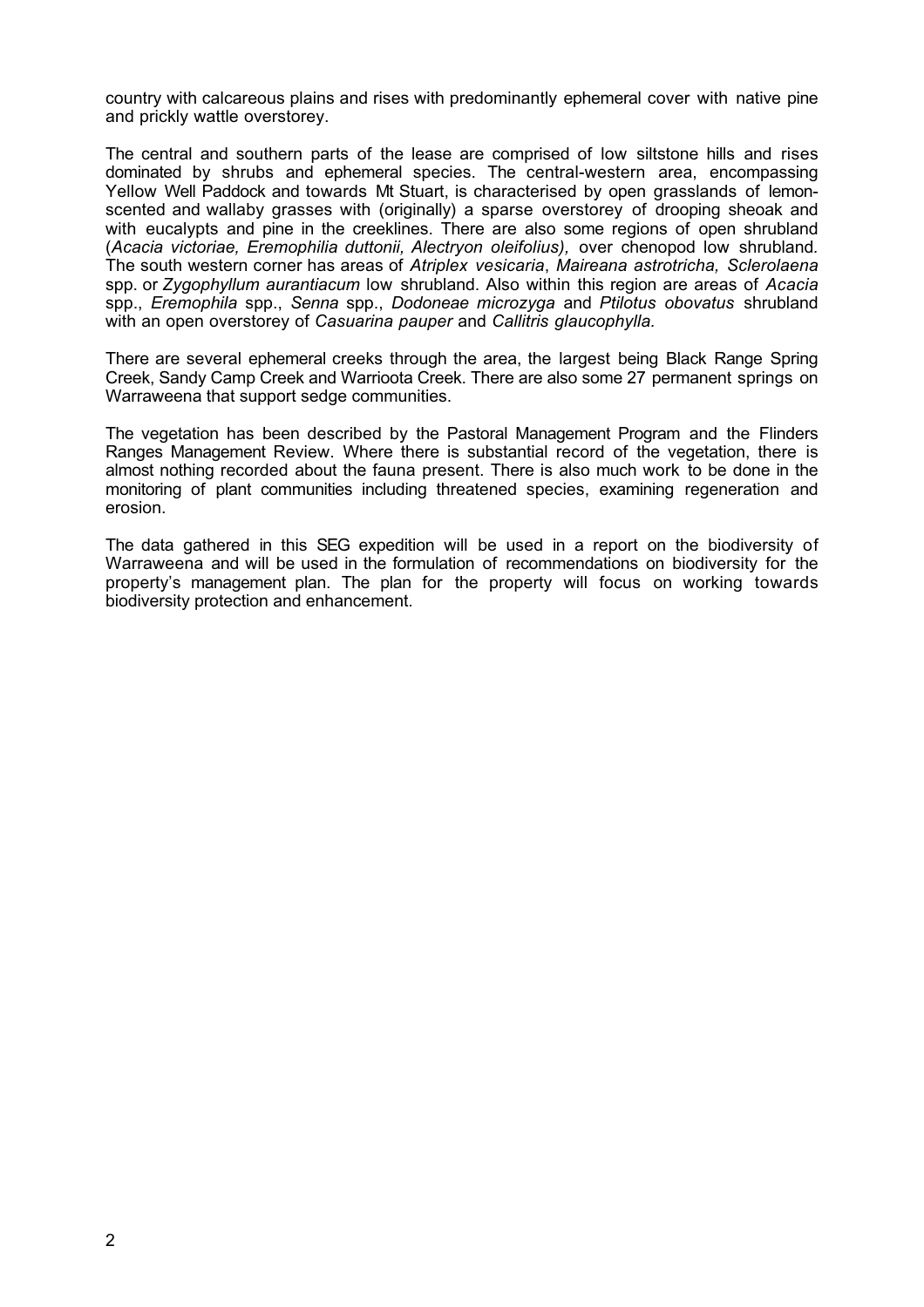country with calcareous plains and rises with predominantly ephemeral cover with native pine and prickly wattle overstorey.

The central and southern parts of the lease are comprised of low siltstone hills and rises dominated by shrubs and ephemeral species. The central-western area, encompassing Yellow Well Paddock and towards Mt Stuart, is characterised by open grasslands of lemon-scented and wallaby grasses with (originally) a sparse overstorey of drooping sheoak and with eucalypts and pine in the creeklines. There are also some regions of open shrubland (*Acacia victoriae, Eremophilia duttonii, Alectryon oleifolius),* over chenopod low shrubland. The south western corner has areas of *Atriplex vesicaria*, *Maireana astrotricha, Sclerolaena* spp. or *Zygophyllum aurantiacum* low shrubland. Also within this region are areas of *Acacia* spp., *Eremophila* spp., *Senna* spp., *Dodoneae microzyga* and *Ptilotus obovatus* shrubland with an open overstorey of *Casuarina pauper* and *Callitris glaucophylla.*

There are several ephemeral creeks through the area, the largest being Black Range Spring Creek, Sandy Camp Creek and Warrioota Creek. There are also some 27 permanent springs on Warraweena that support sedge communities.

The vegetation has been described by the Pastoral Management Program and the Flinders Ranges Management Review. Where there is substantial record of the vegetation, there is almost nothing recorded about the fauna present. There is also much work to be done in the monitoring of plant communities including threatened species, examining regeneration and erosion.

The data gathered in this SEG expedition will be used in a report on the biodiversity of Warraweena and will be used in the formulation of recommendations on biodiversity for the property's management plan. The plan for the property will focus on working towards biodiversity protection and enhancement.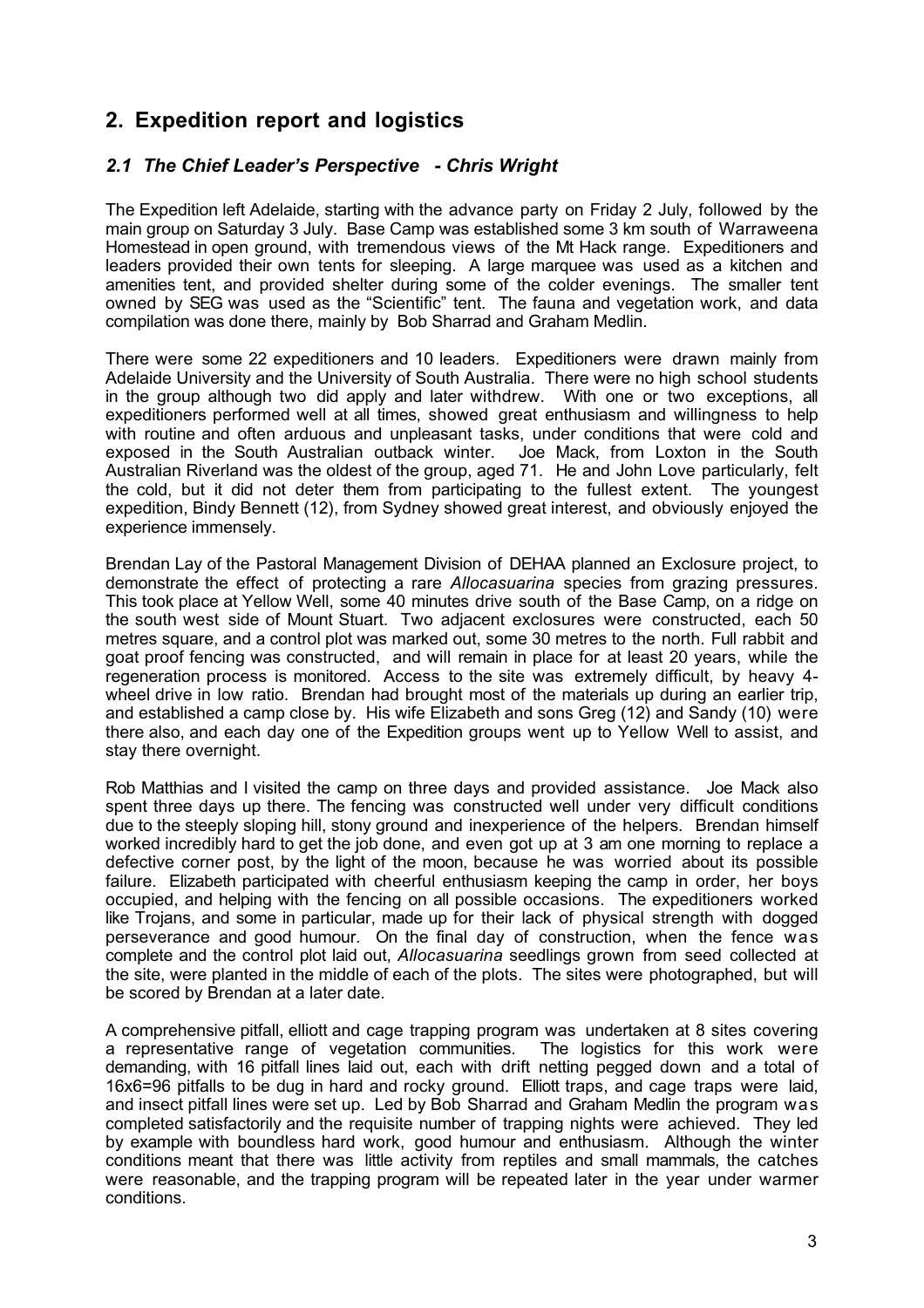## 2. Expedition report and logistics

### *2.1 The Chief Leader's Perspective - Chris Wright*

The Expedition left Adelaide, starting with the advance party on Friday 2 July, followed by the main group on Saturday 3 July. Base Camp was established some 3 km south of Warraweena Homestead in open ground, with tremendous views of the Mt Hack range. Expeditioners and leaders provided their own tents for sleeping. A large marquee was used as a kitchen and amenities tent, and provided shelter during some of the colder evenings. The smaller tent owned by SEG was used as the "Scientific" tent. The fauna and vegetation work, and data compilation was done there, mainly by Bob Sharrad and Graham Medlin.

There were some 22 expeditioners and 10 leaders. Expeditioners were drawn mainly from Adelaide University and the University of South Australia. There were no high school students in the group although two did apply and later withdrew. With one or two exceptions, all expeditioners performed well at all times, showed great enthusiasm and willingness to help with routine and often arduous and unpleasant tasks, under conditions that were cold and exposed in the South Australian outback winter. Joe Mack, from Loxton in the South Australian Riverland was the oldest of the group, aged 71. He and John Love particularly, felt the cold, but it did not deter them from participating to the fullest extent. The youngest expedition, Bindy Bennett (12), from Sydney showed great interest, and obviously enjoyed the experience immensely.

Brendan Lay of the Pastoral Management Division of DEHAA planned an Exclosure project, to demonstrate the effect of protecting a rare *Allocasuarina* species from grazing pressures. This took place at Yellow Well, some 40 minutes drive south of the Base Camp, on a ridge on the south west side of Mount Stuart. Two adjacent exclosures were constructed, each 50 metres square, and a control plot was marked out, some 30 metres to the north. Full rabbit and goat proof fencing was constructed, and will remain in place for at least 20 years, while the regeneration process is monitored. Access to the site was extremely difficult, by heavy 4-wheel drive in low ratio. Brendan had brought most of the materials up during an earlier trip, and established a camp close by. His wife Elizabeth and sons Greg (12) and Sandy (10) were there also, and each day one of the Expedition groups went up to Yellow Well to assist, and stay there overnight.

Rob Matthias and I visited the camp on three days and provided assistance. Joe Mack also spent three days up there. The fencing was constructed well under very difficult conditions due to the steeply sloping hill, stony ground and inexperience of the helpers. Brendan himself worked incredibly hard to get the job done, and even got up at 3 am one morning to replace a defective corner post, by the light of the moon, because he was worried about its possible failure. Elizabeth participated with cheerful enthusiasm keeping the camp in order, her boys occupied, and helping with the fencing on all possible occasions. The expeditioners worked like Trojans, and some in particular, made up for their lack of physical strength with dogged perseverance and good humour. On the final day of construction, when the fence was complete and the control plot laid out, *Allocasuarina* seedlings grown from seed collected at the site, were planted in the middle of each of the plots. The sites were photographed, but will be scored by Brendan at a later date.

A comprehensive pitfall, elliott and cage trapping program was undertaken at 8 sites covering a representative range of vegetation communities. The logistics for this work were demanding, with 16 pitfall lines laid out, each with drift netting pegged down and a total of 16x6=96 pitfalls to be dug in hard and rocky ground. Elliott traps, and cage traps were laid, and insect pitfall lines were set up. Led by Bob Sharrad and Graham Medlin the program was completed satisfactorily and the requisite number of trapping nights were achieved. They led by example with boundless hard work, good humour and enthusiasm. Although the winter conditions meant that there was little activity from reptiles and small mammals, the catches were reasonable, and the trapping program will be repeated later in the year under warmer conditions.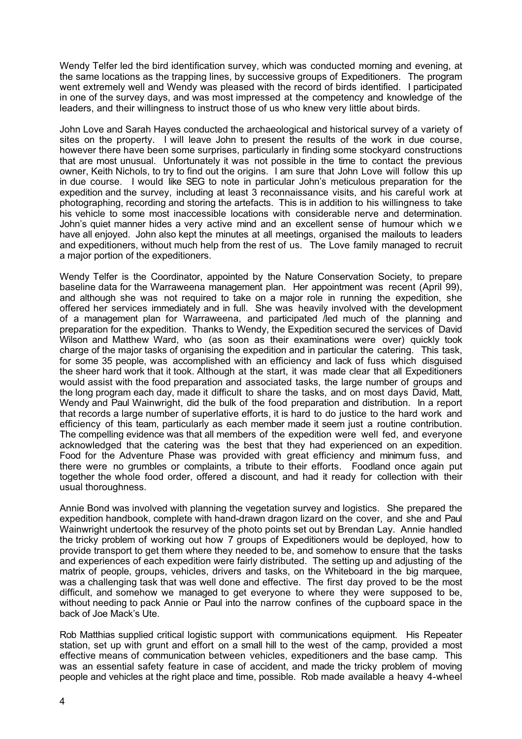Wendy Telfer led the bird identification survey, which was conducted morning and evening, at the same locations as the trapping lines, by successive groups of Expeditioners. The program went extremely well and Wendy was pleased with the record of birds identified. I participated in one of the survey days, and was most impressed at the competency and knowledge of the leaders, and their willingness to instruct those of us who knew very little about birds.

John Love and Sarah Hayes conducted the archaeological and historical survey of a variety of sites on the property. I will leave John to present the results of the work in due course, however there have been some surprises, particularly in finding some stockyard constructions that are most unusual. Unfortunately it was not possible in the time to contact the previous owner, Keith Nichols, to try to find out the origins. I am sure that John Love will follow this up in due course. I would like SEG to note in particular John's meticulous preparation for the expedition and the survey, including at least 3 reconnaissance visits, and his careful work at photographing, recording and storing the artefacts. This is in addition to his willingness to take his vehicle to some most inaccessible locations with considerable nerve and determination. John's quiet manner hides a very active mind and an excellent sense of humour which we have all enjoyed. John also kept the minutes at all meetings, organised the mailouts to leaders and expeditioners, without much help from the rest of us. The Love family managed to recruit a major portion of the expeditioners.

Wendy Telfer is the Coordinator, appointed by the Nature Conservation Society, to prepare baseline data for the Warraweena management plan. Her appointment was recent (April 99), and although she was not required to take on a major role in running the expedition, she offered her services immediately and in full. She was heavily involved with the development of a management plan for Warraweena, and participated /led much of the planning and preparation for the expedition. Thanks to Wendy, the Expedition secured the services of David Wilson and Matthew Ward, who (as soon as their examinations were over) quickly took charge of the major tasks of organising the expedition and in particular the catering. This task, for some 35 people, was accomplished with an efficiency and lack of fuss which disguised the sheer hard work that it took. Although at the start, it was made clear that all Expeditioners would assist with the food preparation and associated tasks, the large number of groups and the long program each day, made it difficult to share the tasks, and on most days David, Matt, Wendy and Paul Wainwright, did the bulk of the food preparation and distribution. In a report that records a large number of superlative efforts, it is hard to do justice to the hard work and efficiency of this team, particularly as each member made it seem just a routine contribution. The compelling evidence was that all members of the expedition were well fed, and everyone acknowledged that the catering was the best that they had experienced on an expedition. Food for the Adventure Phase was provided with great efficiency and minimum fuss, and there were no grumbles or complaints, a tribute to their efforts. Foodland once again put together the whole food order, offered a discount, and had it ready for collection with their usual thoroughness.

Annie Bond was involved with planning the vegetation survey and logistics. She prepared the expedition handbook, complete with hand-drawn dragon lizard on the cover, and she and Paul Wainwright undertook the resurvey of the photo points set out by Brendan Lay. Annie handled the tricky problem of working out how 7 groups of Expeditioners would be deployed, how to provide transport to get them where they needed to be, and somehow to ensure that the tasks and experiences of each expedition were fairly distributed. The setting up and adjusting of the matrix of people, groups, vehicles, drivers and tasks, on the Whiteboard in the big marquee, was a challenging task that was well done and effective. The first day proved to be the most difficult, and somehow we managed to get everyone to where they were supposed to be, without needing to pack Annie or Paul into the narrow confines of the cupboard space in the back of Joe Mack's Ute.

Rob Matthias supplied critical logistic support with communications equipment. His Repeater station, set up with grunt and effort on a small hill to the west of the camp, provided a most effective means of communication between vehicles, expeditioners and the base camp. This was an essential safety feature in case of accident, and made the tricky problem of moving people and vehicles at the right place and time, possible. Rob made available a heavy 4-wheel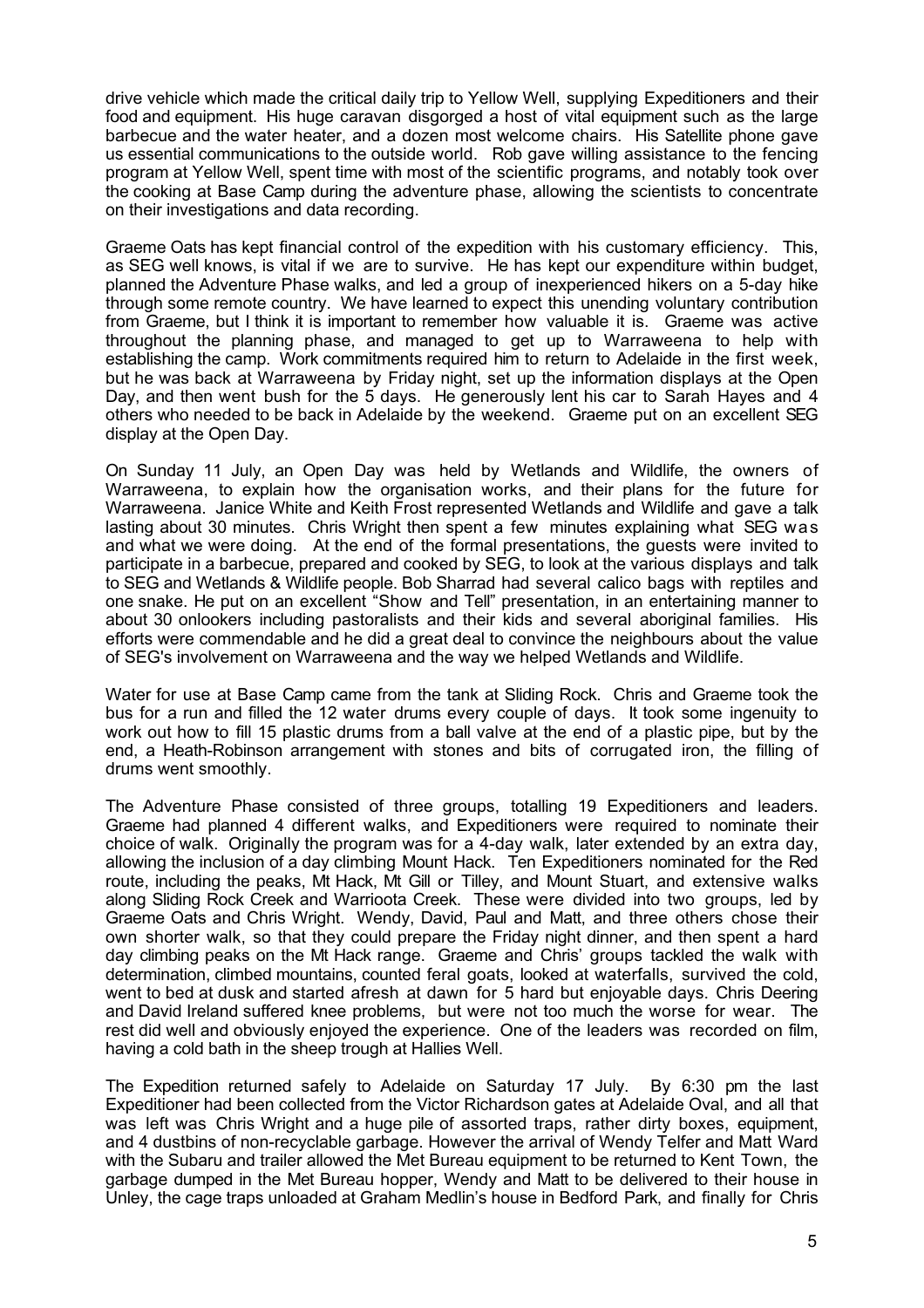drive vehicle which made the critical daily trip to Yellow Well, supplying Expeditioners and their food and equipment. His huge caravan disgorged a host of vital equipment such as the large barbecue and the water heater, and a dozen most welcome chairs. His Satellite phone gave us essential communications to the outside world. Rob gave willing assistance to the fencing program at Yellow Well, spent time with most of the scientific programs, and notably took over the cooking at Base Camp during the adventure phase, allowing the scientists to concentrate on their investigations and data recording.

Graeme Oats has kept financial control of the expedition with his customary efficiency. This, as SEG well knows, is vital if we are to survive. He has kept our expenditure within budget, planned the Adventure Phase walks, and led a group of inexperienced hikers on a 5-day hike through some remote country. We have learned to expect this unending voluntary contribution from Graeme, but I think it is important to remember how valuable it is. Graeme was active throughout the planning phase, and managed to get up to Warraweena to help with establishing the camp. Work commitments required him to return to Adelaide in the first week, but he was back at Warraweena by Friday night, set up the information displays at the Open Day, and then went bush for the 5 days. He generously lent his car to Sarah Hayes and 4 others who needed to be back in Adelaide by the weekend. Graeme put on an excellent SEG display at the Open Day.

On Sunday 11 July, an Open Day was held by Wetlands and Wildlife, the owners of Warraweena, to explain how the organisation works, and their plans for the future for Warraweena. Janice White and Keith Frost represented Wetlands and Wildlife and gave a talk lasting about 30 minutes. Chris Wright then spent a few minutes explaining what SEG was and what we were doing. At the end of the formal presentations, the guests were invited to participate in a barbecue, prepared and cooked by SEG, to look at the various displays and talk to SEG and Wetlands & Wildlife people. Bob Sharrad had several calico bags with reptiles and one snake. He put on an excellent "Show and Tell" presentation, in an entertaining manner to about 30 onlookers including pastoralists and their kids and several aboriginal families. His efforts were commendable and he did a great deal to convince the neighbours about the value of SEG's involvement on Warraweena and the way we helped Wetlands and Wildlife.

Water for use at Base Camp came from the tank at Sliding Rock. Chris and Graeme took the bus for a run and filled the 12 water drums every couple of days. It took some ingenuity to work out how to fill 15 plastic drums from a ball valve at the end of a plastic pipe, but by the end, a Heath-Robinson arrangement with stones and bits of corrugated iron, the filling of drums went smoothly.

The Adventure Phase consisted of three groups, totalling 19 Expeditioners and leaders. Graeme had planned 4 different walks, and Expeditioners were required to nominate their choice of walk. Originally the program was for a 4-day walk, later extended by an extra day, allowing the inclusion of a day climbing Mount Hack. Ten Expeditioners nominated for the Red route, including the peaks, Mt Hack, Mt Gill or Tilley, and Mount Stuart, and extensive walks along Sliding Rock Creek and Warrioota Creek. These were divided into two groups, led by Graeme Oats and Chris Wright. Wendy, David, Paul and Matt, and three others chose their own shorter walk, so that they could prepare the Friday night dinner, and then spent a hard day climbing peaks on the Mt Hack range. Graeme and Chris' groups tackled the walk with determination, climbed mountains, counted feral goats, looked at waterfalls, survived the cold, went to bed at dusk and started afresh at dawn for 5 hard but enjoyable days. Chris Deering and David Ireland suffered knee problems, but were not too much the worse for wear. The rest did well and obviously enjoyed the experience. One of the leaders was recorded on film, having a cold bath in the sheep trough at Hallies Well.

The Expedition returned safely to Adelaide on Saturday 17 July. By 6:30 pm the last Expeditioner had been collected from the Victor Richardson gates at Adelaide Oval, and all that was left was Chris Wright and a huge pile of assorted traps, rather dirty boxes, equipment, and 4 dustbins of non-recyclable garbage. However the arrival of Wendy Telfer and Matt Ward with the Subaru and trailer allowed the Met Bureau equipment to be returned to Kent Town, the garbage dumped in the Met Bureau hopper, Wendy and Matt to be delivered to their house in Unley, the cage traps unloaded at Graham Medlin's house in Bedford Park, and finally for Chris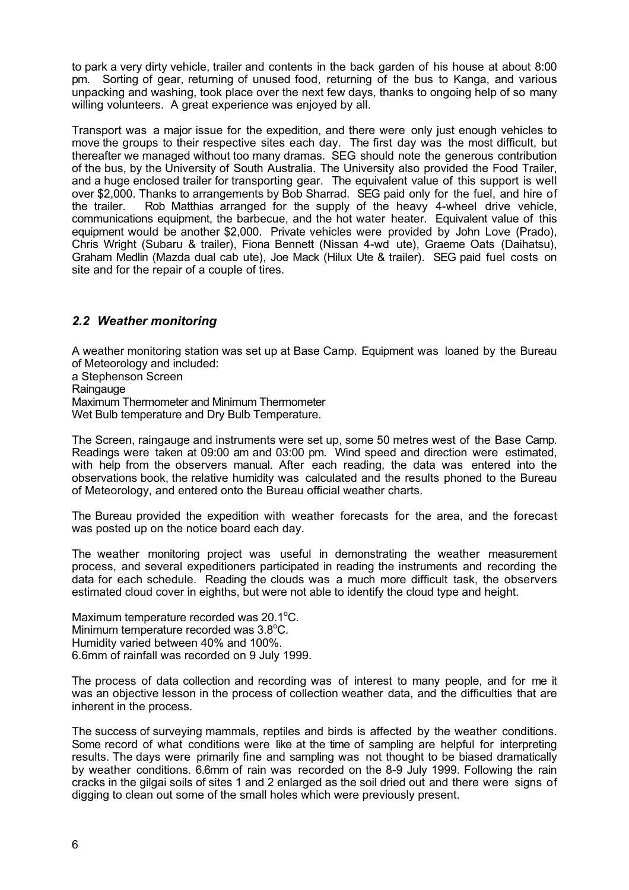to park a very dirty vehicle, trailer and contents in the back garden of his house at about 8:00 pm. Sorting of gear, returning of unused food, returning of the bus to Kanga, and various unpacking and washing, took place over the next few days, thanks to ongoing help of so many willing volunteers. A great experience was enjoyed by all.

Transport was a major issue for the expedition, and there were only just enough vehicles to move the groups to their respective sites each day. The first day was the most difficult, but thereafter we managed without too many dramas. SEG should note the generous contribution of the bus, by the University of South Australia. The University also provided the Food Trailer, and a huge enclosed trailer for transporting gear. The equivalent value of this support is well over $2,000. Thanks to arrangements by Bob Sharrad. SEG paid only for the fuel, and hire of the trailer. Rob Matthias arranged for the supply of the heavy 4-wheel drive vehicle, communications equipment, the barbecue, and the hot water heater. Equivalent value of this equipment would be another $2,000. Private vehicles were provided by John Love (Prado), Chris Wright (Subaru & trailer), Fiona Bennett (Nissan 4-wd ute), Graeme Oats (Daihatsu), Graham Medlin (Mazda dual cab ute), Joe Mack (Hilux Ute & trailer). SEG paid fuel costs on site and for the repair of a couple of tires.

## *2.2 Weather monitoring*

A weather monitoring station was set up at Base Camp. Equipment was loaned by the Bureau of Meteorology and included:
a Stephenson Screen
Raingauge
Maximum Thermometer and Minimum Thermometer
Wet Bulb temperature and Dry Bulb Temperature.

The Screen, raingauge and instruments were set up, some 50 metres west of the Base Camp. Readings were taken at 09:00 am and 03:00 pm. Wind speed and direction were estimated, with help from the observers manual. After each reading, the data was entered into the observations book, the relative humidity was calculated and the results phoned to the Bureau of Meteorology, and entered onto the Bureau official weather charts.

The Bureau provided the expedition with weather forecasts for the area, and the forecast was posted up on the notice board each day.

The weather monitoring project was useful in demonstrating the weather measurement process, and several expeditioners participated in reading the instruments and recording the data for each schedule. Reading the clouds was a much more difficult task, the observers estimated cloud cover in eighths, but were not able to identify the cloud type and height.

Maximum temperature recorded was 20.1°C.
Minimum temperature recorded was 3.8°C.
Humidity varied between 40% and 100%.
6.6mm of rainfall was recorded on 9 July 1999.

The process of data collection and recording was of interest to many people, and for me it was an objective lesson in the process of collection weather data, and the difficulties that are inherent in the process.

The success of surveying mammals, reptiles and birds is affected by the weather conditions. Some record of what conditions were like at the time of sampling are helpful for interpreting results. The days were primarily fine and sampling was not thought to be biased dramatically by weather conditions. 6.6mm of rain was recorded on the 8-9 July 1999. Following the rain cracks in the gilgai soils of sites 1 and 2 enlarged as the soil dried out and there were signs of digging to clean out some of the small holes which were previously present.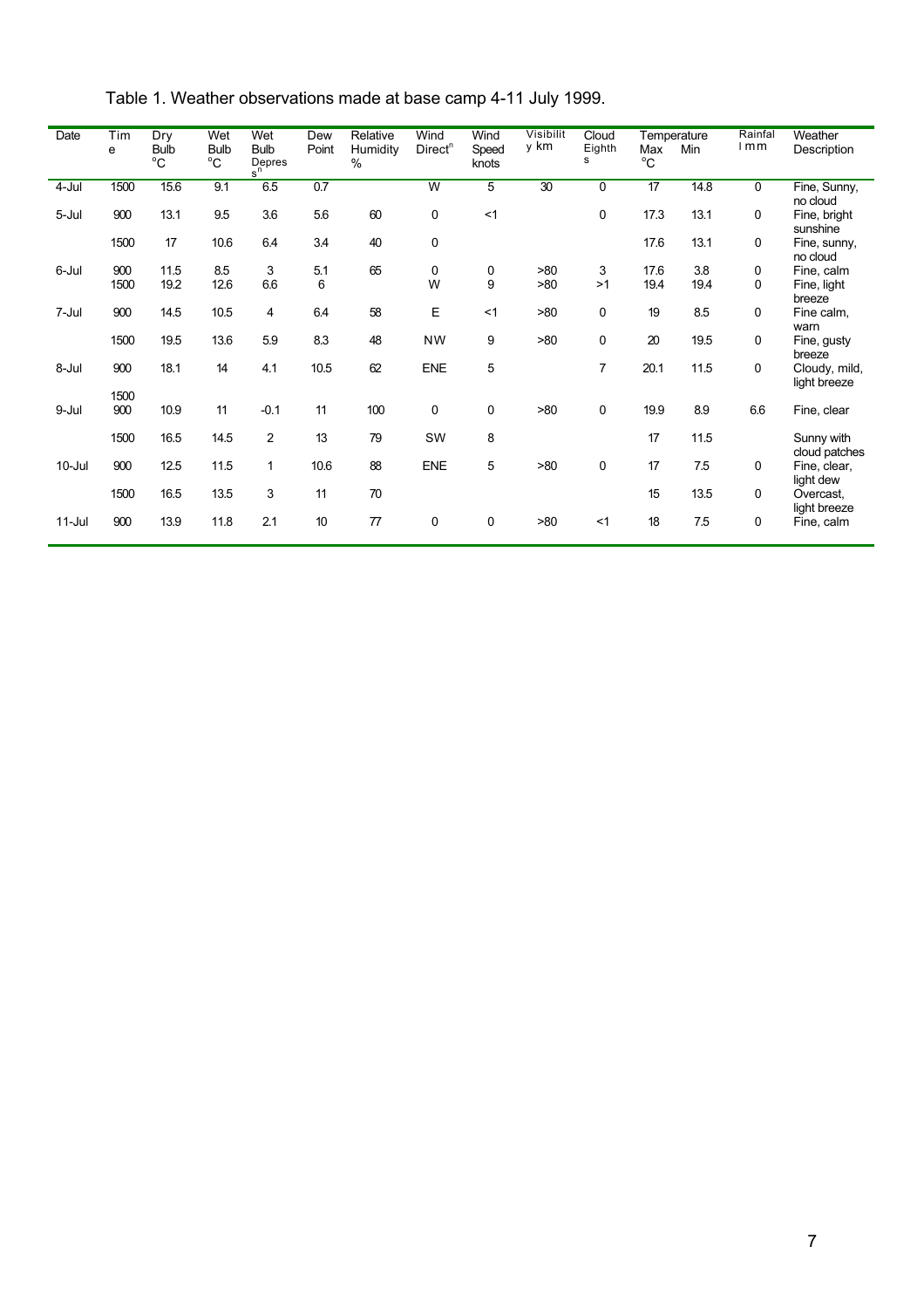Table 1. Weather observations made at base camp 4-11 July 1999.

| Date | Time | Dry Bulb °C | Wet Bulb °C | Wet Bulb Depres $s^n$ | Dew Point | Relative Humidity % | Wind $Direct^n$ | Wind Speed knots | Visibility km | Cloud Eighths | Temperature Max °C | Min | Rainfall mm | Weather Description |
|---|---|---|---|---|---|---|---|---|---|---|---|---|---|---|
| 4-Jul | 1500 | 15.6 | 9.1 | 6.5 | 0.7 | | W | 5 | 30 | 0 | 17 | 14.8 | 0 | Fine, Sunny, no cloud |
| 5-Jul | 900 | 13.1 | 9.5 | 3.6 | 5.6 | 60 | 0 | <1 | | 0 | 17.3 | 13.1 | 0 | Fine, bright sunshine |
| | 1500 | 17 | 10.6 | 6.4 | 3.4 | 40 | 0 | | | | 17.6 | 13.1 | 0 | Fine, sunny, no cloud |
| 6-Jul | 900 | 11.5 | 8.5 | 3 | 5.1 | 65 | 0 | 0 | >80 | 3 | 17.6 | 3.8 | 0 | Fine, calm |
| | 1500 | 19.2 | 12.6 | 6.6 | 6 | | W | 9 | >80 | >1 | 19.4 | 19.4 | 0 | Fine, light breeze |
| 7-Jul | 900 | 14.5 | 10.5 | 4 | 6.4 | 58 | E | <1 | >80 | 0 | 19 | 8.5 | 0 | Fine calm, warn |
| | 1500 | 19.5 | 13.6 | 5.9 | 8.3 | 48 | NW | 9 | >80 | 0 | 20 | 19.5 | 0 | Fine, gusty breeze |
| 8-Jul | 900 | 18.1 | 14 | 4.1 | 10.5 | 62 | ENE | 5 | | 7 | 20.1 | 11.5 | 0 | Cloudy, mild, light breeze |
| | 1500 | | | | | | | | | | | | | |
| 9-Jul | 900 | 10.9 | 11 | -0.1 | 11 | 100 | 0 | 0 | >80 | 0 | 19.9 | 8.9 | 6.6 | Fine, clear |
| | 1500 | 16.5 | 14.5 | 2 | 13 | 79 | SW | 8 | | | 17 | 11.5 | | Sunny with cloud patches |
| 10-Jul | 900 | 12.5 | 11.5 | 1 | 10.6 | 88 | ENE | 5 | >80 | 0 | 17 | 7.5 | 0 | Fine, clear, light dew |
| | 1500 | 16.5 | 13.5 | 3 | 11 | 70 | | | | | 15 | 13.5 | 0 | Overcast, light breeze |
| 11-Jul | 900 | 13.9 | 11.8 | 2.1 | 10 | 77 | 0 | 0 | >80 | <1 | 18 | 7.5 | 0 | Fine, calm |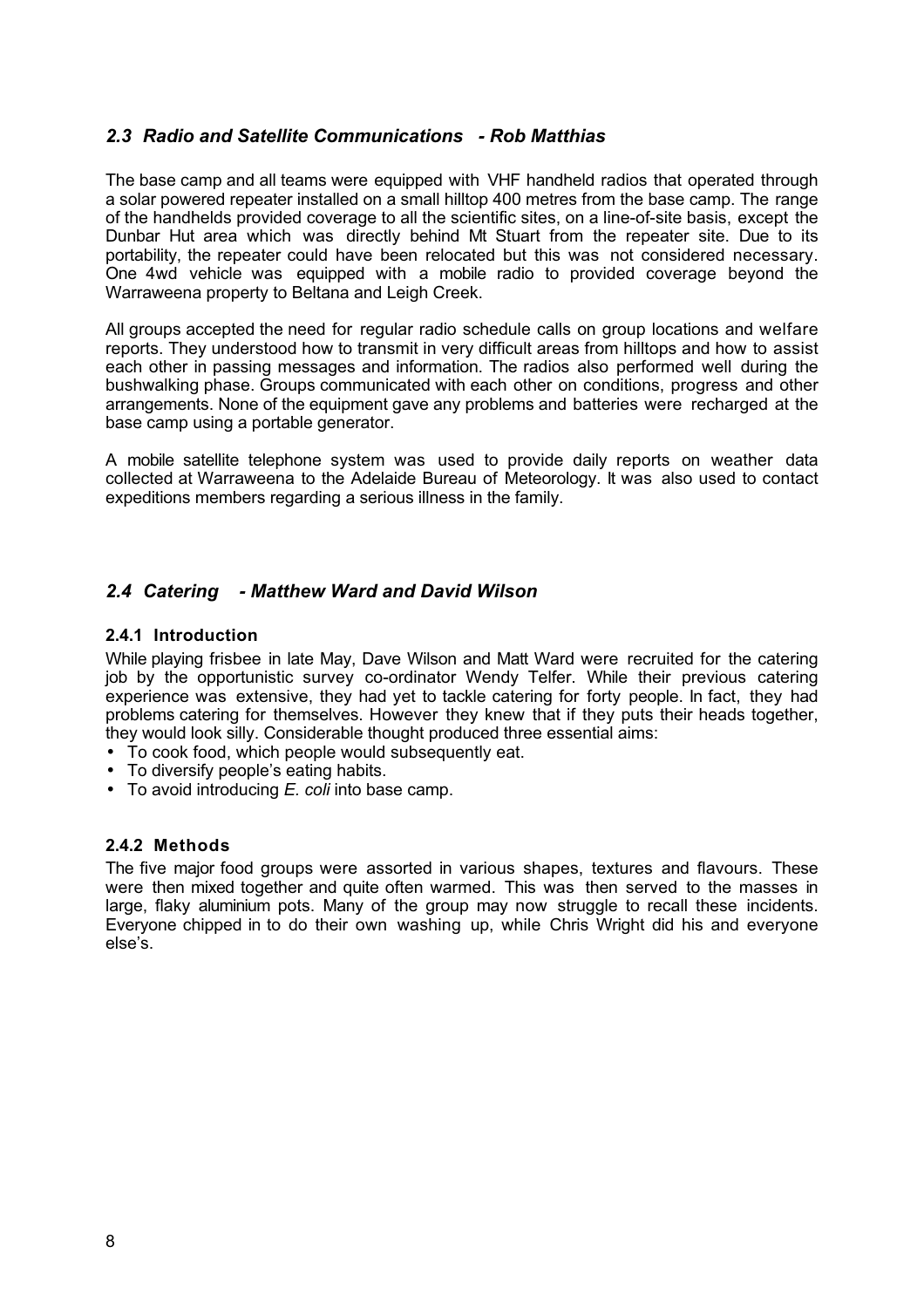## *2.3 Radio and Satellite Communications - Rob Matthias*

The base camp and all teams were equipped with VHF handheld radios that operated through a solar powered repeater installed on a small hilltop 400 metres from the base camp. The range of the handhelds provided coverage to all the scientific sites, on a line-of-site basis, except the Dunbar Hut area which was directly behind Mt Stuart from the repeater site. Due to its portability, the repeater could have been relocated but this was not considered necessary. One 4wd vehicle was equipped with a mobile radio to provided coverage beyond the Warraweena property to Beltana and Leigh Creek.

All groups accepted the need for regular radio schedule calls on group locations and welfare reports. They understood how to transmit in very difficult areas from hilltops and how to assist each other in passing messages and information. The radios also performed well during the bushwalking phase. Groups communicated with each other on conditions, progress and other arrangements. None of the equipment gave any problems and batteries were recharged at the base camp using a portable generator.

A mobile satellite telephone system was used to provide daily reports on weather data collected at Warraweena to the Adelaide Bureau of Meteorology. It was also used to contact expeditions members regarding a serious illness in the family.

## *2.4 Catering - Matthew Ward and David Wilson*

### 2.4.1 Introduction

While playing frisbee in late May, Dave Wilson and Matt Ward were recruited for the catering job by the opportunistic survey co-ordinator Wendy Telfer. While their previous catering experience was extensive, they had yet to tackle catering for forty people. In fact, they had problems catering for themselves. However they knew that if they puts their heads together, they would look silly. Considerable thought produced three essential aims:

- To cook food, which people would subsequently eat.
- To diversify people's eating habits.
- To avoid introducing *E. coli* into base camp.

### 2.4.2 Methods

The five major food groups were assorted in various shapes, textures and flavours. These were then mixed together and quite often warmed. This was then served to the masses in large, flaky aluminium pots. Many of the group may now struggle to recall these incidents. Everyone chipped in to do their own washing up, while Chris Wright did his and everyone else's.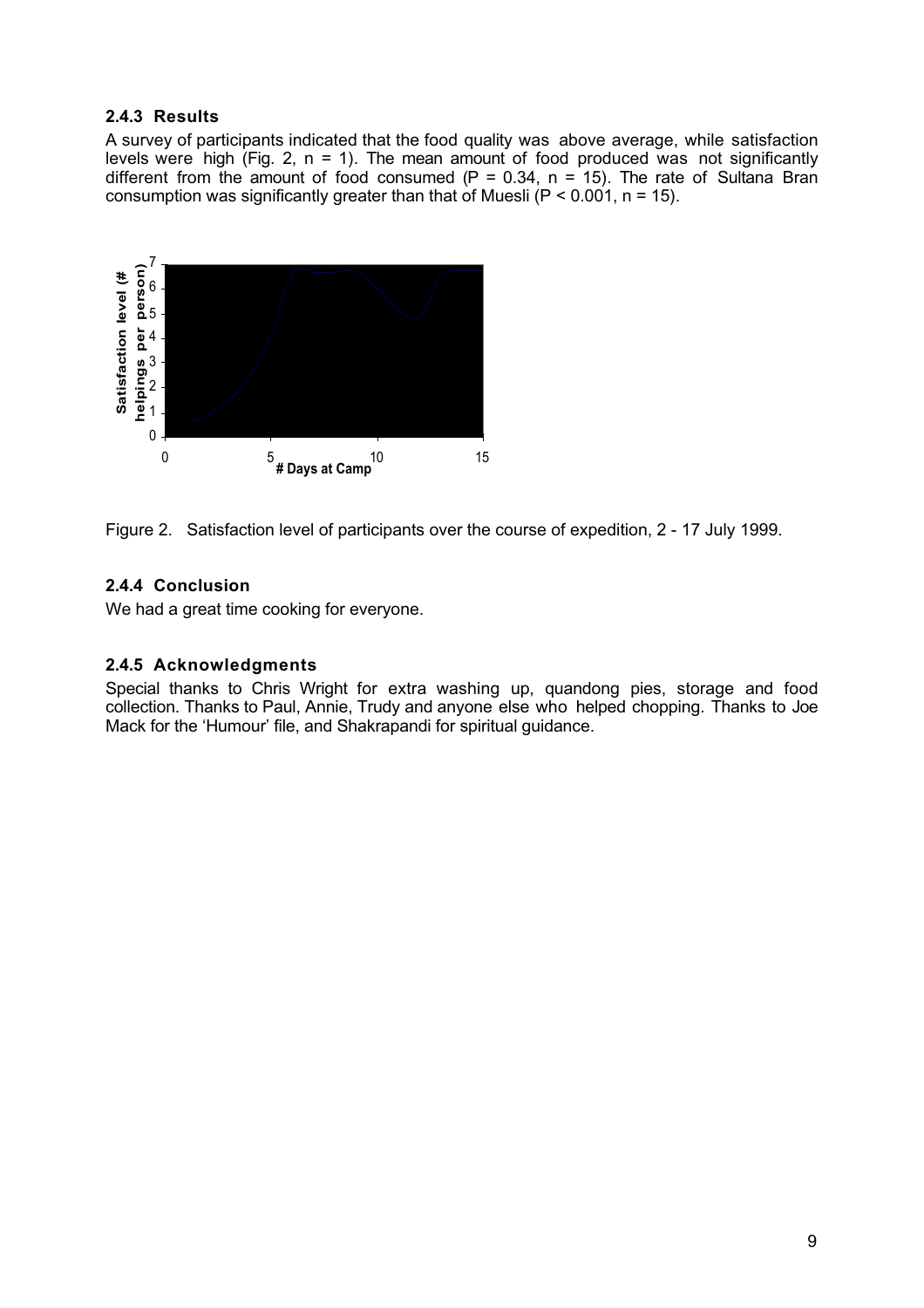### 2.4.3 Results

A survey of participants indicated that the food quality was above average, while satisfaction levels were high (Fig. 2, $n = 1$). The mean amount of food produced was not significantly different from the amount of food consumed ($P = 0.34$, $n = 15$). The rate of Sultana Bran consumption was significantly greater than that of Muesli ($P < 0.001$, $n = 15$).

Figure 2. Satisfaction level of participants over the course of expedition, 2 - 17 July 1999.

### 2.4.4 Conclusion

We had a great time cooking for everyone.

### 2.4.5 Acknowledgments

Special thanks to Chris Wright for extra washing up, quandong pies, storage and food collection. Thanks to Paul, Annie, Trudy and anyone else who helped chopping. Thanks to Joe Mack for the 'Humour' file, and Shakrapandi for spiritual guidance.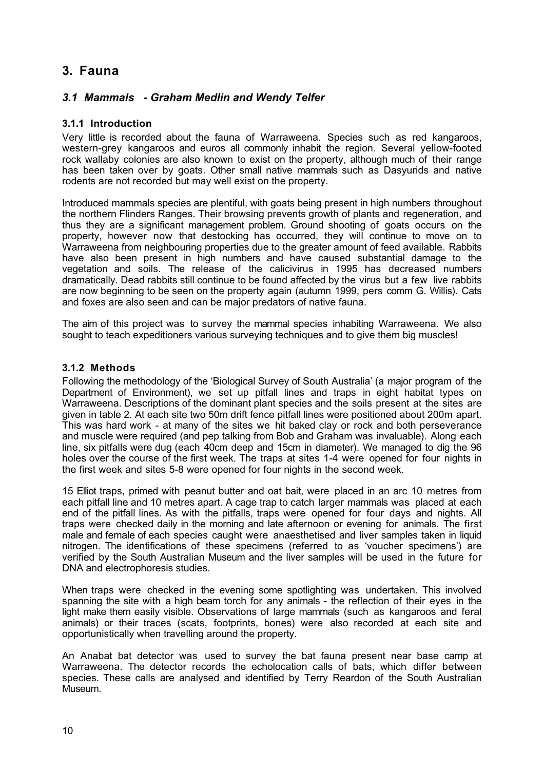# 3. Fauna

## *3.1 Mammals - Graham Medlin and Wendy Telfer*

### 3.1.1 Introduction

Very little is recorded about the fauna of Warraweena. Species such as red kangaroos, western-grey kangaroos and euros all commonly inhabit the region. Several yellow-footed rock wallaby colonies are also known to exist on the property, although much of their range has been taken over by goats. Other small native mammals such as Dasyurids and native rodents are not recorded but may well exist on the property.

Introduced mammals species are plentiful, with goats being present in high numbers throughout the northern Flinders Ranges. Their browsing prevents growth of plants and regeneration, and thus they are a significant management problem. Ground shooting of goats occurs on the property, however now that destocking has occurred, they will continue to move on to Warraweena from neighbouring properties due to the greater amount of feed available. Rabbits have also been present in high numbers and have caused substantial damage to the vegetation and soils. The release of the calicivirus in 1995 has decreased numbers dramatically. Dead rabbits still continue to be found affected by the virus but a few live rabbits are now beginning to be seen on the property again (autumn 1999, pers comm G. Willis). Cats and foxes are also seen and can be major predators of native fauna.

The aim of this project was to survey the mammal species inhabiting Warraweena. We also sought to teach expeditioners various surveying techniques and to give them big muscles!

### 3.1.2 Methods

Following the methodology of the 'Biological Survey of South Australia' (a major program of the Department of Environment), we set up pitfall lines and traps in eight habitat types on Warraweena. Descriptions of the dominant plant species and the soils present at the sites are given in table 2. At each site two 50m drift fence pitfall lines were positioned about 200m apart. This was hard work - at many of the sites we hit baked clay or rock and both perseverance and muscle were required (and pep talking from Bob and Graham was invaluable). Along each line, six pitfalls were dug (each 40cm deep and 15cm in diameter). We managed to dig the 96 holes over the course of the first week. The traps at sites 1-4 were opened for four nights in the first week and sites 5-8 were opened for four nights in the second week.

15 Elliot traps, primed with peanut butter and oat bait, were placed in an arc 10 metres from each pitfall line and 10 metres apart. A cage trap to catch larger mammals was placed at each end of the pitfall lines. As with the pitfalls, traps were opened for four days and nights. All traps were checked daily in the morning and late afternoon or evening for animals. The first male and female of each species caught were anaesthetised and liver samples taken in liquid nitrogen. The identifications of these specimens (referred to as 'voucher specimens') are verified by the South Australian Museum and the liver samples will be used in the future for DNA and electrophoresis studies.

When traps were checked in the evening some spotlighting was undertaken. This involved spanning the site with a high beam torch for any animals - the reflection of their eyes in the light make them easily visible. Observations of large mammals (such as kangaroos and feral animals) or their traces (scats, footprints, bones) were also recorded at each site and opportunistically when travelling around the property.

An Anabat bat detector was used to survey the bat fauna present near base camp at Warraweena. The detector records the echolocation calls of bats, which differ between species. These calls are analysed and identified by Terry Reardon of the South Australian Museum.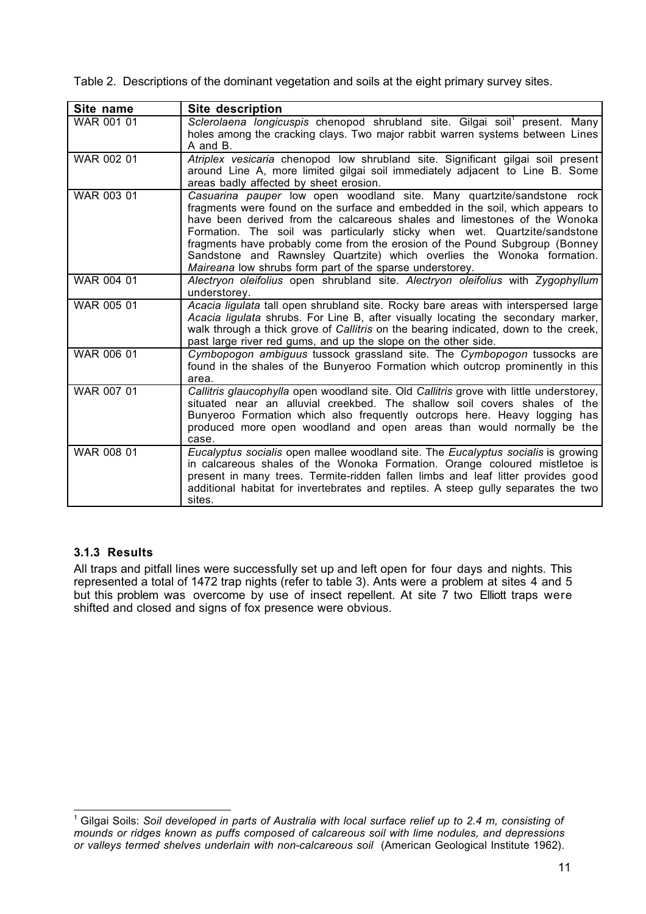Table 2. Descriptions of the dominant vegetation and soils at the eight primary survey sites.

| Site name | Site description |
|---|---|
| WAR 001 01 | *Sclerolaena longicuspis* chenopod shrubland site. Gilgai soil[1] present. Many holes among the cracking clays. Two major rabbit warren systems between Lines A and B. |
| WAR 002 01 | *Atriplex vesicaria* chenopod low shrubland site. Significant gilgai soil present around Line A, more limited gilgai soil immediately adjacent to Line B. Some areas badly affected by sheet erosion. |
| WAR 003 01 | *Casuarina pauper* low open woodland site. Many quartzite/sandstone rock fragments were found on the surface and embedded in the soil, which appears to have been derived from the calcareous shales and limestones of the Wonoka Formation. The soil was particularly sticky when wet. Quartzite/sandstone fragments have probably come from the erosion of the Pound Subgroup (Bonney Sandstone and Rawnsley Quartzite) which overlies the Wonoka formation. *Maireana* low shrubs form part of the sparse understorey. |
| WAR 004 01 | *Alectryon oleifolius* open shrubland site. *Alectryon oleifolius* with *Zygophyllum* understorey. |
| WAR 005 01 | *Acacia ligulata* tall open shrubland site. Rocky bare areas with interspersed large *Acacia ligulata* shrubs. For Line B, after visually locating the secondary marker, walk through a thick grove of *Callitris* on the bearing indicated, down to the creek, past large river red gums, and up the slope on the other side. |
| WAR 006 01 | *Cymbopogon ambiguus* tussock grassland site. The *Cymbopogon* tussocks are found in the shales of the Bunyeroo Formation which outcrop prominently in this area. |
| WAR 007 01 | *Callitris glaucophylla* open woodland site. Old *Callitris* grove with little understorey, situated near an alluvial creekbed. The shallow soil covers shales of the Bunyeroo Formation which also frequently outcrops here. Heavy logging has produced more open woodland and open areas than would normally be the case. |
| WAR 008 01 | *Eucalyptus socialis* open mallee woodland site. The *Eucalyptus socialis* is growing in calcareous shales of the Wonoka Formation. Orange coloured mistletoe is present in many trees. Termite-ridden fallen limbs and leaf litter provides good additional habitat for invertebrates and reptiles. A steep gully separates the two sites. |

### 3.1.3 Results

All traps and pitfall lines were successfully set up and left open for four days and nights. This represented a total of 1472 trap nights (refer to table 3). Ants were a problem at sites 4 and 5 but this problem was overcome by use of insect repellent. At site 7 two Elliott traps were shifted and closed and signs of fox presence were obvious.

---

[1] Gilgai Soils: *Soil developed in parts of Australia with local surface relief up to 2.4 m, consisting of mounds or ridges known as puffs composed of calcareous soil with lime nodules, and depressions or valleys termed shelves underlain with non-calcareous soil* (American Geological Institute 1962).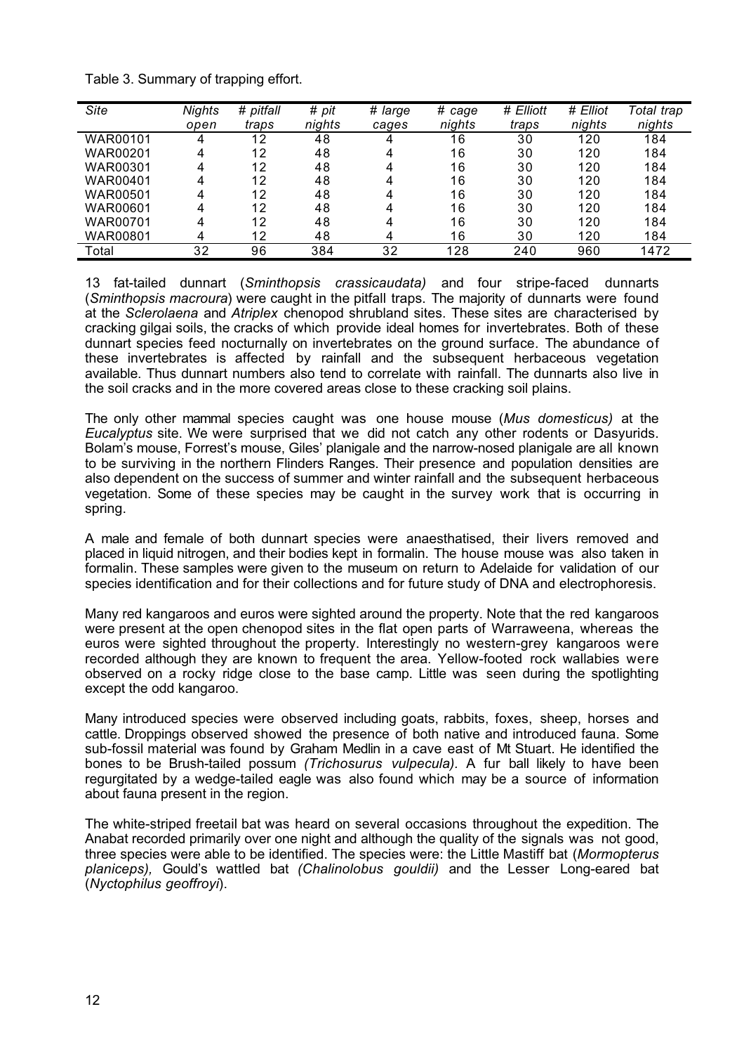Table 3. Summary of trapping effort.

| *Site* | *Nights open* | *# pitfall traps* | *# pit nights* | *# large cages* | *# cage nights* | *# Elliott traps* | *# Elliot nights* | *Total trap nights* |
|---|---|---|---|---|---|---|---|---|
| WAR00101 | 4 | 12 | 48 | 4 | 16 | 30 | 120 | 184 |
| WAR00201 | 4 | 12 | 48 | 4 | 16 | 30 | 120 | 184 |
| WAR00301 | 4 | 12 | 48 | 4 | 16 | 30 | 120 | 184 |
| WAR00401 | 4 | 12 | 48 | 4 | 16 | 30 | 120 | 184 |
| WAR00501 | 4 | 12 | 48 | 4 | 16 | 30 | 120 | 184 |
| WAR00601 | 4 | 12 | 48 | 4 | 16 | 30 | 120 | 184 |
| WAR00701 | 4 | 12 | 48 | 4 | 16 | 30 | 120 | 184 |
| WAR00801 | 4 | 12 | 48 | 4 | 16 | 30 | 120 | 184 |
| Total | 32 | 96 | 384 | 32 | 128 | 240 | 960 | 1472 |

13 fat-tailed dunnart (*Sminthopsis crassicaudata)* and four stripe-faced dunnarts (*Sminthopsis macroura*) were caught in the pitfall traps. The majority of dunnarts were found at the *Sclerolaena* and *Atriplex* chenopod shrubland sites. These sites are characterised by cracking gilgai soils, the cracks of which provide ideal homes for invertebrates. Both of these dunnart species feed nocturnally on invertebrates on the ground surface. The abundance of these invertebrates is affected by rainfall and the subsequent herbaceous vegetation available. Thus dunnart numbers also tend to correlate with rainfall. The dunnarts also live in the soil cracks and in the more covered areas close to these cracking soil plains.

The only other mammal species caught was one house mouse (*Mus domesticus)* at the *Eucalyptus* site. We were surprised that we did not catch any other rodents or Dasyurids. Bolam's mouse, Forrest's mouse, Giles' planigale and the narrow-nosed planigale are all known to be surviving in the northern Flinders Ranges. Their presence and population densities are also dependent on the success of summer and winter rainfall and the subsequent herbaceous vegetation. Some of these species may be caught in the survey work that is occurring in spring.

A male and female of both dunnart species were anaesthatised, their livers removed and placed in liquid nitrogen, and their bodies kept in formalin. The house mouse was also taken in formalin. These samples were given to the museum on return to Adelaide for validation of our species identification and for their collections and for future study of DNA and electrophoresis.

Many red kangaroos and euros were sighted around the property. Note that the red kangaroos were present at the open chenopod sites in the flat open parts of Warraweena, whereas the euros were sighted throughout the property. Interestingly no western-grey kangaroos were recorded although they are known to frequent the area. Yellow-footed rock wallabies were observed on a rocky ridge close to the base camp. Little was seen during the spotlighting except the odd kangaroo.

Many introduced species were observed including goats, rabbits, foxes, sheep, horses and cattle. Droppings observed showed the presence of both native and introduced fauna. Some sub-fossil material was found by Graham Medlin in a cave east of Mt Stuart. He identified the bones to be Brush-tailed possum *(Trichosurus vulpecula).* A fur ball likely to have been regurgitated by a wedge-tailed eagle was also found which may be a source of information about fauna present in the region.

The white-striped freetail bat was heard on several occasions throughout the expedition. The Anabat recorded primarily over one night and although the quality of the signals was not good, three species were able to be identified. The species were: the Little Mastiff bat (*Mormopterus planiceps),* Gould's wattled bat *(Chalinolobus gouldii)* and the Lesser Long-eared bat (*Nyctophilus geoffroyi*).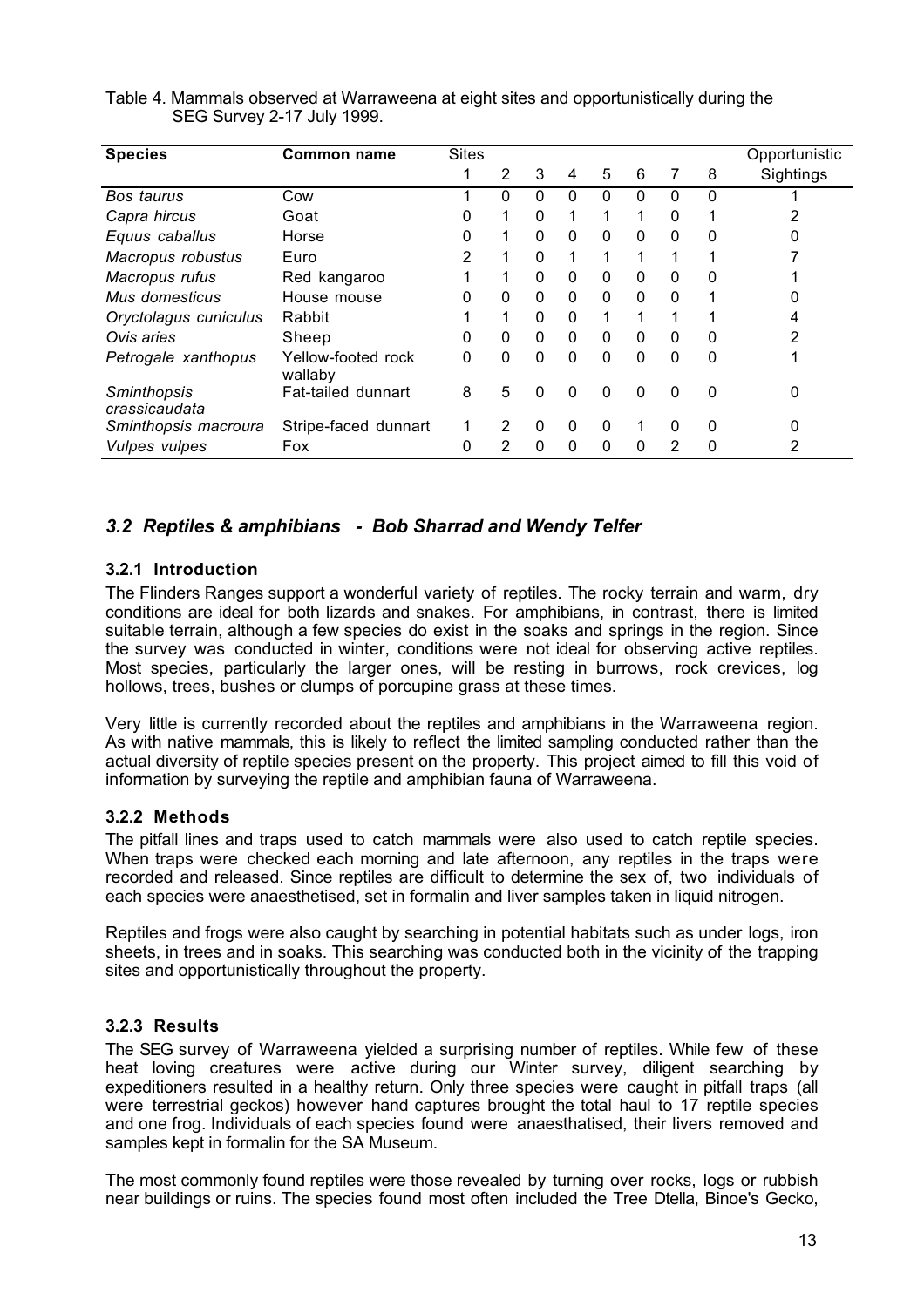Table 4. Mammals observed at Warraweena at eight sites and opportunistically during the SEG Survey 2-17 July 1999.

| Species | Common name | Sites | | | | | | | | Opportunistic |
|---|---|---|---|---|---|---|---|---|---|---|
| | | 1 | 2 | 3 | 4 | 5 | 6 | 7 | 8 | Sightings |
| *Bos taurus* | Cow | 1 | 0 | 0 | 0 | 0 | 0 | 0 | 0 | 1 |
| *Capra hircus* | Goat | 0 | 1 | 0 | 1 | 1 | 1 | 0 | 1 | 2 |
| *Equus caballus* | Horse | 0 | 1 | 0 | 0 | 0 | 0 | 0 | 0 | 0 |
| *Macropus robustus* | Euro | 2 | 1 | 0 | 1 | 1 | 1 | 1 | 1 | 7 |
| *Macropus rufus* | Red kangaroo | 1 | 1 | 0 | 0 | 0 | 0 | 0 | 0 | 1 |
| *Mus domesticus* | House mouse | 0 | 0 | 0 | 0 | 0 | 0 | 0 | 1 | 0 |
| *Oryctolagus cuniculus* | Rabbit | 1 | 1 | 0 | 0 | 1 | 1 | 1 | 1 | 4 |
| *Ovis aries* | Sheep | 0 | 0 | 0 | 0 | 0 | 0 | 0 | 0 | 2 |
| *Petrogale xanthopus* | Yellow-footed rock wallaby | 0 | 0 | 0 | 0 | 0 | 0 | 0 | 0 | 1 |
| *Sminthopsis crassicaudata* | Fat-tailed dunnart | 8 | 5 | 0 | 0 | 0 | 0 | 0 | 0 | 0 |
| *Sminthopsis macroura* | Stripe-faced dunnart | 1 | 2 | 0 | 0 | 0 | 1 | 0 | 0 | 0 |
| *Vulpes vulpes* | Fox | 0 | 2 | 0 | 0 | 0 | 0 | 2 | 0 | 2 |

## *3.2 Reptiles & amphibians - Bob Sharrad and Wendy Telfer*

### 3.2.1 Introduction

The Flinders Ranges support a wonderful variety of reptiles. The rocky terrain and warm, dry conditions are ideal for both lizards and snakes. For amphibians, in contrast, there is limited suitable terrain, although a few species do exist in the soaks and springs in the region. Since the survey was conducted in winter, conditions were not ideal for observing active reptiles. Most species, particularly the larger ones, will be resting in burrows, rock crevices, log hollows, trees, bushes or clumps of porcupine grass at these times.

Very little is currently recorded about the reptiles and amphibians in the Warraweena region. As with native mammals, this is likely to reflect the limited sampling conducted rather than the actual diversity of reptile species present on the property. This project aimed to fill this void of information by surveying the reptile and amphibian fauna of Warraweena.

### 3.2.2 Methods

The pitfall lines and traps used to catch mammals were also used to catch reptile species. When traps were checked each morning and late afternoon, any reptiles in the traps were recorded and released. Since reptiles are difficult to determine the sex of, two individuals of each species were anaesthetised, set in formalin and liver samples taken in liquid nitrogen.

Reptiles and frogs were also caught by searching in potential habitats such as under logs, iron sheets, in trees and in soaks. This searching was conducted both in the vicinity of the trapping sites and opportunistically throughout the property.

### 3.2.3 Results

The SEG survey of Warraweena yielded a surprising number of reptiles. While few of these heat loving creatures were active during our Winter survey, diligent searching by expeditioners resulted in a healthy return. Only three species were caught in pitfall traps (all were terrestrial geckos) however hand captures brought the total haul to 17 reptile species and one frog. Individuals of each species found were anaesthatised, their livers removed and samples kept in formalin for the SA Museum.

The most commonly found reptiles were those revealed by turning over rocks, logs or rubbish near buildings or ruins. The species found most often included the Tree Dtella, Binoe's Gecko,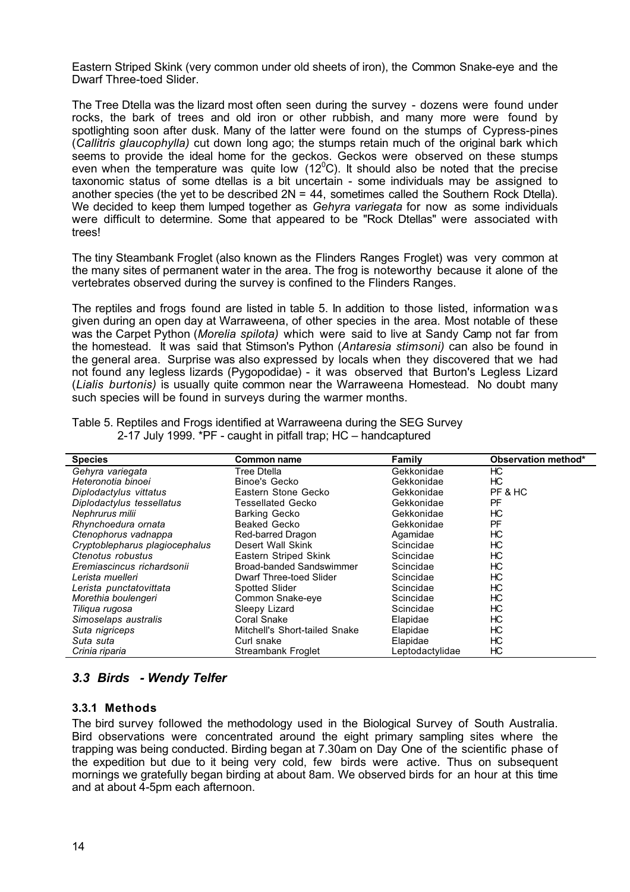Eastern Striped Skink (very common under old sheets of iron), the Common Snake-eye and the Dwarf Three-toed Slider.

The Tree Dtella was the lizard most often seen during the survey - dozens were found under rocks, the bark of trees and old iron or other rubbish, and many more were found by spotlighting soon after dusk. Many of the latter were found on the stumps of Cypress-pines (*Callitris glaucophylla)* cut down long ago; the stumps retain much of the original bark which seems to provide the ideal home for the geckos. Geckos were observed on these stumps even when the temperature was quite low (12$^0$C). It should also be noted that the precise taxonomic status of some dtellas is a bit uncertain - some individuals may be assigned to another species (the yet to be described 2N = 44, sometimes called the Southern Rock Dtella). We decided to keep them lumped together as *Gehyra variegata* for now as some individuals were difficult to determine. Some that appeared to be "Rock Dtellas" were associated with trees!

The tiny Steambank Froglet (also known as the Flinders Ranges Froglet) was very common at the many sites of permanent water in the area. The frog is noteworthy because it alone of the vertebrates observed during the survey is confined to the Flinders Ranges.

The reptiles and frogs found are listed in table 5. In addition to those listed, information was given during an open day at Warraweena, of other species in the area. Most notable of these was the Carpet Python (*Morelia spilota)* which were said to live at Sandy Camp not far from the homestead. It was said that Stimson's Python (*Antaresia stimsoni)* can also be found in the general area. Surprise was also expressed by locals when they discovered that we had not found any legless lizards (Pygopodidae) - it was observed that Burton's Legless Lizard (*Lialis burtonis)* is usually quite common near the Warraweena Homestead. No doubt many such species will be found in surveys during the warmer months.

Table 5. Reptiles and Frogs identified at Warraweena during the SEG Survey 2-17 July 1999. *PF - caught in pitfall trap; HC – handcaptured

| Species | Common name | Family | Observation method* |
|---|---|---|---|
| *Gehyra variegata* | Tree Dtella | Gekkonidae | HC |
| *Heteronotia binoei* | Binoe's Gecko | Gekkonidae | HC |
| *Diplodactylus vittatus* | Eastern Stone Gecko | Gekkonidae | PF & HC |
| *Diplodactylus tessellatus* | Tessellated Gecko | Gekkonidae | PF |
| *Nephrurus milii* | Barking Gecko | Gekkonidae | HC |
| *Rhynchoedura ornata* | Beaked Gecko | Gekkonidae | PF |
| *Ctenophorus vadnappa* | Red-barred Dragon | Agamidae | HC |
| *Cryptoblepharus plagiocephalus* | Desert Wall Skink | Scincidae | HC |
| *Ctenotus robustus* | Eastern Striped Skink | Scincidae | HC |
| *Eremiascincus richardsonii* | Broad-banded Sandswimmer | Scincidae | HC |
| *Lerista muelleri* | Dwarf Three-toed Slider | Scincidae | HC |
| *Lerista punctatovittata* | Spotted Slider | Scincidae | HC |
| *Morethia boulengeri* | Common Snake-eye | Scincidae | HC |
| *Tiliqua rugosa* | Sleepy Lizard | Scincidae | HC |
| *Simoselaps australis* | Coral Snake | Elapidae | HC |
| *Suta nigriceps* | Mitchell's Short-tailed Snake | Elapidae | HC |
| *Suta suta* | Curl snake | Elapidae | HC |
| *Crinia riparia* | Streambank Froglet | Leptodactylidae | HC |

### *3.3 Birds - Wendy Telfer*

#### 3.3.1 Methods

The bird survey followed the methodology used in the Biological Survey of South Australia. Bird observations were concentrated around the eight primary sampling sites where the trapping was being conducted. Birding began at 7.30am on Day One of the scientific phase of the expedition but due to it being very cold, few birds were active. Thus on subsequent mornings we gratefully began birding at about 8am. We observed birds for an hour at this time and at about 4-5pm each afternoon.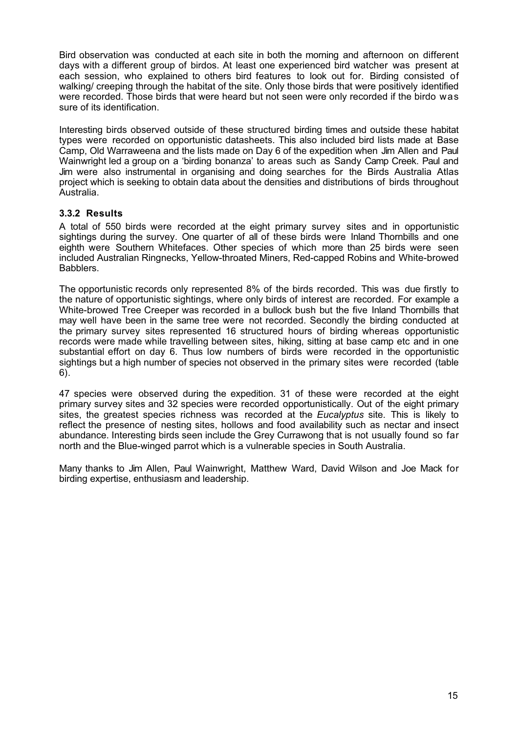Bird observation was conducted at each site in both the morning and afternoon on different days with a different group of birdos. At least one experienced bird watcher was present at each session, who explained to others bird features to look out for. Birding consisted of walking/ creeping through the habitat of the site. Only those birds that were positively identified were recorded. Those birds that were heard but not seen were only recorded if the birdo was sure of its identification.

Interesting birds observed outside of these structured birding times and outside these habitat types were recorded on opportunistic datasheets. This also included bird lists made at Base Camp, Old Warraweena and the lists made on Day 6 of the expedition when Jim Allen and Paul Wainwright led a group on a 'birding bonanza' to areas such as Sandy Camp Creek. Paul and Jim were also instrumental in organising and doing searches for the Birds Australia Atlas project which is seeking to obtain data about the densities and distributions of birds throughout Australia.

### 3.3.2 Results

A total of 550 birds were recorded at the eight primary survey sites and in opportunistic sightings during the survey. One quarter of all of these birds were Inland Thornbills and one eighth were Southern Whitefaces. Other species of which more than 25 birds were seen included Australian Ringnecks, Yellow-throated Miners, Red-capped Robins and White-browed Babblers.

The opportunistic records only represented 8% of the birds recorded. This was due firstly to the nature of opportunistic sightings, where only birds of interest are recorded. For example a White-browed Tree Creeper was recorded in a bullock bush but the five Inland Thornbills that may well have been in the same tree were not recorded. Secondly the birding conducted at the primary survey sites represented 16 structured hours of birding whereas opportunistic records were made while travelling between sites, hiking, sitting at base camp etc and in one substantial effort on day 6. Thus low numbers of birds were recorded in the opportunistic sightings but a high number of species not observed in the primary sites were recorded (table 6).

47 species were observed during the expedition. 31 of these were recorded at the eight primary survey sites and 32 species were recorded opportunistically. Out of the eight primary sites, the greatest species richness was recorded at the *Eucalyptus* site. This is likely to reflect the presence of nesting sites, hollows and food availability such as nectar and insect abundance. Interesting birds seen include the Grey Currawong that is not usually found so far north and the Blue-winged parrot which is a vulnerable species in South Australia.

Many thanks to Jim Allen, Paul Wainwright, Matthew Ward, David Wilson and Joe Mack for birding expertise, enthusiasm and leadership.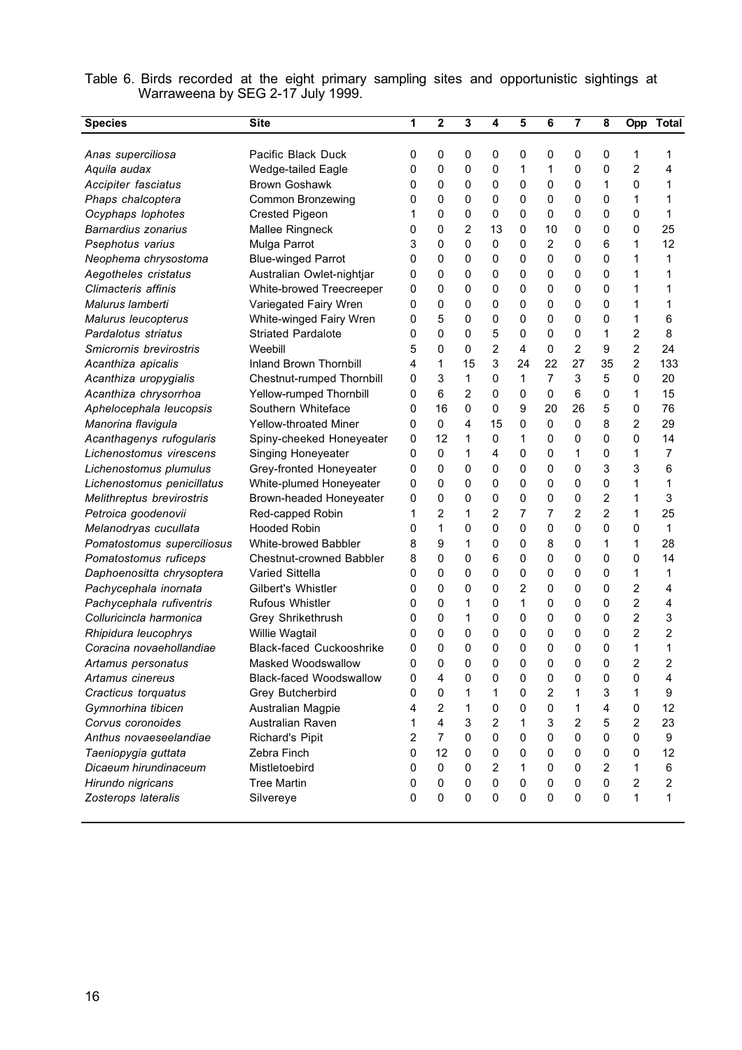Table 6. Birds recorded at the eight primary sampling sites and opportunistic sightings at Warraweena by SEG 2-17 July 1999.

| Species | Site | 1 | 2 | 3 | 4 | 5 | 6 | 7 | 8 | Opp | Total |
|---|---|---|---|---|---|---|---|---|---|---|---|
| *Anas superciliosa* | Pacific Black Duck | 0 | 0 | 0 | 0 | 0 | 0 | 0 | 0 | 1 | 1 |
| *Aquila audax* | Wedge-tailed Eagle | 0 | 0 | 0 | 0 | 1 | 1 | 0 | 0 | 2 | 4 |
| *Accipiter fasciatus* | Brown Goshawk | 0 | 0 | 0 | 0 | 0 | 0 | 0 | 1 | 0 | 1 |
| *Phaps chalcoptera* | Common Bronzewing | 0 | 0 | 0 | 0 | 0 | 0 | 0 | 0 | 1 | 1 |
| *Ocyphaps lophotes* | Crested Pigeon | 1 | 0 | 0 | 0 | 0 | 0 | 0 | 0 | 0 | 1 |
| *Barnardius zonarius* | Mallee Ringneck | 0 | 0 | 2 | 13 | 0 | 10 | 0 | 0 | 0 | 25 |
| *Psephotus varius* | Mulga Parrot | 3 | 0 | 0 | 0 | 0 | 2 | 0 | 6 | 1 | 12 |
| *Neophema chrysostoma* | Blue-winged Parrot | 0 | 0 | 0 | 0 | 0 | 0 | 0 | 0 | 1 | 1 |
| *Aegotheles cristatus* | Australian Owlet-nightjar | 0 | 0 | 0 | 0 | 0 | 0 | 0 | 0 | 1 | 1 |
| *Climacteris affinis* | White-browed Treecreeper | 0 | 0 | 0 | 0 | 0 | 0 | 0 | 0 | 1 | 1 |
| *Malurus lamberti* | Variegated Fairy Wren | 0 | 0 | 0 | 0 | 0 | 0 | 0 | 0 | 1 | 1 |
| *Malurus leucopterus* | White-winged Fairy Wren | 0 | 5 | 0 | 0 | 0 | 0 | 0 | 0 | 1 | 6 |
| *Pardalotus striatus* | Striated Pardalote | 0 | 0 | 0 | 5 | 0 | 0 | 0 | 1 | 2 | 8 |
| *Smicrornis brevirostris* | Weebill | 5 | 0 | 0 | 2 | 4 | 0 | 2 | 9 | 2 | 24 |
| *Acanthiza apicalis* | Inland Brown Thornbill | 4 | 1 | 15 | 3 | 24 | 22 | 27 | 35 | 2 | 133 |
| *Acanthiza uropygialis* | Chestnut-rumped Thornbill | 0 | 3 | 1 | 0 | 1 | 7 | 3 | 5 | 0 | 20 |
| *Acanthiza chrysorrhoa* | Yellow-rumped Thornbill | 0 | 6 | 2 | 0 | 0 | 0 | 6 | 0 | 1 | 15 |
| *Aphelocephala leucopsis* | Southern Whiteface | 0 | 16 | 0 | 0 | 9 | 20 | 26 | 5 | 0 | 76 |
| *Manorina flavigula* | Yellow-throated Miner | 0 | 0 | 4 | 15 | 0 | 0 | 0 | 8 | 2 | 29 |
| *Acanthagenys rufogularis* | Spiny-cheeked Honeyeater | 0 | 12 | 1 | 0 | 1 | 0 | 0 | 0 | 0 | 14 |
| *Lichenostomus virescens* | Singing Honeyeater | 0 | 0 | 1 | 4 | 0 | 0 | 1 | 0 | 1 | 7 |
| *Lichenostomus plumulus* | Grey-fronted Honeyeater | 0 | 0 | 0 | 0 | 0 | 0 | 0 | 3 | 3 | 6 |
| *Lichenostomus penicillatus* | White-plumed Honeyeater | 0 | 0 | 0 | 0 | 0 | 0 | 0 | 0 | 1 | 1 |
| *Melithreptus brevirostris* | Brown-headed Honeyeater | 0 | 0 | 0 | 0 | 0 | 0 | 0 | 2 | 1 | 3 |
| *Petroica goodenovii* | Red-capped Robin | 1 | 2 | 1 | 2 | 7 | 7 | 2 | 2 | 1 | 25 |
| *Melanodryas cucullata* | Hooded Robin | 0 | 1 | 0 | 0 | 0 | 0 | 0 | 0 | 0 | 1 |
| *Pomatostomus superciliosus* | White-browed Babbler | 8 | 9 | 1 | 0 | 0 | 8 | 0 | 1 | 1 | 28 |
| *Pomatostomus ruficeps* | Chestnut-crowned Babbler | 8 | 0 | 0 | 6 | 0 | 0 | 0 | 0 | 0 | 14 |
| *Daphoenositta chrysoptera* | Varied Sittella | 0 | 0 | 0 | 0 | 0 | 0 | 0 | 0 | 1 | 1 |
| *Pachycephala inornata* | Gilbert's Whistler | 0 | 0 | 0 | 0 | 2 | 0 | 0 | 0 | 2 | 4 |
| *Pachycephala rufiventris* | Rufous Whistler | 0 | 0 | 1 | 0 | 1 | 0 | 0 | 0 | 2 | 4 |
| *Colluricincla harmonica* | Grey Shrikethrush | 0 | 0 | 1 | 0 | 0 | 0 | 0 | 0 | 2 | 3 |
| *Rhipidura leucophrys* | Willie Wagtail | 0 | 0 | 0 | 0 | 0 | 0 | 0 | 0 | 2 | 2 |
| *Coracina novaehollandiae* | Black-faced Cuckooshrike | 0 | 0 | 0 | 0 | 0 | 0 | 0 | 0 | 1 | 1 |
| *Artamus personatus* | Masked Woodswallow | 0 | 0 | 0 | 0 | 0 | 0 | 0 | 0 | 2 | 2 |
| *Artamus cinereus* | Black-faced Woodswallow | 0 | 4 | 0 | 0 | 0 | 0 | 0 | 0 | 0 | 4 |
| *Cracticus torquatus* | Grey Butcherbird | 0 | 0 | 1 | 1 | 0 | 2 | 1 | 3 | 1 | 9 |
| *Gymnorhina tibicen* | Australian Magpie | 4 | 2 | 1 | 0 | 0 | 0 | 1 | 4 | 0 | 12 |
| *Corvus coronoides* | Australian Raven | 1 | 4 | 3 | 2 | 1 | 3 | 2 | 5 | 2 | 23 |
| *Anthus novaeseelandiae* | Richard's Pipit | 2 | 7 | 0 | 0 | 0 | 0 | 0 | 0 | 0 | 9 |
| *Taeniopygia guttata* | Zebra Finch | 0 | 12 | 0 | 0 | 0 | 0 | 0 | 0 | 0 | 12 |
| *Dicaeum hirundinaceum* | Mistletoebird | 0 | 0 | 0 | 2 | 1 | 0 | 0 | 2 | 1 | 6 |
| *Hirundo nigricans* | Tree Martin | 0 | 0 | 0 | 0 | 0 | 0 | 0 | 0 | 2 | 2 |
| *Zosterops lateralis* | Silvereye | 0 | 0 | 0 | 0 | 0 | 0 | 0 | 0 | 1 | 1 |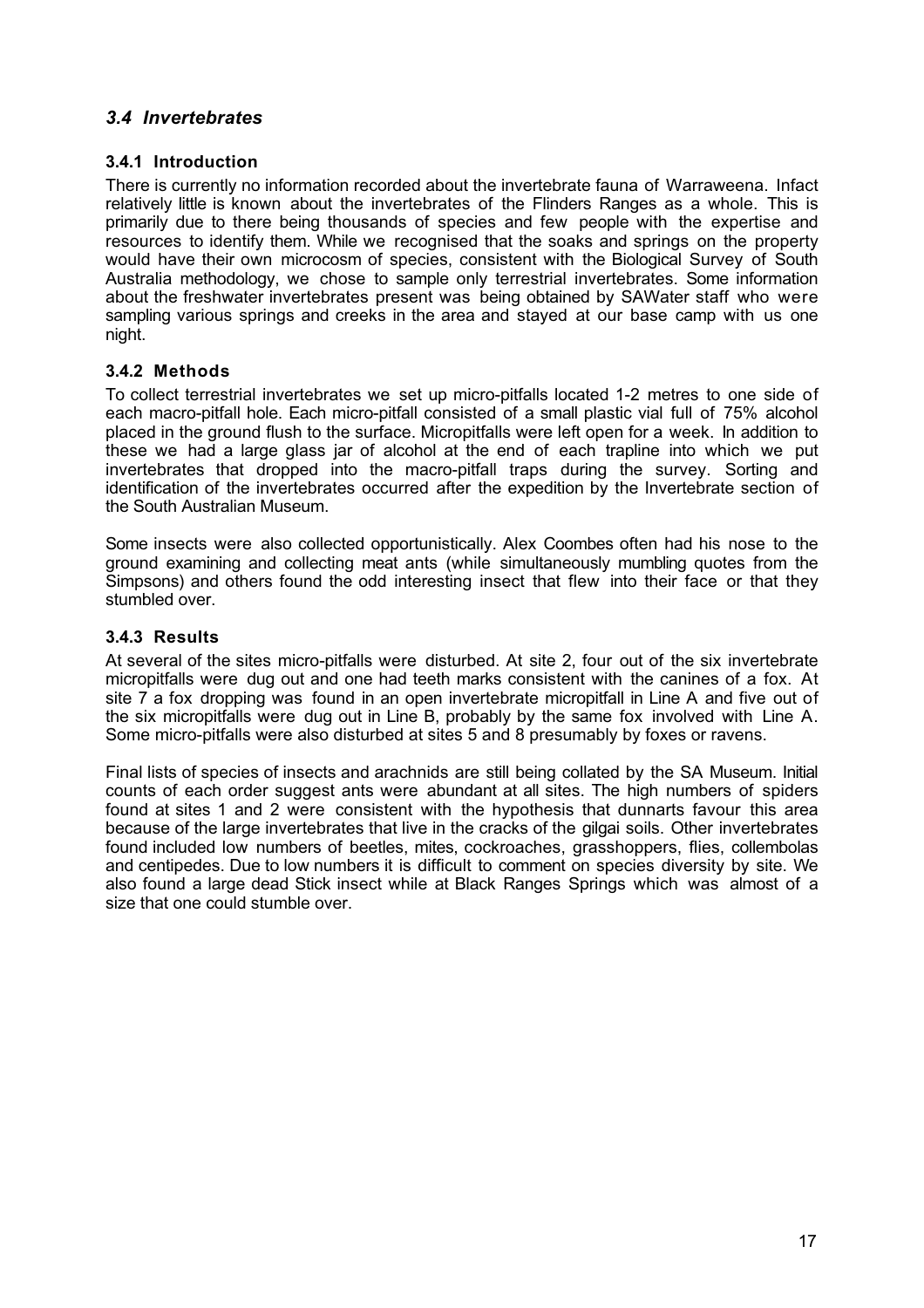## *3.4 Invertebrates*

### 3.4.1 Introduction

There is currently no information recorded about the invertebrate fauna of Warraweena. Infact relatively little is known about the invertebrates of the Flinders Ranges as a whole. This is primarily due to there being thousands of species and few people with the expertise and resources to identify them. While we recognised that the soaks and springs on the property would have their own microcosm of species, consistent with the Biological Survey of South Australia methodology, we chose to sample only terrestrial invertebrates. Some information about the freshwater invertebrates present was being obtained by SAWater staff who were sampling various springs and creeks in the area and stayed at our base camp with us one night.

### 3.4.2 Methods

To collect terrestrial invertebrates we set up micro-pitfalls located 1-2 metres to one side of each macro-pitfall hole. Each micro-pitfall consisted of a small plastic vial full of 75% alcohol placed in the ground flush to the surface. Micropitfalls were left open for a week. In addition to these we had a large glass jar of alcohol at the end of each trapline into which we put invertebrates that dropped into the macro-pitfall traps during the survey. Sorting and identification of the invertebrates occurred after the expedition by the Invertebrate section of the South Australian Museum.

Some insects were also collected opportunistically. Alex Coombes often had his nose to the ground examining and collecting meat ants (while simultaneously mumbling quotes from the Simpsons) and others found the odd interesting insect that flew into their face or that they stumbled over.

### 3.4.3 Results

At several of the sites micro-pitfalls were disturbed. At site 2, four out of the six invertebrate micropitfalls were dug out and one had teeth marks consistent with the canines of a fox. At site 7 a fox dropping was found in an open invertebrate micropitfall in Line A and five out of the six micropitfalls were dug out in Line B, probably by the same fox involved with Line A. Some micro-pitfalls were also disturbed at sites 5 and 8 presumably by foxes or ravens.

Final lists of species of insects and arachnids are still being collated by the SA Museum. Initial counts of each order suggest ants were abundant at all sites. The high numbers of spiders found at sites 1 and 2 were consistent with the hypothesis that dunnarts favour this area because of the large invertebrates that live in the cracks of the gilgai soils. Other invertebrates found included low numbers of beetles, mites, cockroaches, grasshoppers, flies, collembolas and centipedes. Due to low numbers it is difficult to comment on species diversity by site. We also found a large dead Stick insect while at Black Ranges Springs which was almost of a size that one could stumble over.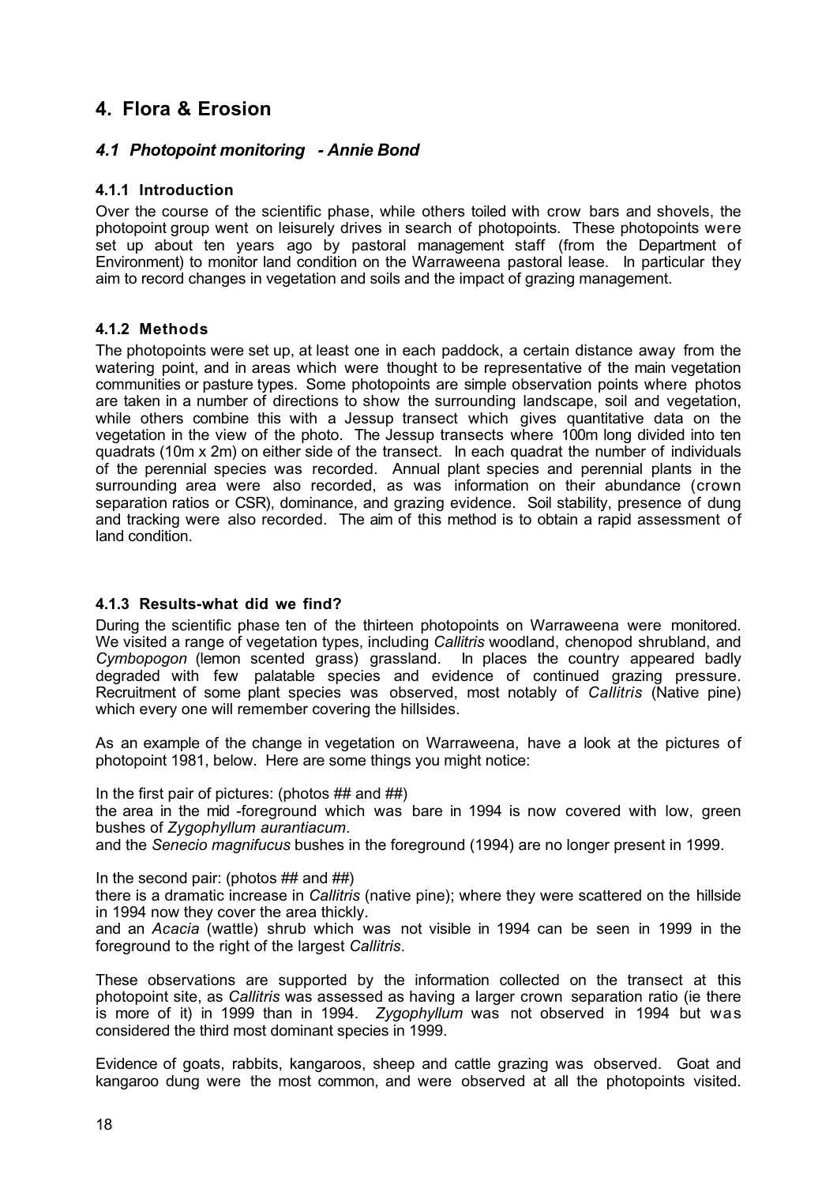# 4. Flora & Erosion

## *4.1 Photopoint monitoring - Annie Bond*

### 4.1.1 Introduction

Over the course of the scientific phase, while others toiled with crow bars and shovels, the photopoint group went on leisurely drives in search of photopoints. These photopoints were set up about ten years ago by pastoral management staff (from the Department of Environment) to monitor land condition on the Warraweena pastoral lease. In particular they aim to record changes in vegetation and soils and the impact of grazing management.

### 4.1.2 Methods

The photopoints were set up, at least one in each paddock, a certain distance away from the watering point, and in areas which were thought to be representative of the main vegetation communities or pasture types. Some photopoints are simple observation points where photos are taken in a number of directions to show the surrounding landscape, soil and vegetation, while others combine this with a Jessup transect which gives quantitative data on the vegetation in the view of the photo. The Jessup transects where 100m long divided into ten quadrats (10m x 2m) on either side of the transect. In each quadrat the number of individuals of the perennial species was recorded. Annual plant species and perennial plants in the surrounding area were also recorded, as was information on their abundance (crown separation ratios or CSR), dominance, and grazing evidence. Soil stability, presence of dung and tracking were also recorded. The aim of this method is to obtain a rapid assessment of land condition.

### 4.1.3 Results-what did we find?

During the scientific phase ten of the thirteen photopoints on Warraweena were monitored. We visited a range of vegetation types, including *Callitris* woodland, chenopod shrubland, and *Cymbopogon* (lemon scented grass) grassland. In places the country appeared badly degraded with few palatable species and evidence of continued grazing pressure. Recruitment of some plant species was observed, most notably of *Callitris* (Native pine) which every one will remember covering the hillsides.

As an example of the change in vegetation on Warraweena, have a look at the pictures of photopoint 1981, below. Here are some things you might notice:

In the first pair of pictures: (photos ## and ##)
the area in the mid -foreground which was bare in 1994 is now covered with low, green bushes of *Zygophyllum aurantiacum*.
and the *Senecio magnifucus* bushes in the foreground (1994) are no longer present in 1999.

In the second pair: (photos ## and ##)
there is a dramatic increase in *Callitris* (native pine); where they were scattered on the hillside in 1994 now they cover the area thickly.
and an *Acacia* (wattle) shrub which was not visible in 1994 can be seen in 1999 in the foreground to the right of the largest *Callitris*.

These observations are supported by the information collected on the transect at this photopoint site, as *Callitris* was assessed as having a larger crown separation ratio (ie there is more of it) in 1999 than in 1994. *Zygophyllum* was not observed in 1994 but was considered the third most dominant species in 1999.

Evidence of goats, rabbits, kangaroos, sheep and cattle grazing was observed. Goat and kangaroo dung were the most common, and were observed at all the photopoints visited.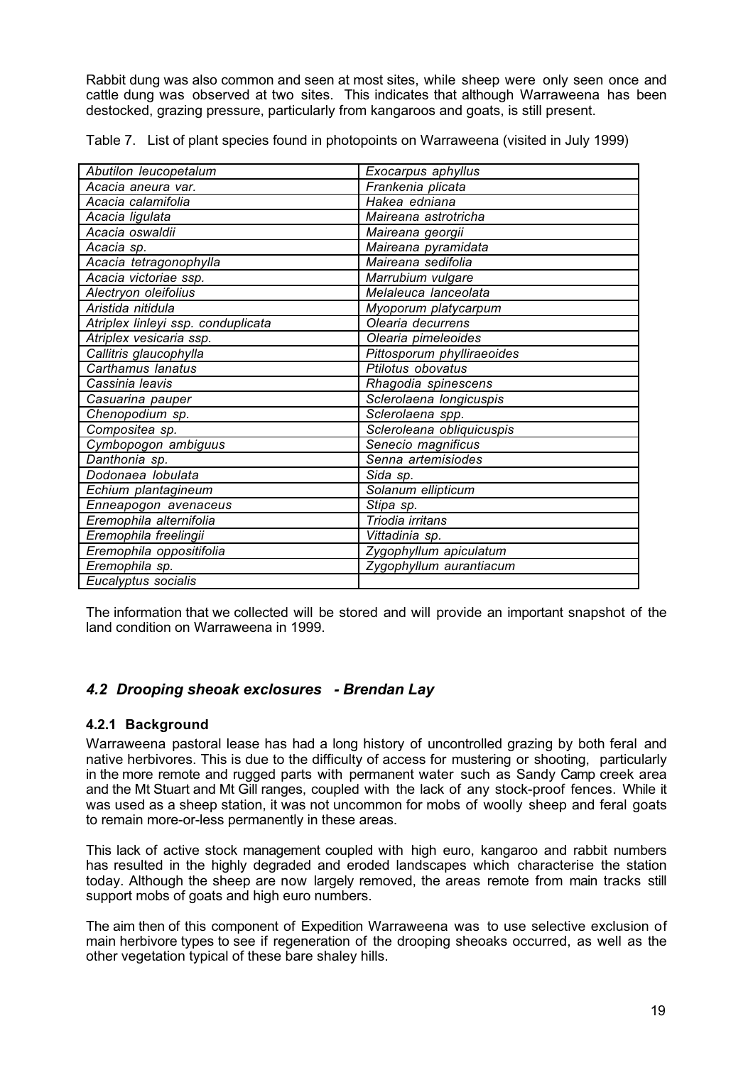Rabbit dung was also common and seen at most sites, while sheep were only seen once and cattle dung was observed at two sites. This indicates that although Warraweena has been destocked, grazing pressure, particularly from kangaroos and goats, is still present.

Table 7. List of plant species found in photopoints on Warraweena (visited in July 1999)

| | |
|---|---|
| *Abutilon leucopetalum* | *Exocarpus aphyllus* |
| *Acacia aneura var.* | *Frankenia plicata* |
| *Acacia calamifolia* | *Hakea edniana* |
| *Acacia ligulata* | *Maireana astrotricha* |
| *Acacia oswaldii* | *Maireana georgii* |
| *Acacia sp.* | *Maireana pyramidata* |
| *Acacia tetragonophylla* | *Maireana sedifolia* |
| *Acacia victoriae ssp.* | *Marrubium vulgare* |
| *Alectryon oleifolius* | *Melaleuca lanceolata* |
| *Aristida nitidula* | *Myoporum platycarpum* |
| *Atriplex linleyi ssp. conduplicata* | *Olearia decurrens* |
| *Atriplex vesicaria ssp.* | *Olearia pimeleoides* |
| *Callitris glaucophylla* | *Pittosporum phylliraeoides* |
| *Carthamus lanatus* | *Ptilotus obovatus* |
| *Cassinia leavis* | *Rhagodia spinescens* |
| *Casuarina pauper* | *Sclerolaena longicuspis* |
| *Chenopodium sp.* | *Sclerolaena spp.* |
| *Compositea sp.* | *Scleroleana obliquicuspis* |
| *Cymbopogon ambiguus* | *Senecio magnificus* |
| *Danthonia sp.* | *Senna artemisiodes* |
| *Dodonaea lobulata* | *Sida sp.* |
| *Echium plantagineum* | *Solanum ellipticum* |
| *Enneapogon avenaceus* | *Stipa sp.* |
| *Eremophila alternifolia* | *Triodia irritans* |
| *Eremophila freelingii* | *Vittadinia sp.* |
| *Eremophila oppositifolia* | *Zygophyllum apiculatum* |
| *Eremophila sp.* | *Zygophyllum aurantiacum* |
| *Eucalyptus socialis* | |

The information that we collected will be stored and will provide an important snapshot of the land condition on Warraweena in 1999.

## *4.2 Drooping sheoak exclosures - Brendan Lay*

### 4.2.1 Background

Warraweena pastoral lease has had a long history of uncontrolled grazing by both feral and native herbivores. This is due to the difficulty of access for mustering or shooting, particularly in the more remote and rugged parts with permanent water such as Sandy Camp creek area and the Mt Stuart and Mt Gill ranges, coupled with the lack of any stock-proof fences. While it was used as a sheep station, it was not uncommon for mobs of woolly sheep and feral goats to remain more-or-less permanently in these areas.

This lack of active stock management coupled with high euro, kangaroo and rabbit numbers has resulted in the highly degraded and eroded landscapes which characterise the station today. Although the sheep are now largely removed, the areas remote from main tracks still support mobs of goats and high euro numbers.

The aim then of this component of Expedition Warraweena was to use selective exclusion of main herbivore types to see if regeneration of the drooping sheoaks occurred, as well as the other vegetation typical of these bare shaley hills.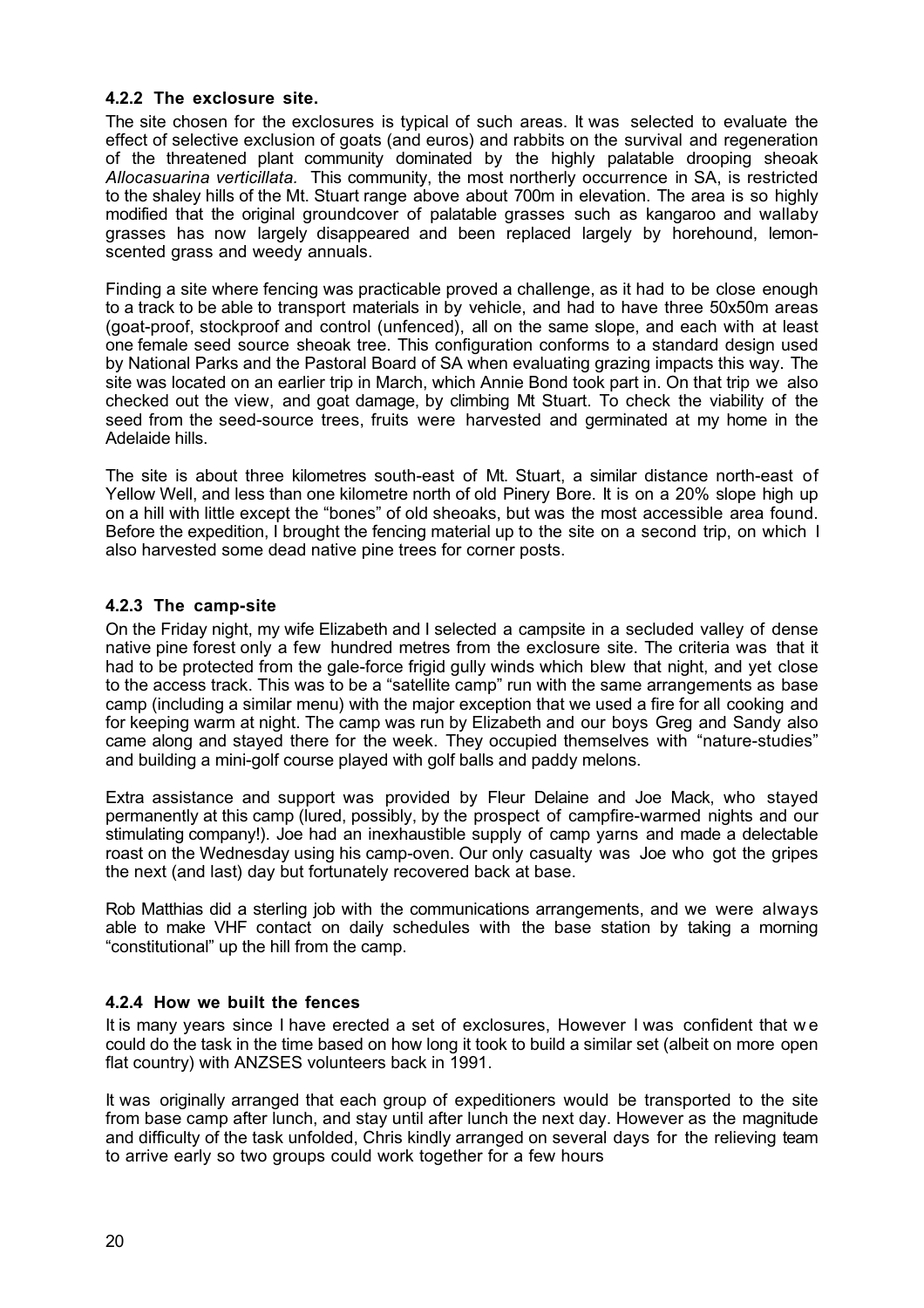### 4.2.2 The exclosure site.

The site chosen for the exclosures is typical of such areas. It was selected to evaluate the effect of selective exclusion of goats (and euros) and rabbits on the survival and regeneration of the threatened plant community dominated by the highly palatable drooping sheoak *Allocasuarina verticillata.* This community, the most northerly occurrence in SA, is restricted to the shaley hills of the Mt. Stuart range above about 700m in elevation. The area is so highly modified that the original groundcover of palatable grasses such as kangaroo and wallaby grasses has now largely disappeared and been replaced largely by horehound, lemon-scented grass and weedy annuals.

Finding a site where fencing was practicable proved a challenge, as it had to be close enough to a track to be able to transport materials in by vehicle, and had to have three 50x50m areas (goat-proof, stockproof and control (unfenced), all on the same slope, and each with at least one female seed source sheoak tree. This configuration conforms to a standard design used by National Parks and the Pastoral Board of SA when evaluating grazing impacts this way. The site was located on an earlier trip in March, which Annie Bond took part in. On that trip we also checked out the view, and goat damage, by climbing Mt Stuart. To check the viability of the seed from the seed-source trees, fruits were harvested and germinated at my home in the Adelaide hills.

The site is about three kilometres south-east of Mt. Stuart, a similar distance north-east of Yellow Well, and less than one kilometre north of old Pinery Bore. It is on a 20% slope high up on a hill with little except the "bones" of old sheoaks, but was the most accessible area found. Before the expedition, I brought the fencing material up to the site on a second trip, on which I also harvested some dead native pine trees for corner posts.

### 4.2.3 The camp-site

On the Friday night, my wife Elizabeth and I selected a campsite in a secluded valley of dense native pine forest only a few hundred metres from the exclosure site. The criteria was that it had to be protected from the gale-force frigid gully winds which blew that night, and yet close to the access track. This was to be a "satellite camp" run with the same arrangements as base camp (including a similar menu) with the major exception that we used a fire for all cooking and for keeping warm at night. The camp was run by Elizabeth and our boys Greg and Sandy also came along and stayed there for the week. They occupied themselves with "nature-studies" and building a mini-golf course played with golf balls and paddy melons.

Extra assistance and support was provided by Fleur Delaine and Joe Mack, who stayed permanently at this camp (lured, possibly, by the prospect of campfire-warmed nights and our stimulating company!). Joe had an inexhaustible supply of camp yarns and made a delectable roast on the Wednesday using his camp-oven. Our only casualty was Joe who got the gripes the next (and last) day but fortunately recovered back at base.

Rob Matthias did a sterling job with the communications arrangements, and we were always able to make VHF contact on daily schedules with the base station by taking a morning "constitutional" up the hill from the camp.

### 4.2.4 How we built the fences

It is many years since I have erected a set of exclosures, However I was confident that we could do the task in the time based on how long it took to build a similar set (albeit on more open flat country) with ANZSES volunteers back in 1991.

It was originally arranged that each group of expeditioners would be transported to the site from base camp after lunch, and stay until after lunch the next day. However as the magnitude and difficulty of the task unfolded, Chris kindly arranged on several days for the relieving team to arrive early so two groups could work together for a few hours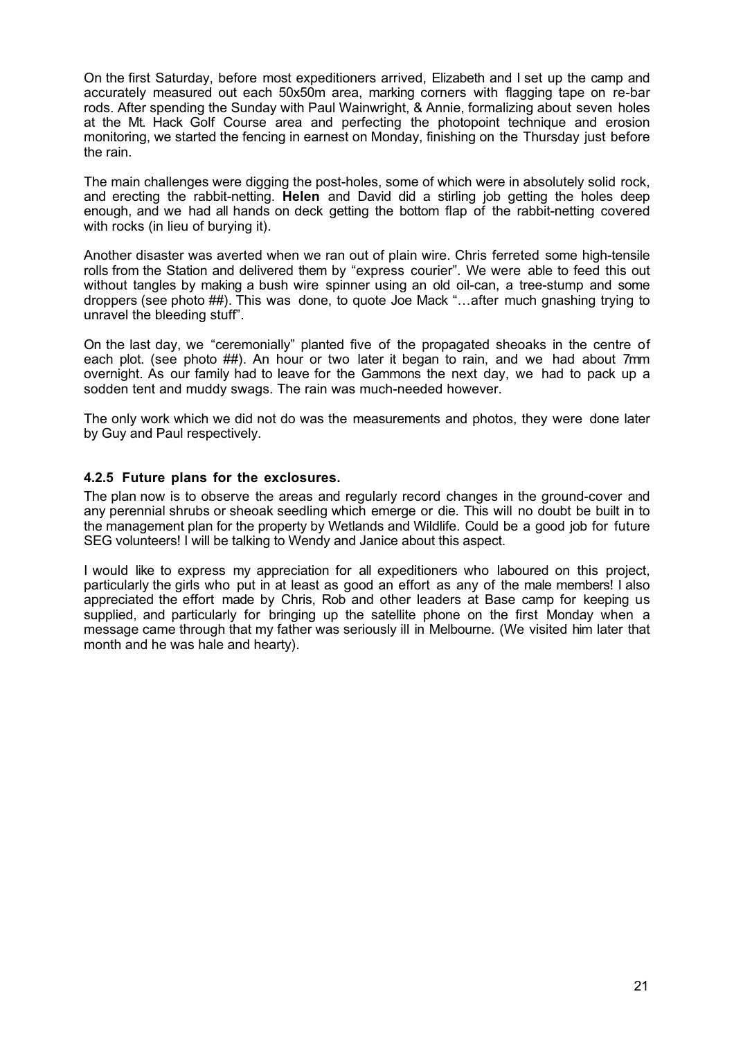On the first Saturday, before most expeditioners arrived, Elizabeth and I set up the camp and accurately measured out each 50x50m area, marking corners with flagging tape on re-bar rods. After spending the Sunday with Paul Wainwright, & Annie, formalizing about seven holes at the Mt. Hack Golf Course area and perfecting the photopoint technique and erosion monitoring, we started the fencing in earnest on Monday, finishing on the Thursday just before the rain.

The main challenges were digging the post-holes, some of which were in absolutely solid rock, and erecting the rabbit-netting. **Helen** and David did a stirling job getting the holes deep enough, and we had all hands on deck getting the bottom flap of the rabbit-netting covered with rocks (in lieu of burying it).

Another disaster was averted when we ran out of plain wire. Chris ferreted some high-tensile rolls from the Station and delivered them by “express courier”. We were able to feed this out without tangles by making a bush wire spinner using an old oil-can, a tree-stump and some droppers (see photo ##). This was done, to quote Joe Mack “…after much gnashing trying to unravel the bleeding stuff”.

On the last day, we “ceremonially” planted five of the propagated sheoaks in the centre of each plot. (see photo ##). An hour or two later it began to rain, and we had about 7mm overnight. As our family had to leave for the Gammons the next day, we had to pack up a sodden tent and muddy swags. The rain was much-needed however.

The only work which we did not do was the measurements and photos, they were done later by Guy and Paul respectively.

### 4.2.5 Future plans for the exclosures.

The plan now is to observe the areas and regularly record changes in the ground-cover and any perennial shrubs or sheoak seedling which emerge or die. This will no doubt be built in to the management plan for the property by Wetlands and Wildlife. Could be a good job for future SEG volunteers! I will be talking to Wendy and Janice about this aspect.

I would like to express my appreciation for all expeditioners who laboured on this project, particularly the girls who put in at least as good an effort as any of the male members! I also appreciated the effort made by Chris, Rob and other leaders at Base camp for keeping us supplied, and particularly for bringing up the satellite phone on the first Monday when a message came through that my father was seriously ill in Melbourne. (We visited him later that month and he was hale and hearty).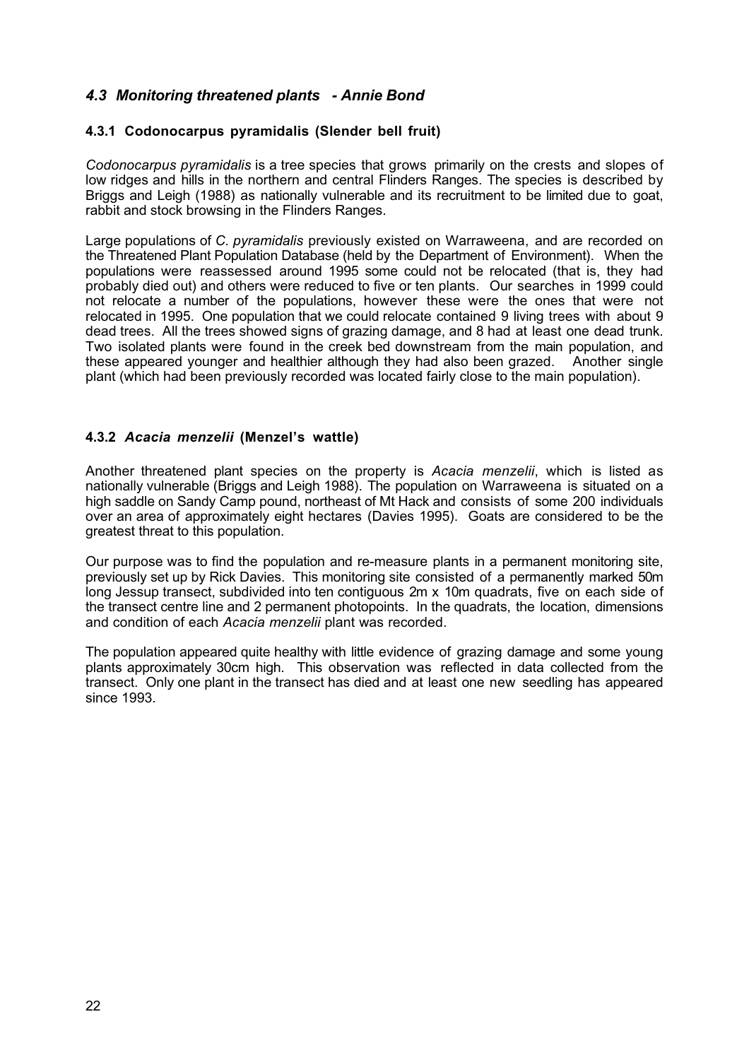## *4.3 Monitoring threatened plants - Annie Bond*

### 4.3.1 Codonocarpus pyramidalis (Slender bell fruit)

*Codonocarpus pyramidalis* is a tree species that grows primarily on the crests and slopes of low ridges and hills in the northern and central Flinders Ranges. The species is described by Briggs and Leigh (1988) as nationally vulnerable and its recruitment to be limited due to goat, rabbit and stock browsing in the Flinders Ranges.

Large populations of *C. pyramidalis* previously existed on Warraweena, and are recorded on the Threatened Plant Population Database (held by the Department of Environment). When the populations were reassessed around 1995 some could not be relocated (that is, they had probably died out) and others were reduced to five or ten plants. Our searches in 1999 could not relocate a number of the populations, however these were the ones that were not relocated in 1995. One population that we could relocate contained 9 living trees with about 9 dead trees. All the trees showed signs of grazing damage, and 8 had at least one dead trunk. Two isolated plants were found in the creek bed downstream from the main population, and these appeared younger and healthier although they had also been grazed. Another single plant (which had been previously recorded was located fairly close to the main population).

### 4.3.2 *Acacia menzelii* (Menzel's wattle)

Another threatened plant species on the property is *Acacia menzelii*, which is listed as nationally vulnerable (Briggs and Leigh 1988). The population on Warraweena is situated on a high saddle on Sandy Camp pound, northeast of Mt Hack and consists of some 200 individuals over an area of approximately eight hectares (Davies 1995). Goats are considered to be the greatest threat to this population.

Our purpose was to find the population and re-measure plants in a permanent monitoring site, previously set up by Rick Davies. This monitoring site consisted of a permanently marked 50m long Jessup transect, subdivided into ten contiguous 2m x 10m quadrats, five on each side of the transect centre line and 2 permanent photopoints. In the quadrats, the location, dimensions and condition of each *Acacia menzelii* plant was recorded.

The population appeared quite healthy with little evidence of grazing damage and some young plants approximately 30cm high. This observation was reflected in data collected from the transect. Only one plant in the transect has died and at least one new seedling has appeared since 1993.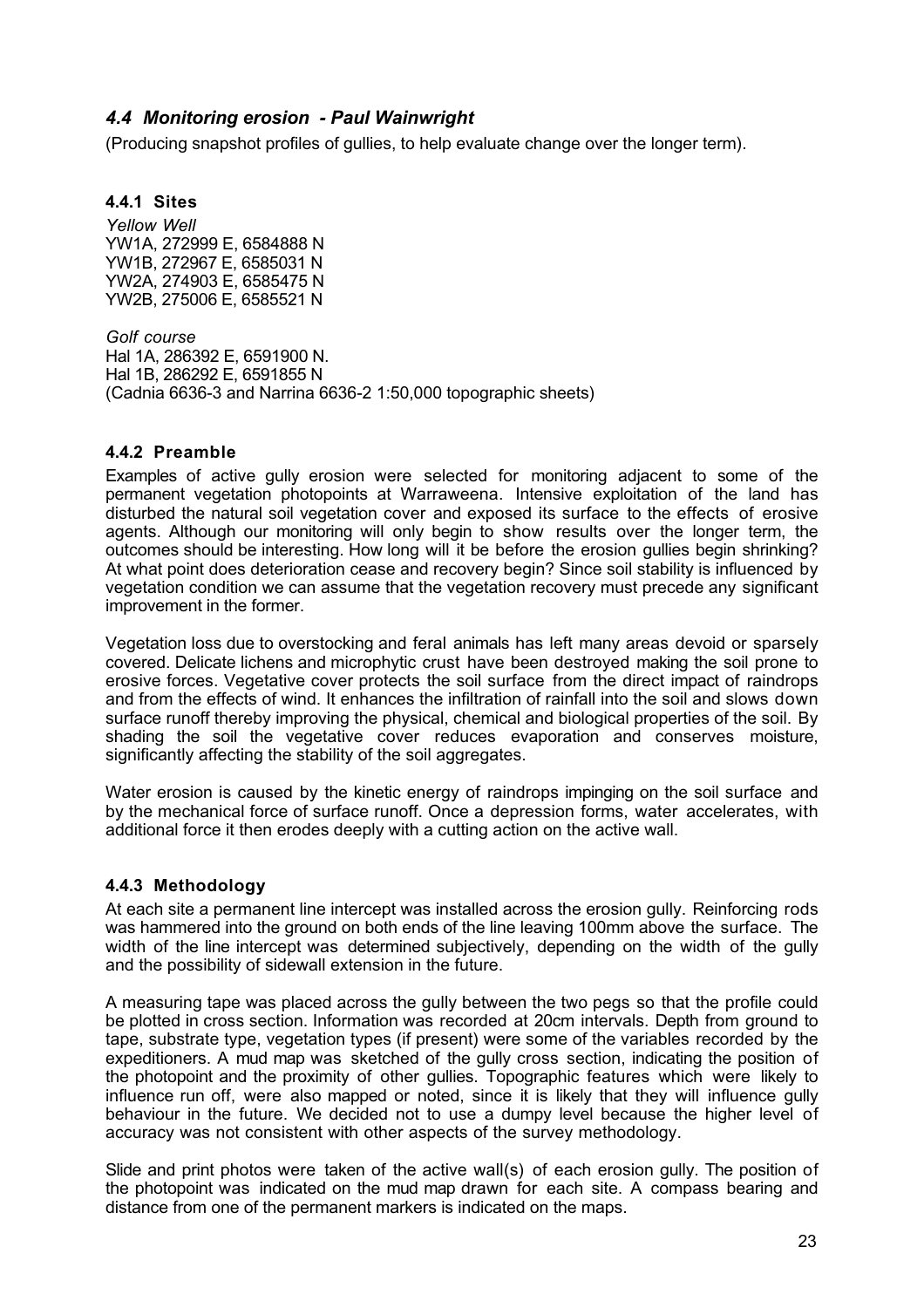## *4.4 Monitoring erosion - Paul Wainwright*

(Producing snapshot profiles of gullies, to help evaluate change over the longer term).

### 4.4.1 Sites

*Yellow Well*
YW1A, 272999 E, 6584888 N
YW1B, 272967 E, 6585031 N
YW2A, 274903 E, 6585475 N
YW2B, 275006 E, 6585521 N

*Golf course*
Hal 1A, 286392 E, 6591900 N.
Hal 1B, 286292 E, 6591855 N
(Cadnia 6636-3 and Narrina 6636-2 1:50,000 topographic sheets)

### 4.4.2 Preamble

Examples of active gully erosion were selected for monitoring adjacent to some of the permanent vegetation photopoints at Warraweena. Intensive exploitation of the land has disturbed the natural soil vegetation cover and exposed its surface to the effects of erosive agents. Although our monitoring will only begin to show results over the longer term, the outcomes should be interesting. How long will it be before the erosion gullies begin shrinking? At what point does deterioration cease and recovery begin? Since soil stability is influenced by vegetation condition we can assume that the vegetation recovery must precede any significant improvement in the former.

Vegetation loss due to overstocking and feral animals has left many areas devoid or sparsely covered. Delicate lichens and microphytic crust have been destroyed making the soil prone to erosive forces. Vegetative cover protects the soil surface from the direct impact of raindrops and from the effects of wind. It enhances the infiltration of rainfall into the soil and slows down surface runoff thereby improving the physical, chemical and biological properties of the soil. By shading the soil the vegetative cover reduces evaporation and conserves moisture, significantly affecting the stability of the soil aggregates.

Water erosion is caused by the kinetic energy of raindrops impinging on the soil surface and by the mechanical force of surface runoff. Once a depression forms, water accelerates, with additional force it then erodes deeply with a cutting action on the active wall.

### 4.4.3 Methodology

At each site a permanent line intercept was installed across the erosion gully. Reinforcing rods was hammered into the ground on both ends of the line leaving 100mm above the surface. The width of the line intercept was determined subjectively, depending on the width of the gully and the possibility of sidewall extension in the future.

A measuring tape was placed across the gully between the two pegs so that the profile could be plotted in cross section. Information was recorded at 20cm intervals. Depth from ground to tape, substrate type, vegetation types (if present) were some of the variables recorded by the expeditioners. A mud map was sketched of the gully cross section, indicating the position of the photopoint and the proximity of other gullies. Topographic features which were likely to influence run off, were also mapped or noted, since it is likely that they will influence gully behaviour in the future. We decided not to use a dumpy level because the higher level of accuracy was not consistent with other aspects of the survey methodology.

Slide and print photos were taken of the active wall(s) of each erosion gully. The position of the photopoint was indicated on the mud map drawn for each site. A compass bearing and distance from one of the permanent markers is indicated on the maps.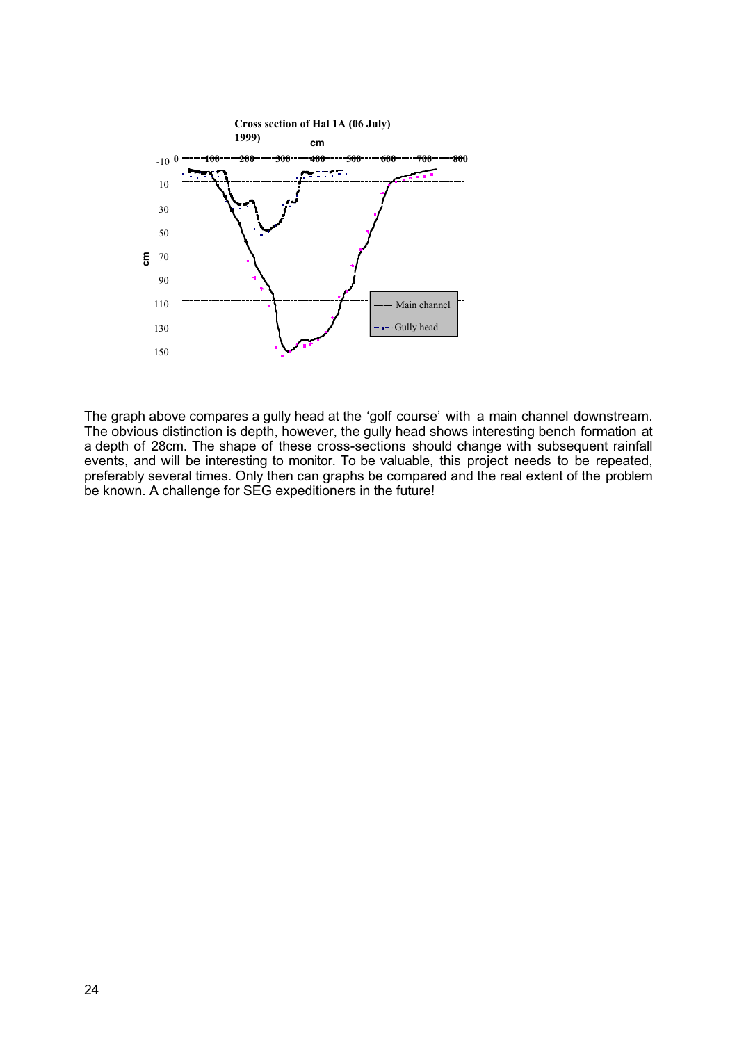Cross section of Hal 1A (06 July) 1999)

The graph above compares a gully head at the 'golf course' with a main channel downstream. The obvious distinction is depth, however, the gully head shows interesting bench formation at a depth of 28cm. The shape of these cross-sections should change with subsequent rainfall events, and will be interesting to monitor. To be valuable, this project needs to be repeated, preferably several times. Only then can graphs be compared and the real extent of the problem be known. A challenge for SEG expeditioners in the future!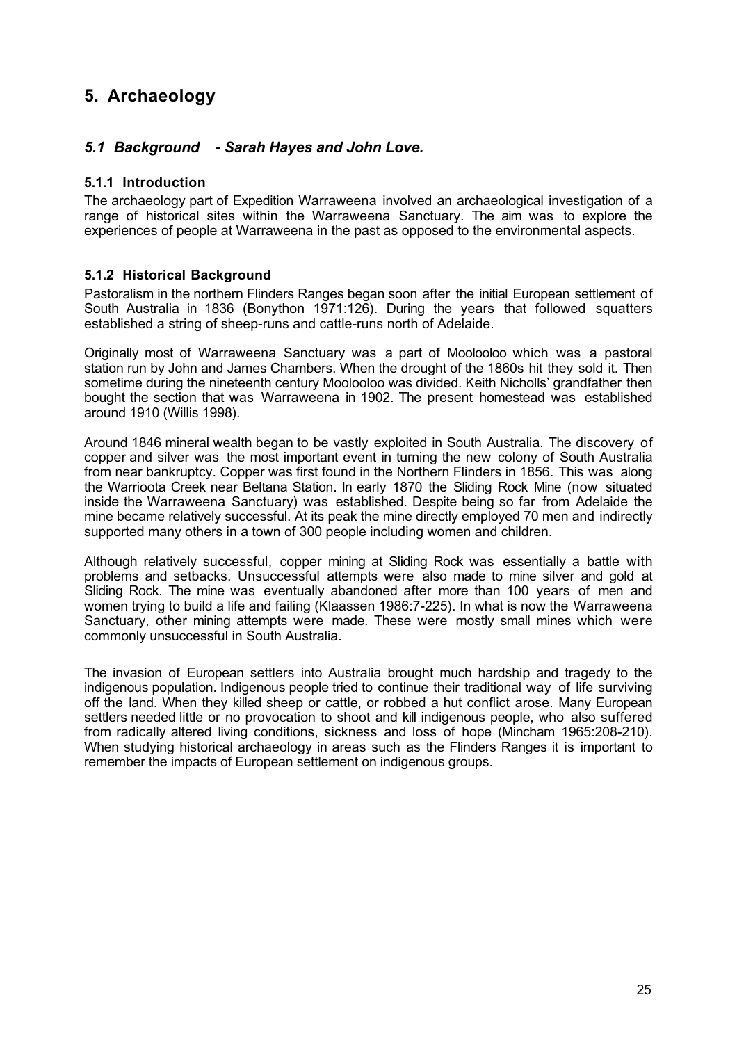# 5. Archaeology

## *5.1 Background - Sarah Hayes and John Love.*

### 5.1.1 Introduction

The archaeology part of Expedition Warraweena involved an archaeological investigation of a range of historical sites within the Warraweena Sanctuary. The aim was to explore the experiences of people at Warraweena in the past as opposed to the environmental aspects.

### 5.1.2 Historical Background

Pastoralism in the northern Flinders Ranges began soon after the initial European settlement of South Australia in 1836 (Bonythen 1971:126). During the years that followed squatters established a string of sheep-runs and cattle-runs north of Adelaide.

Originally most of Warraweena Sanctuary was a part of Moolooloo which was a pastoral station run by John and James Chambers. When the drought of the 1860s hit they sold it. Then sometime during the nineteenth century Moolooloo was divided. Keith Nicholls' grandfather then bought the section that was Warraweena in 1902. The present homestead was established around 1910 (Willis 1998).

Around 1846 mineral wealth began to be vastly exploited in South Australia. The discovery of copper and silver was the most important event in turning the new colony of South Australia from near bankruptcy. Copper was first found in the Northern Flinders in 1856. This was along the Warrioota Creek near Beltana Station. In early 1870 the Sliding Rock Mine (now situated inside the Warraweena Sanctuary) was established. Despite being so far from Adelaide the mine became relatively successful. At its peak the mine directly employed 70 men and indirectly supported many others in a town of 300 people including women and children.

Although relatively successful, copper mining at Sliding Rock was essentially a battle with problems and setbacks. Unsuccessful attempts were also made to mine silver and gold at Sliding Rock. The mine was eventually abandoned after more than 100 years of men and women trying to build a life and failing (Klaassen 1986:7-225). In what is now the Warraweena Sanctuary, other mining attempts were made. These were mostly small mines which were commonly unsuccessful in South Australia.

The invasion of European settlers into Australia brought much hardship and tragedy to the indigenous population. Indigenous people tried to continue their traditional way of life surviving off the land. When they killed sheep or cattle, or robbed a hut conflict arose. Many European settlers needed little or no provocation to shoot and kill indigenous people, who also suffered from radically altered living conditions, sickness and loss of hope (Mincham 1965:208-210). When studying historical archaeology in areas such as the Flinders Ranges it is important to remember the impacts of European settlement on indigenous groups.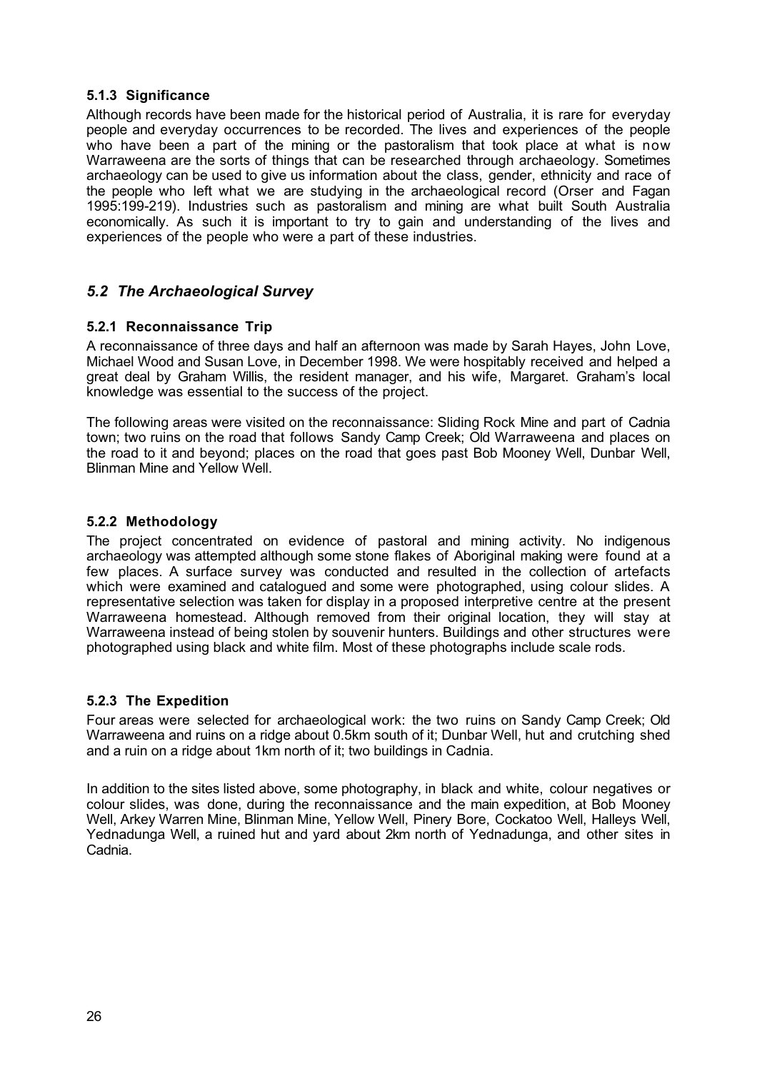### 5.1.3 Significance

Although records have been made for the historical period of Australia, it is rare for everyday people and everyday occurrences to be recorded. The lives and experiences of the people who have been a part of the mining or the pastoralism that took place at what is now Warraweena are the sorts of things that can be researched through archaeology. Sometimes archaeology can be used to give us information about the class, gender, ethnicity and race of the people who left what we are studying in the archaeological record (Orser and Fagan 1995:199-219). Industries such as pastoralism and mining are what built South Australia economically. As such it is important to try to gain and understanding of the lives and experiences of the people who were a part of these industries.

## *5.2 The Archaeological Survey*

### 5.2.1 Reconnaissance Trip

A reconnaissance of three days and half an afternoon was made by Sarah Hayes, John Love, Michael Wood and Susan Love, in December 1998. We were hospitably received and helped a great deal by Graham Willis, the resident manager, and his wife, Margaret. Graham's local knowledge was essential to the success of the project.

The following areas were visited on the reconnaissance: Sliding Rock Mine and part of Cadnia town; two ruins on the road that follows Sandy Camp Creek; Old Warraweena and places on the road to it and beyond; places on the road that goes past Bob Mooney Well, Dunbar Well, Blinman Mine and Yellow Well.

### 5.2.2 Methodology

The project concentrated on evidence of pastoral and mining activity. No indigenous archaeology was attempted although some stone flakes of Aboriginal making were found at a few places. A surface survey was conducted and resulted in the collection of artefacts which were examined and catalogued and some were photographed, using colour slides. A representative selection was taken for display in a proposed interpretive centre at the present Warraweena homestead. Although removed from their original location, they will stay at Warraweena instead of being stolen by souvenir hunters. Buildings and other structures were photographed using black and white film. Most of these photographs include scale rods.

### 5.2.3 The Expedition

Four areas were selected for archaeological work: the two ruins on Sandy Camp Creek; Old Warraweena and ruins on a ridge about 0.5km south of it; Dunbar Well, hut and crutching shed and a ruin on a ridge about 1km north of it; two buildings in Cadnia.

In addition to the sites listed above, some photography, in black and white, colour negatives or colour slides, was done, during the reconnaissance and the main expedition, at Bob Mooney Well, Arkey Warren Mine, Blinman Mine, Yellow Well, Pinery Bore, Cockatoo Well, Halleys Well, Yednadunga Well, a ruined hut and yard about 2km north of Yednadunga, and other sites in Cadnia.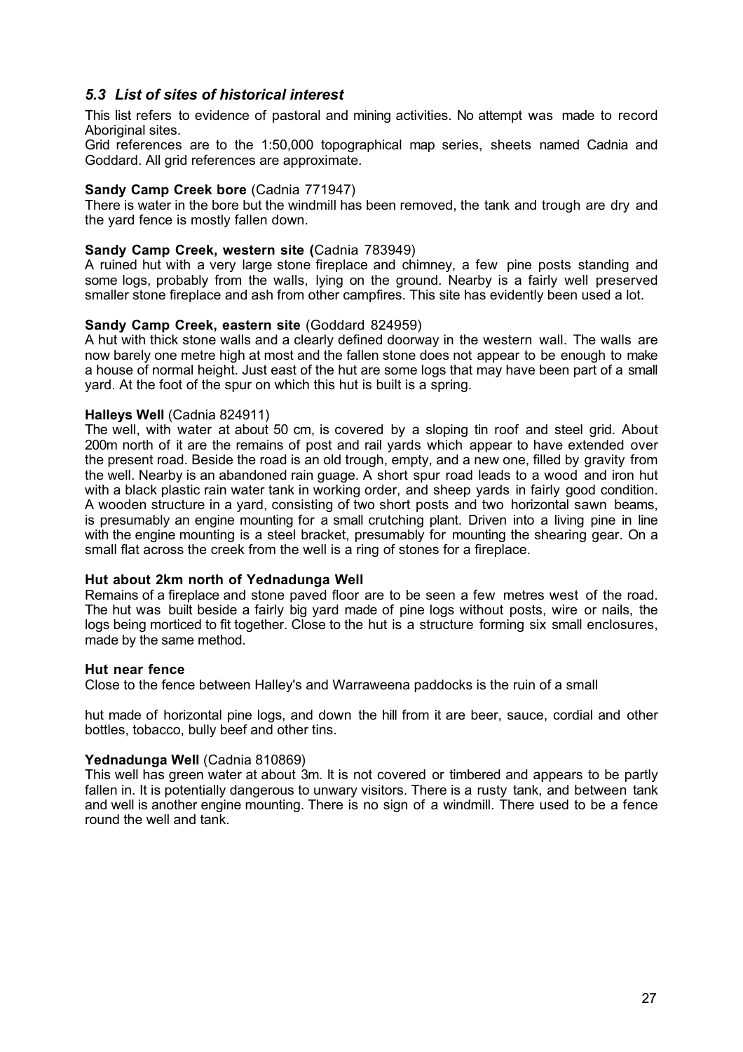## *5.3 List of sites of historical interest*

This list refers to evidence of pastoral and mining activities. No attempt was made to record Aboriginal sites.

Grid references are to the 1:50,000 topographical map series, sheets named Cadnia and Goddard. All grid references are approximate.

**Sandy Camp Creek bore** (Cadnia 771947)

There is water in the bore but the windmill has been removed, the tank and trough are dry and the yard fence is mostly fallen down.

**Sandy Camp Creek, western site (**Cadnia 783949)

A ruined hut with a very large stone fireplace and chimney, a few pine posts standing and some logs, probably from the walls, lying on the ground. Nearby is a fairly well preserved smaller stone fireplace and ash from other campfires. This site has evidently been used a lot.

**Sandy Camp Creek, eastern site** (Goddard 824959)

A hut with thick stone walls and a clearly defined doorway in the western wall. The walls are now barely one metre high at most and the fallen stone does not appear to be enough to make a house of normal height. Just east of the hut are some logs that may have been part of a small yard. At the foot of the spur on which this hut is built is a spring.

**Halleys Well** (Cadnia 824911)

The well, with water at about 50 cm, is covered by a sloping tin roof and steel grid. About 200m north of it are the remains of post and rail yards which appear to have extended over the present road. Beside the road is an old trough, empty, and a new one, filled by gravity from the well. Nearby is an abandoned rain guage. A short spur road leads to a wood and iron hut with a black plastic rain water tank in working order, and sheep yards in fairly good condition. A wooden structure in a yard, consisting of two short posts and two horizontal sawn beams, is presumably an engine mounting for a small crutching plant. Driven into a living pine in line with the engine mounting is a steel bracket, presumably for mounting the shearing gear. On a small flat across the creek from the well is a ring of stones for a fireplace.

**Hut about 2km north of Yednadunga Well**

Remains of a fireplace and stone paved floor are to be seen a few metres west of the road. The hut was built beside a fairly big yard made of pine logs without posts, wire or nails, the logs being morticed to fit together. Close to the hut is a structure forming six small enclosures, made by the same method.

**Hut near fence**

Close to the fence between Halley's and Warraweena paddocks is the ruin of a small hut made of horizontal pine logs, and down the hill from it are beer, sauce, cordial and other bottles, tobacco, bully beef and other tins.

**Yednadunga Well** (Cadnia 810869)

This well has green water at about 3m. It is not covered or timbered and appears to be partly fallen in. It is potentially dangerous to unwary visitors. There is a rusty tank, and between tank and well is another engine mounting. There is no sign of a windmill. There used to be a fence round the well and tank.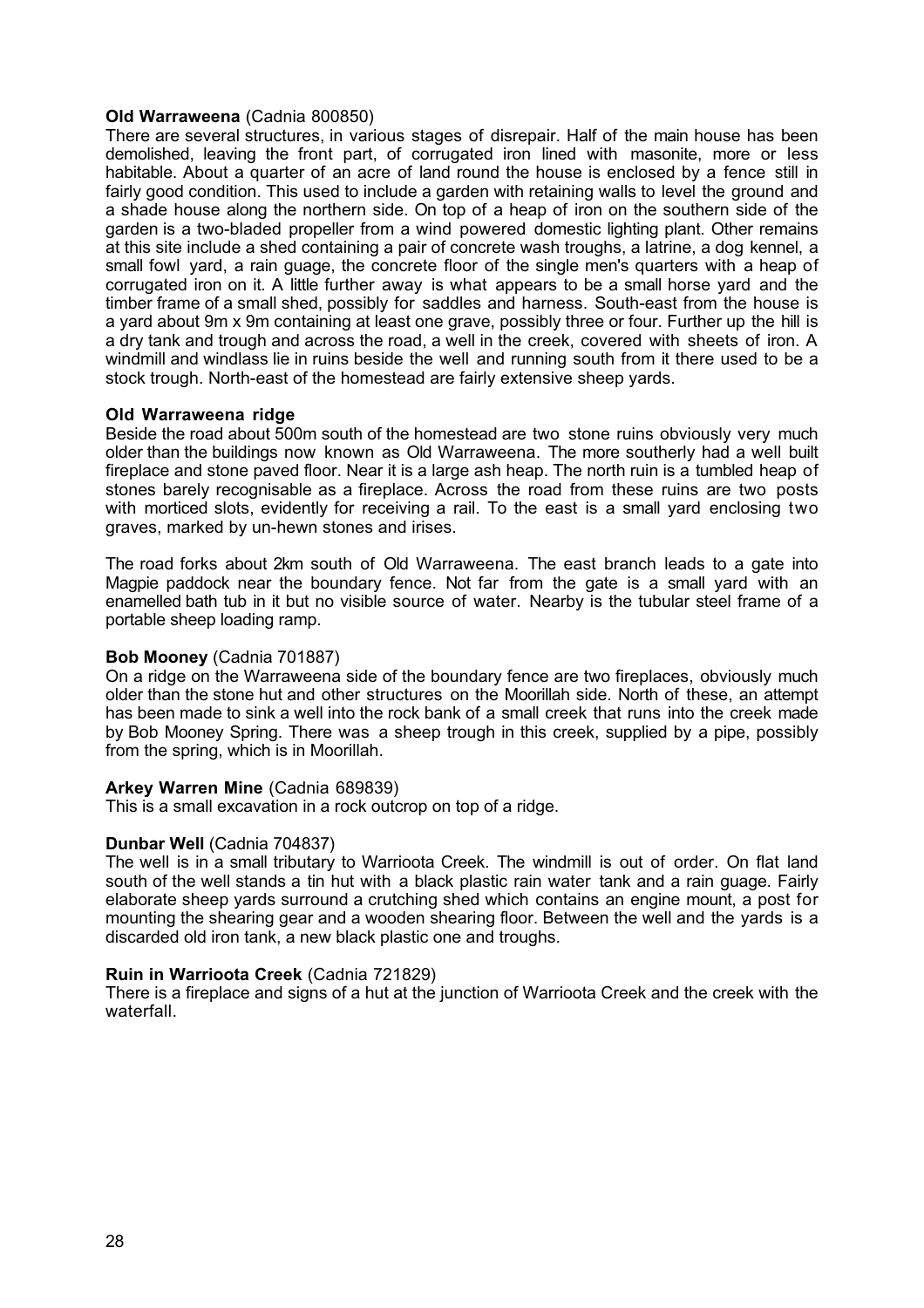**Old Warraweena** (Cadnia 800850)
There are several structures, in various stages of disrepair. Half of the main house has been demolished, leaving the front part, of corrugated iron lined with masonite, more or less habitable. About a quarter of an acre of land round the house is enclosed by a fence still in fairly good condition. This used to include a garden with retaining walls to level the ground and a shade house along the northern side. On top of a heap of iron on the southern side of the garden is a two-bladed propeller from a wind powered domestic lighting plant. Other remains at this site include a shed containing a pair of concrete wash troughs, a latrine, a dog kennel, a small fowl yard, a rain guage, the concrete floor of the single men's quarters with a heap of corrugated iron on it. A little further away is what appears to be a small horse yard and the timber frame of a small shed, possibly for saddles and harness. South-east from the house is a yard about 9m x 9m containing at least one grave, possibly three or four. Further up the hill is a dry tank and trough and across the road, a well in the creek, covered with sheets of iron. A windmill and windlass lie in ruins beside the well and running south from it there used to be a stock trough. North-east of the homestead are fairly extensive sheep yards.

**Old Warraweena ridge**
Beside the road about 500m south of the homestead are two stone ruins obviously very much older than the buildings now known as Old Warraweena. The more southerly had a well built fireplace and stone paved floor. Near it is a large ash heap. The north ruin is a tumbled heap of stones barely recognisable as a fireplace. Across the road from these ruins are two posts with morticed slots, evidently for receiving a rail. To the east is a small yard enclosing two graves, marked by un-hewn stones and irises.

The road forks about 2km south of Old Warraweena. The east branch leads to a gate into Magpie paddock near the boundary fence. Not far from the gate is a small yard with an enamelled bath tub in it but no visible source of water. Nearby is the tubular steel frame of a portable sheep loading ramp.

**Bob Mooney** (Cadnia 701887)
On a ridge on the Warraweena side of the boundary fence are two fireplaces, obviously much older than the stone hut and other structures on the Moorillah side. North of these, an attempt has been made to sink a well into the rock bank of a small creek that runs into the creek made by Bob Mooney Spring. There was a sheep trough in this creek, supplied by a pipe, possibly from the spring, which is in Moorillah.

**Arkey Warren Mine** (Cadnia 689839)
This is a small excavation in a rock outcrop on top of a ridge.

**Dunbar Well** (Cadnia 704837)
The well is in a small tributary to Warrioota Creek. The windmill is out of order. On flat land south of the well stands a tin hut with a black plastic rain water tank and a rain guage. Fairly elaborate sheep yards surround a crutching shed which contains an engine mount, a post for mounting the shearing gear and a wooden shearing floor. Between the well and the yards is a discarded old iron tank, a new black plastic one and troughs.

**Ruin in Warrioota Creek** (Cadnia 721829)
There is a fireplace and signs of a hut at the junction of Warrioota Creek and the creek with the waterfall.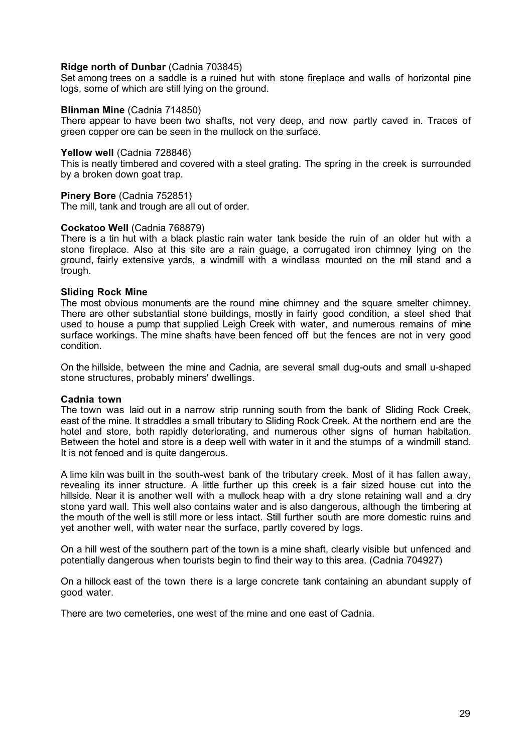**Ridge north of Dunbar** (Cadnia 703845)
Set among trees on a saddle is a ruined hut with stone fireplace and walls of horizontal pine logs, some of which are still lying on the ground.

**Blinman Mine** (Cadnia 714850)
There appear to have been two shafts, not very deep, and now partly caved in. Traces of green copper ore can be seen in the mullock on the surface.

**Yellow well** (Cadnia 728846)
This is neatly timbered and covered with a steel grating. The spring in the creek is surrounded by a broken down goat trap.

**Pinery Bore** (Cadnia 752851)
The mill, tank and trough are all out of order.

**Cockatoo Well** (Cadnia 768879)
There is a tin hut with a black plastic rain water tank beside the ruin of an older hut with a stone fireplace. Also at this site are a rain guage, a corrugated iron chimney lying on the ground, fairly extensive yards, a windmill with a windlass mounted on the mill stand and a trough.

**Sliding Rock Mine**
The most obvious monuments are the round mine chimney and the square smelter chimney. There are other substantial stone buildings, mostly in fairly good condition, a steel shed that used to house a pump that supplied Leigh Creek with water, and numerous remains of mine surface workings. The mine shafts have been fenced off but the fences are not in very good condition.

On the hillside, between the mine and Cadnia, are several small dug-outs and small u-shaped stone structures, probably miners' dwellings.

**Cadnia town**
The town was laid out in a narrow strip running south from the bank of Sliding Rock Creek, east of the mine. It straddles a small tributary to Sliding Rock Creek. At the northern end are the hotel and store, both rapidly deteriorating, and numerous other signs of human habitation. Between the hotel and store is a deep well with water in it and the stumps of a windmill stand. It is not fenced and is quite dangerous.

A lime kiln was built in the south-west bank of the tributary creek. Most of it has fallen away, revealing its inner structure. A little further up this creek is a fair sized house cut into the hillside. Near it is another well with a mullock heap with a dry stone retaining wall and a dry stone yard wall. This well also contains water and is also dangerous, although the timbering at the mouth of the well is still more or less intact. Still further south are more domestic ruins and yet another well, with water near the surface, partly covered by logs.

On a hill west of the southern part of the town is a mine shaft, clearly visible but unfenced and potentially dangerous when tourists begin to find their way to this area. (Cadnia 704927)

On a hillock east of the town there is a large concrete tank containing an abundant supply of good water.

There are two cemeteries, one west of the mine and one east of Cadnia.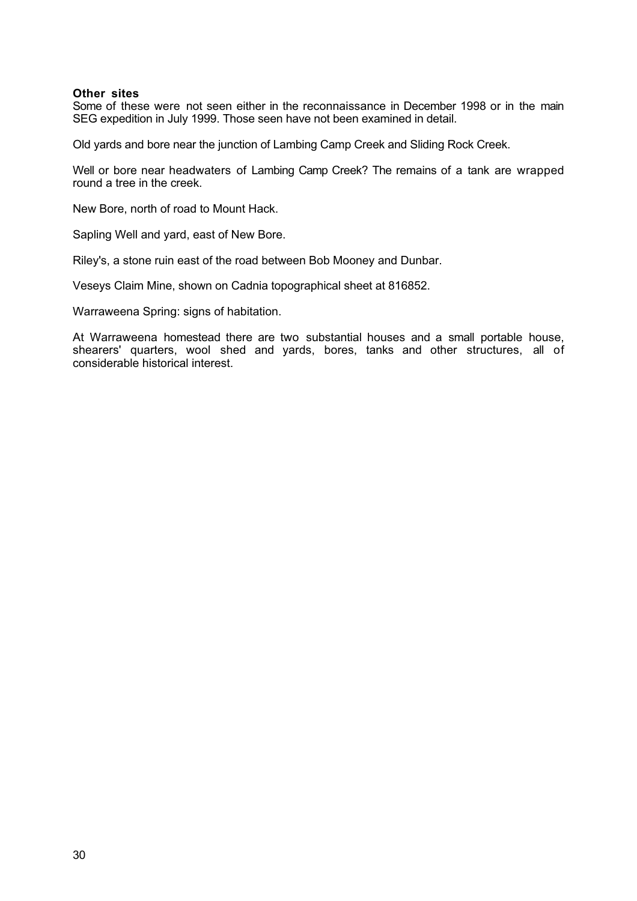**Other sites**

Some of these were not seen either in the reconnaissance in December 1998 or in the main SEG expedition in July 1999. Those seen have not been examined in detail.

Old yards and bore near the junction of Lambing Camp Creek and Sliding Rock Creek.

Well or bore near headwaters of Lambing Camp Creek? The remains of a tank are wrapped round a tree in the creek.

New Bore, north of road to Mount Hack.

Sapling Well and yard, east of New Bore.

Riley's, a stone ruin east of the road between Bob Mooney and Dunbar.

Veseys Claim Mine, shown on Cadnia topographical sheet at 816852.

Warraweena Spring: signs of habitation.

At Warraweena homestead there are two substantial houses and a small portable house, shearers' quarters, wool shed and yards, bores, tanks and other structures, all of considerable historical interest.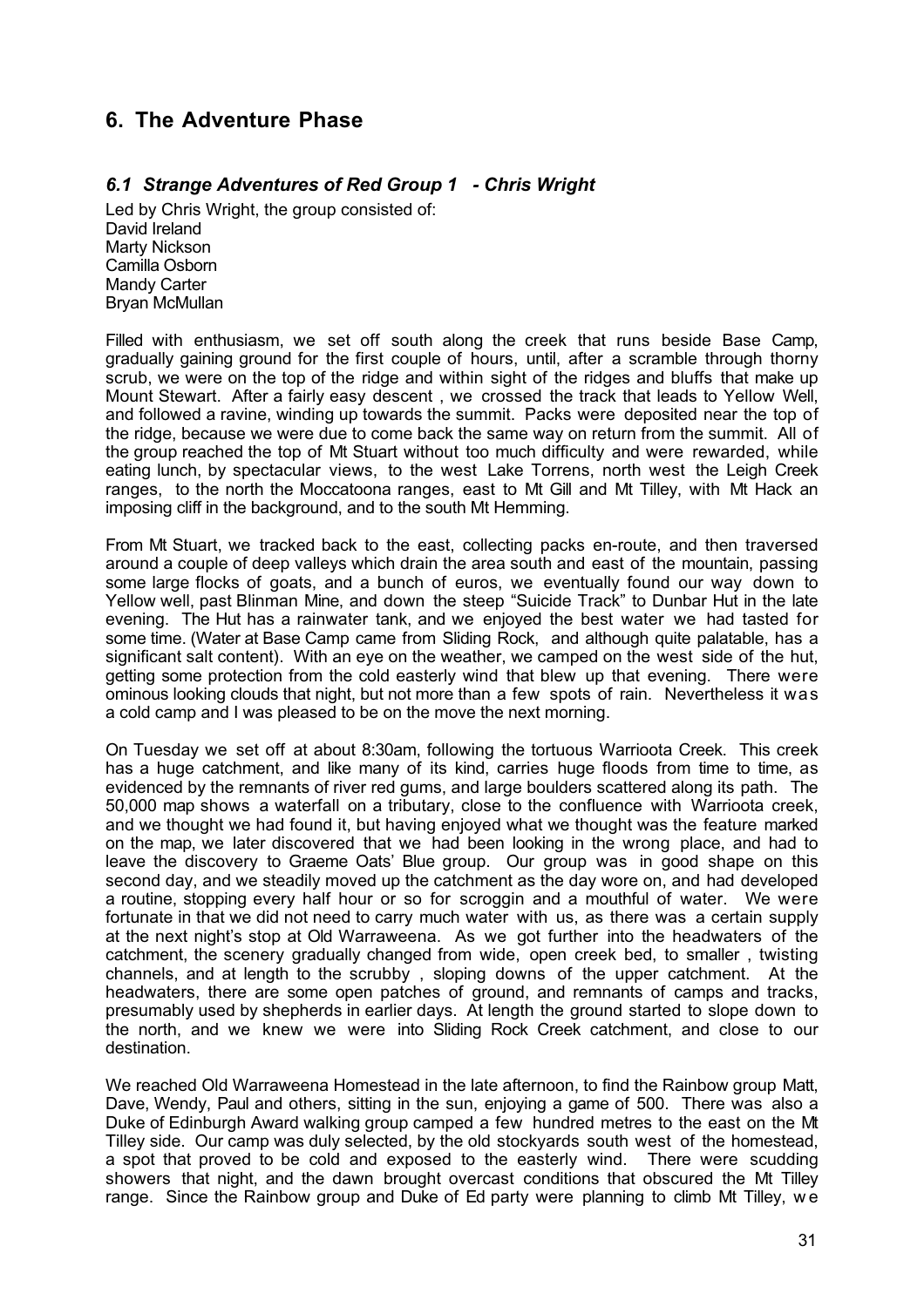## 6. The Adventure Phase

### *6.1 Strange Adventures of Red Group 1 - Chris Wright*

Led by Chris Wright, the group consisted of:
David Ireland
Marty Nickson
Camilla Osborn
Mandy Carter
Bryan McMullan

Filled with enthusiasm, we set off south along the creek that runs beside Base Camp, gradually gaining ground for the first couple of hours, until, after a scramble through thorny scrub, we were on the top of the ridge and within sight of the ridges and bluffs that make up Mount Stewart. After a fairly easy descent , we crossed the track that leads to Yellow Well, and followed a ravine, winding up towards the summit. Packs were deposited near the top of the ridge, because we were due to come back the same way on return from the summit. All of the group reached the top of Mt Stuart without too much difficulty and were rewarded, while eating lunch, by spectacular views, to the west Lake Torrens, north west the Leigh Creek ranges, to the north the Moccatoona ranges, east to Mt Gill and Mt Tilley, with Mt Hack an imposing cliff in the background, and to the south Mt Hemming.

From Mt Stuart, we tracked back to the east, collecting packs en-route, and then traversed around a couple of deep valleys which drain the area south and east of the mountain, passing some large flocks of goats, and a bunch of euros, we eventually found our way down to Yellow well, past Blinman Mine, and down the steep "Suicide Track" to Dunbar Hut in the late evening. The Hut has a rainwater tank, and we enjoyed the best water we had tasted for some time. (Water at Base Camp came from Sliding Rock, and although quite palatable, has a significant salt content). With an eye on the weather, we camped on the west side of the hut, getting some protection from the cold easterly wind that blew up that evening. There were ominous looking clouds that night, but not more than a few spots of rain. Nevertheless it was a cold camp and I was pleased to be on the move the next morning.

On Tuesday we set off at about 8:30am, following the tortuous Warrioota Creek. This creek has a huge catchment, and like many of its kind, carries huge floods from time to time, as evidenced by the remnants of river red gums, and large boulders scattered along its path. The 50,000 map shows a waterfall on a tributary, close to the confluence with Warrioota creek, and we thought we had found it, but having enjoyed what we thought was the feature marked on the map, we later discovered that we had been looking in the wrong place, and had to leave the discovery to Graeme Oats' Blue group. Our group was in good shape on this second day, and we steadily moved up the catchment as the day wore on, and had developed a routine, stopping every half hour or so for scroggin and a mouthful of water. We were fortunate in that we did not need to carry much water with us, as there was a certain supply at the next night's stop at Old Warraweena. As we got further into the headwaters of the catchment, the scenery gradually changed from wide, open creek bed, to smaller , twisting channels, and at length to the scrubby , sloping downs of the upper catchment. At the headwaters, there are some open patches of ground, and remnants of camps and tracks, presumably used by shepherds in earlier days. At length the ground started to slope down to the north, and we knew we were into Sliding Rock Creek catchment, and close to our destination.

We reached Old Warraweena Homestead in the late afternoon, to find the Rainbow group Matt, Dave, Wendy, Paul and others, sitting in the sun, enjoying a game of 500. There was also a Duke of Edinburgh Award walking group camped a few hundred metres to the east on the Mt Tilley side. Our camp was duly selected, by the old stockyards south west of the homestead, a spot that proved to be cold and exposed to the easterly wind. There were scudding showers that night, and the dawn brought overcast conditions that obscured the Mt Tilley range. Since the Rainbow group and Duke of Ed party were planning to climb Mt Tilley, we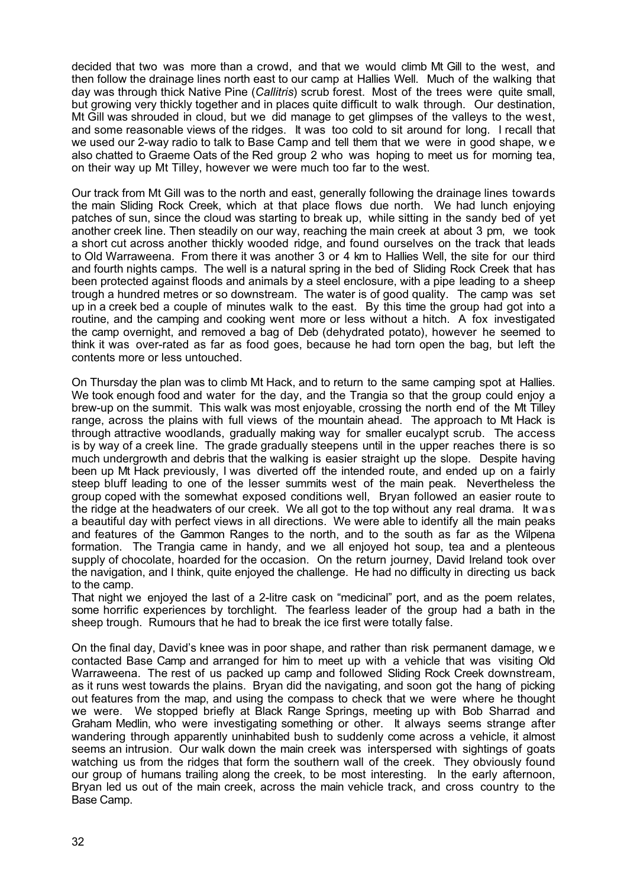decided that two was more than a crowd, and that we would climb Mt Gill to the west, and then follow the drainage lines north east to our camp at Hallies Well. Much of the walking that day was through thick Native Pine (*Callitris*) scrub forest. Most of the trees were quite small, but growing very thickly together and in places quite difficult to walk through. Our destination, Mt Gill was shrouded in cloud, but we did manage to get glimpses of the valleys to the west, and some reasonable views of the ridges. It was too cold to sit around for long. I recall that we used our 2-way radio to talk to Base Camp and tell them that we were in good shape, we also chatted to Graeme Oats of the Red group 2 who was hoping to meet us for morning tea, on their way up Mt Tilley, however we were much too far to the west.

Our track from Mt Gill was to the north and east, generally following the drainage lines towards the main Sliding Rock Creek, which at that place flows due north. We had lunch enjoying patches of sun, since the cloud was starting to break up, while sitting in the sandy bed of yet another creek line. Then steadily on our way, reaching the main creek at about 3 pm, we took a short cut across another thickly wooded ridge, and found ourselves on the track that leads to Old Warraweena. From there it was another 3 or 4 km to Hallies Well, the site for our third and fourth nights camps. The well is a natural spring in the bed of Sliding Rock Creek that has been protected against floods and animals by a steel enclosure, with a pipe leading to a sheep trough a hundred metres or so downstream. The water is of good quality. The camp was set up in a creek bed a couple of minutes walk to the east. By this time the group had got into a routine, and the camping and cooking went more or less without a hitch. A fox investigated the camp overnight, and removed a bag of Deb (dehydrated potato), however he seemed to think it was over-rated as far as food goes, because he had torn open the bag, but left the contents more or less untouched.

On Thursday the plan was to climb Mt Hack, and to return to the same camping spot at Hallies. We took enough food and water for the day, and the Trangia so that the group could enjoy a brew-up on the summit. This walk was most enjoyable, crossing the north end of the Mt Tilley range, across the plains with full views of the mountain ahead. The approach to Mt Hack is through attractive woodlands, gradually making way for smaller eucalypt scrub. The access is by way of a creek line. The grade gradually steepens until in the upper reaches there is so much undergrowth and debris that the walking is easier straight up the slope. Despite having been up Mt Hack previously, I was diverted off the intended route, and ended up on a fairly steep bluff leading to one of the lesser summits west of the main peak. Nevertheless the group coped with the somewhat exposed conditions well, Bryan followed an easier route to the ridge at the headwaters of our creek. We all got to the top without any real drama. It was a beautiful day with perfect views in all directions. We were able to identify all the main peaks and features of the Gammon Ranges to the north, and to the south as far as the Wilpena formation. The Trangia came in handy, and we all enjoyed hot soup, tea and a plenteous supply of chocolate, hoarded for the occasion. On the return journey, David Ireland took over the navigation, and I think, quite enjoyed the challenge. He had no difficulty in directing us back to the camp.

That night we enjoyed the last of a 2-litre cask on "medicinal" port, and as the poem relates, some horrific experiences by torchlight. The fearless leader of the group had a bath in the sheep trough. Rumours that he had to break the ice first were totally false.

On the final day, David's knee was in poor shape, and rather than risk permanent damage, we contacted Base Camp and arranged for him to meet up with a vehicle that was visiting Old Warraweena. The rest of us packed up camp and followed Sliding Rock Creek downstream, as it runs west towards the plains. Bryan did the navigating, and soon got the hang of picking out features from the map, and using the compass to check that we were where he thought we were. We stopped briefly at Black Range Springs, meeting up with Bob Sharrad and Graham Medlin, who were investigating something or other. It always seems strange after wandering through apparently uninhabited bush to suddenly come across a vehicle, it almost seems an intrusion. Our walk down the main creek was interspersed with sightings of goats watching us from the ridges that form the southern wall of the creek. They obviously found our group of humans trailing along the creek, to be most interesting. In the early afternoon, Bryan led us out of the main creek, across the main vehicle track, and cross country to the Base Camp.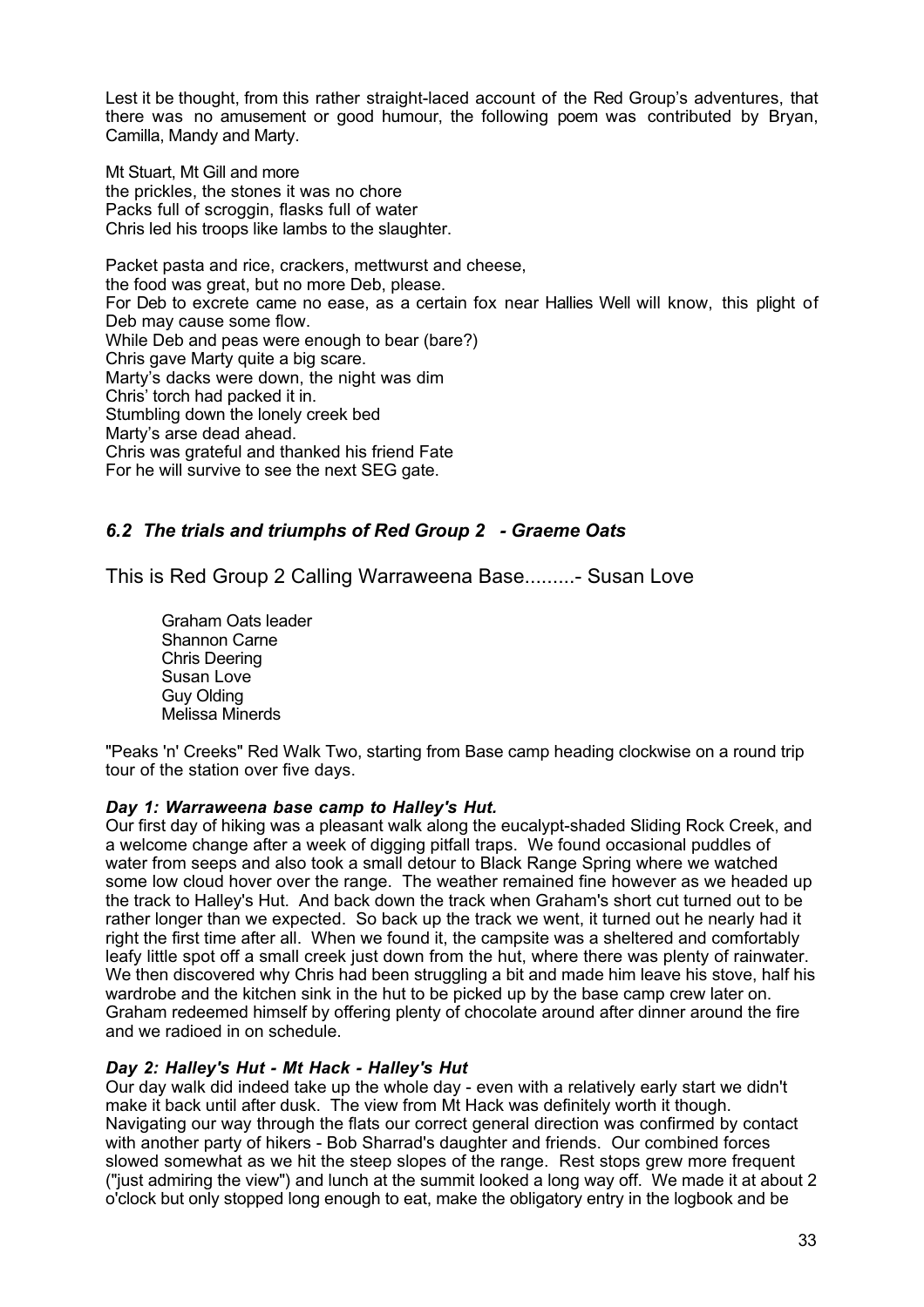Lest it be thought, from this rather straight-laced account of the Red Group's adventures, that there was no amusement or good humour, the following poem was contributed by Bryan, Camilla, Mandy and Marty.

Mt Stuart, Mt Gill and more
the prickles, the stones it was no chore
Packs full of scroggin, flasks full of water
Chris led his troops like lambs to the slaughter.

Packet pasta and rice, crackers, mettwurst and cheese,
the food was great, but no more Deb, please.
For Deb to excrete came no ease, as a certain fox near Hallies Well will know, this plight of Deb may cause some flow.
While Deb and peas were enough to bear (bare?)
Chris gave Marty quite a big scare.
Marty's dacks were down, the night was dim
Chris' torch had packed it in.
Stumbling down the lonely creek bed
Marty's arse dead ahead.
Chris was grateful and thanked his friend Fate
For he will survive to see the next SEG gate.

## *6.2 The trials and triumphs of Red Group 2 - Graeme Oats*

### This is Red Group 2 Calling Warraweena Base.........- Susan Love

Graham Oats leader
Shannon Carne
Chris Deering
Susan Love
Guy Olding
Melissa Minerds

"Peaks 'n' Creeks" Red Walk Two, starting from Base camp heading clockwise on a round trip tour of the station over five days.

#### *Day 1: Warraweena base camp to Halley's Hut.*

Our first day of hiking was a pleasant walk along the eucalypt-shaded Sliding Rock Creek, and a welcome change after a week of digging pitfall traps. We found occasional puddles of water from seeps and also took a small detour to Black Range Spring where we watched some low cloud hover over the range. The weather remained fine however as we headed up the track to Halley's Hut. And back down the track when Graham's short cut turned out to be rather longer than we expected. So back up the track we went, it turned out he nearly had it right the first time after all. When we found it, the campsite was a sheltered and comfortably leafy little spot off a small creek just down from the hut, where there was plenty of rainwater. We then discovered why Chris had been struggling a bit and made him leave his stove, half his wardrobe and the kitchen sink in the hut to be picked up by the base camp crew later on. Graham redeemed himself by offering plenty of chocolate around after dinner around the fire and we radioed in on schedule.

#### *Day 2: Halley's Hut - Mt Hack - Halley's Hut*

Our day walk did indeed take up the whole day - even with a relatively early start we didn't make it back until after dusk. The view from Mt Hack was definitely worth it though. Navigating our way through the flats our correct general direction was confirmed by contact with another party of hikers - Bob Sharrad's daughter and friends. Our combined forces slowed somewhat as we hit the steep slopes of the range. Rest stops grew more frequent ("just admiring the view") and lunch at the summit looked a long way off. We made it at about 2 o'clock but only stopped long enough to eat, make the obligatory entry in the logbook and be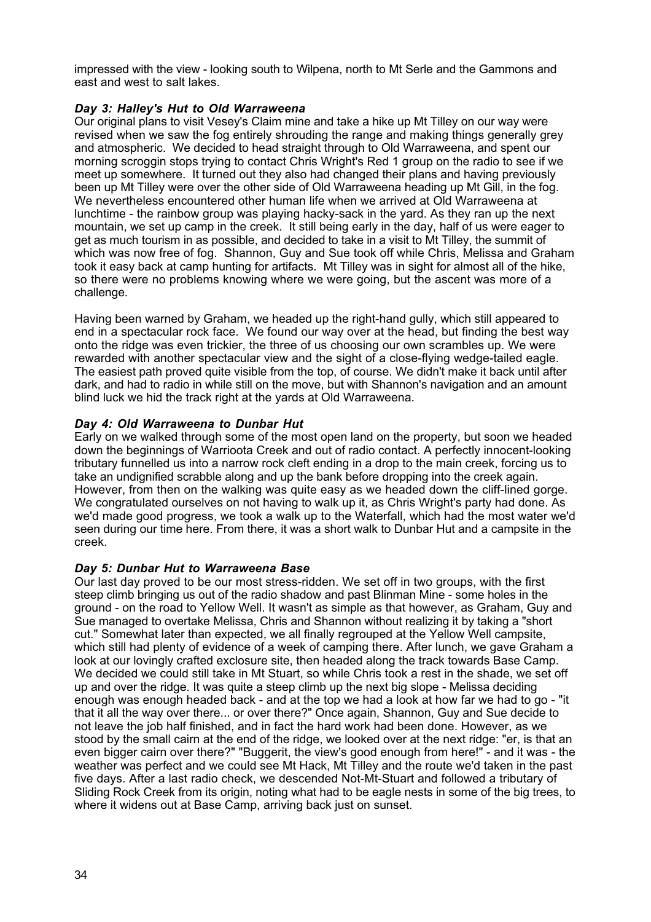impressed with the view - looking south to Wilpena, north to Mt Serle and the Gammons and east and west to salt lakes.

### *Day 3: Halley's Hut to Old Warraweena*

Our original plans to visit Vesey's Claim mine and take a hike up Mt Tilley on our way were revised when we saw the fog entirely shrouding the range and making things generally grey and atmospheric. We decided to head straight through to Old Warraweena, and spent our morning scroggin stops trying to contact Chris Wright's Red 1 group on the radio to see if we meet up somewhere. It turned out they also had changed their plans and having previously been up Mt Tilley were over the other side of Old Warraweena heading up Mt Gill, in the fog. We nevertheless encountered other human life when we arrived at Old Warraweena at lunchtime - the rainbow group was playing hacky-sack in the yard. As they ran up the next mountain, we set up camp in the creek. It still being early in the day, half of us were eager to get as much tourism in as possible, and decided to take in a visit to Mt Tilley, the summit of which was now free of fog. Shannon, Guy and Sue took off while Chris, Melissa and Graham took it easy back at camp hunting for artifacts. Mt Tilley was in sight for almost all of the hike, so there were no problems knowing where we were going, but the ascent was more of a challenge.

Having been warned by Graham, we headed up the right-hand gully, which still appeared to end in a spectacular rock face. We found our way over at the head, but finding the best way onto the ridge was even trickier, the three of us choosing our own scrambles up. We were rewarded with another spectacular view and the sight of a close-flying wedge-tailed eagle. The easiest path proved quite visible from the top, of course. We didn't make it back until after dark, and had to radio in while still on the move, but with Shannon's navigation and an amount blind luck we hid the track right at the yards at Old Warraweena.

### *Day 4: Old Warraweena to Dunbar Hut*

Early on we walked through some of the most open land on the property, but soon we headed down the beginnings of Warrioota Creek and out of radio contact. A perfectly innocent-looking tributary funnelled us into a narrow rock cleft ending in a drop to the main creek, forcing us to take an undignified scrabble along and up the bank before dropping into the creek again. However, from then on the walking was quite easy as we headed down the cliff-lined gorge. We congratulated ourselves on not having to walk up it, as Chris Wright's party had done. As we'd made good progress, we took a walk up to the Waterfall, which had the most water we'd seen during our time here. From there, it was a short walk to Dunbar Hut and a campsite in the creek.

### *Day 5: Dunbar Hut to Warraweena Base*

Our last day proved to be our most stress-ridden. We set off in two groups, with the first steep climb bringing us out of the radio shadow and past Blinman Mine - some holes in the ground - on the road to Yellow Well. It wasn't as simple as that however, as Graham, Guy and Sue managed to overtake Melissa, Chris and Shannon without realizing it by taking a "short cut." Somewhat later than expected, we all finally regrouped at the Yellow Well campsite, which still had plenty of evidence of a week of camping there. After lunch, we gave Graham a look at our lovingly crafted exclosure site, then headed along the track towards Base Camp. We decided we could still take in Mt Stuart, so while Chris took a rest in the shade, we set off up and over the ridge. It was quite a steep climb up the next big slope - Melissa deciding enough was enough headed back - and at the top we had a look at how far we had to go - "it that it all the way over there... or over there?" Once again, Shannon, Guy and Sue decide to not leave the job half finished, and in fact the hard work had been done. However, as we stood by the small cairn at the end of the ridge, we looked over at the next ridge: "er, is that an even bigger cairn over there?" "Buggerit, the view's good enough from here!" - and it was - the weather was perfect and we could see Mt Hack, Mt Tilley and the route we'd taken in the past five days. After a last radio check, we descended Not-Mt-Stuart and followed a tributary of Sliding Rock Creek from its origin, noting what had to be eagle nests in some of the big trees, to where it widens out at Base Camp, arriving back just on sunset.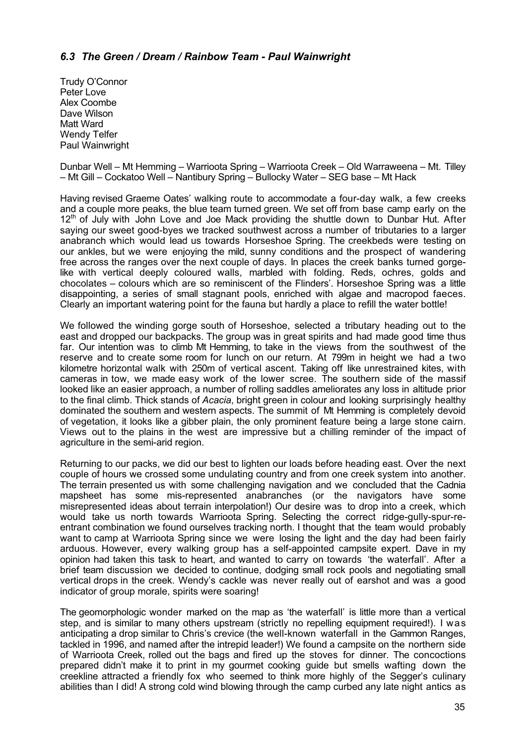### *6.3 The Green / Dream / Rainbow Team - Paul Wainwright*

Trudy O'Connor
Peter Love
Alex Coombe
Dave Wilson
Matt Ward
Wendy Telfer
Paul Wainwright

Dunbar Well – Mt Hemming – Warrioota Spring – Warrioota Creek – Old Warraweena – Mt. Tilley – Mt Gill – Cockatoo Well – Nantibury Spring – Bullocky Water – SEG base – Mt Hack

Having revised Graeme Oates' walking route to accommodate a four-day walk, a few creeks and a couple more peaks, the blue team turned green. We set off from base camp early on the 12th of July with John Love and Joe Mack providing the shuttle down to Dunbar Hut. After saying our sweet good-byes we tracked southwest across a number of tributaries to a larger anabranch which would lead us towards Horseshoe Spring. The creekbeds were testing on our ankles, but we were enjoying the mild, sunny conditions and the prospect of wandering free across the ranges over the next couple of days. In places the creek banks turned gorge-like with vertical deeply coloured walls, marbled with folding. Reds, ochres, golds and chocolates – colours which are so reminiscent of the Flinders'. Horseshoe Spring was a little disappointing, a series of small stagnant pools, enriched with algae and macropod faeces. Clearly an important watering point for the fauna but hardly a place to refill the water bottle!

We followed the winding gorge south of Horseshoe, selected a tributary heading out to the east and dropped our backpacks. The group was in great spirits and had made good time thus far. Our intention was to climb Mt Hemming, to take in the views from the southwest of the reserve and to create some room for lunch on our return. At 799m in height we had a two kilometre horizontal walk with 250m of vertical ascent. Taking off like unrestrained kites, with cameras in tow, we made easy work of the lower scree. The southern side of the massif looked like an easier approach, a number of rolling saddles ameliorates any loss in altitude prior to the final climb. Thick stands of *Acacia*, bright green in colour and looking surprisingly healthy dominated the southern and western aspects. The summit of Mt Hemming is completely devoid of vegetation, it looks like a gibber plain, the only prominent feature being a large stone cairn. Views out to the plains in the west are impressive but a chilling reminder of the impact of agriculture in the semi-arid region.

Returning to our packs, we did our best to lighten our loads before heading east. Over the next couple of hours we crossed some undulating country and from one creek system into another. The terrain presented us with some challenging navigation and we concluded that the Cadnia mapsheet has some mis-represented anabranches (or the navigators have some misrepresented ideas about terrain interpolation!) Our desire was to drop into a creek, which would take us north towards Warrioota Spring. Selecting the correct ridge-gully-spur-re-entrant combination we found ourselves tracking north. I thought that the team would probably want to camp at Warrioota Spring since we were losing the light and the day had been fairly arduous. However, every walking group has a self-appointed campsite expert. Dave in my opinion had taken this task to heart, and wanted to carry on towards 'the waterfall'. After a brief team discussion we decided to continue, dodging small rock pools and negotiating small vertical drops in the creek. Wendy's cackle was never really out of earshot and was a good indicator of group morale, spirits were soaring!

The geomorphologic wonder marked on the map as 'the waterfall' is little more than a vertical step, and is similar to many others upstream (strictly no repelling equipment required!). I was anticipating a drop similar to Chris's crevice (the well-known waterfall in the Gammon Ranges, tackled in 1996, and named after the intrepid leader!) We found a campsite on the northern side of Warrioota Creek, rolled out the bags and fired up the stoves for dinner. The concoctions prepared didn't make it to print in my gourmet cooking guide but smells wafting down the creekline attracted a friendly fox who seemed to think more highly of the Segger's culinary abilities than I did! A strong cold wind blowing through the camp curbed any late night antics as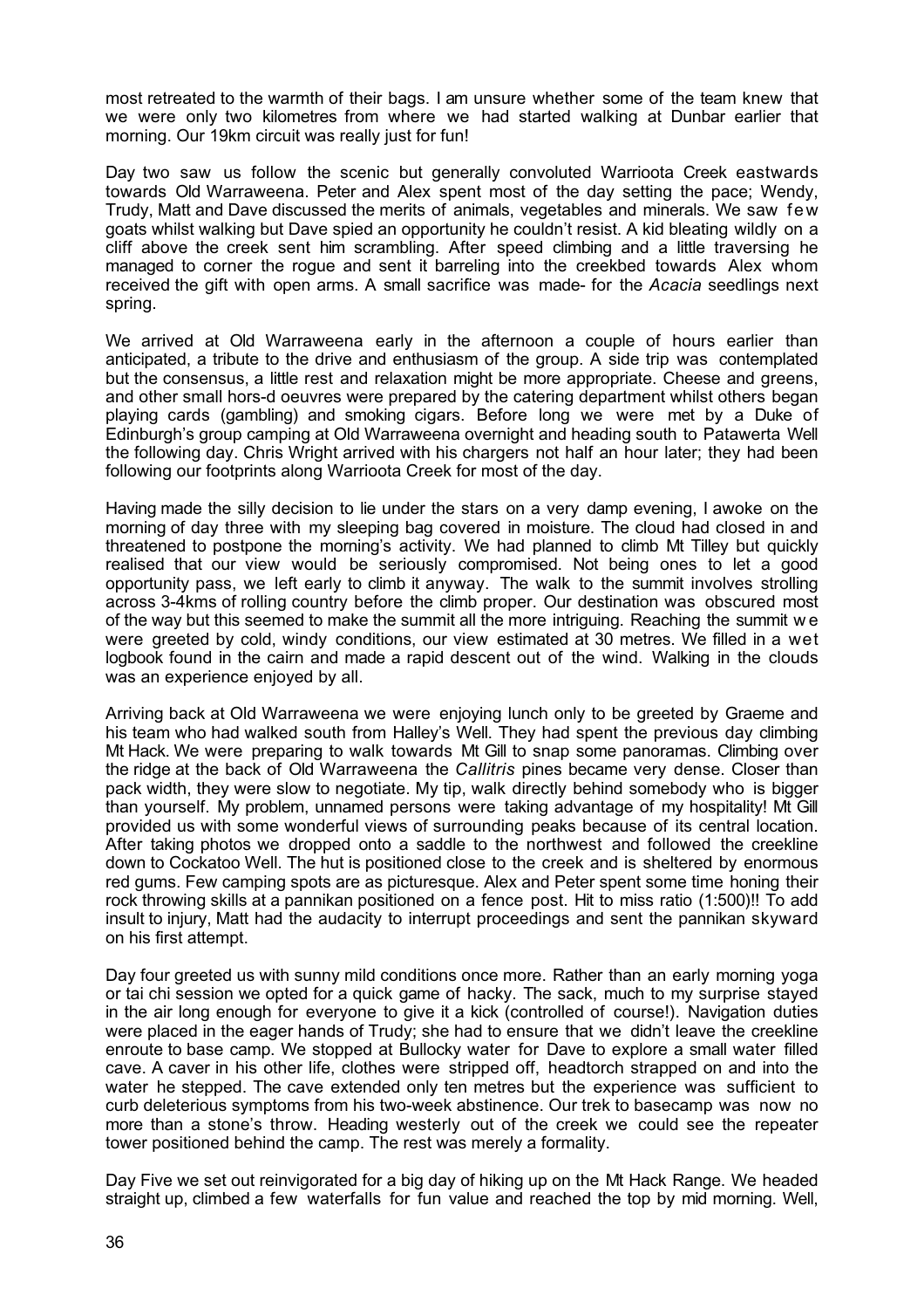most retreated to the warmth of their bags. I am unsure whether some of the team knew that we were only two kilometres from where we had started walking at Dunbar earlier that morning. Our 19km circuit was really just for fun!

Day two saw us follow the scenic but generally convoluted Warrioota Creek eastwards towards Old Warraweena. Peter and Alex spent most of the day setting the pace; Wendy, Trudy, Matt and Dave discussed the merits of animals, vegetables and minerals. We saw few goats whilst walking but Dave spied an opportunity he couldn't resist. A kid bleating wildly on a cliff above the creek sent him scrambling. After speed climbing and a little traversing he managed to corner the rogue and sent it barreling into the creekbed towards Alex whom received the gift with open arms. A small sacrifice was made- for the *Acacia* seedlings next spring.

We arrived at Old Warraweena early in the afternoon a couple of hours earlier than anticipated, a tribute to the drive and enthusiasm of the group. A side trip was contemplated but the consensus, a little rest and relaxation might be more appropriate. Cheese and greens, and other small hors-d oeuvres were prepared by the catering department whilst others began playing cards (gambling) and smoking cigars. Before long we were met by a Duke of Edinburgh's group camping at Old Warraweena overnight and heading south to Patawerta Well the following day. Chris Wright arrived with his chargers not half an hour later; they had been following our footprints along Warrioota Creek for most of the day.

Having made the silly decision to lie under the stars on a very damp evening, I awoke on the morning of day three with my sleeping bag covered in moisture. The cloud had closed in and threatened to postpone the morning's activity. We had planned to climb Mt Tilley but quickly realised that our view would be seriously compromised. Not being ones to let a good opportunity pass, we left early to climb it anyway. The walk to the summit involves strolling across 3-4kms of rolling country before the climb proper. Our destination was obscured most of the way but this seemed to make the summit all the more intriguing. Reaching the summit we were greeted by cold, windy conditions, our view estimated at 30 metres. We filled in a wet logbook found in the cairn and made a rapid descent out of the wind. Walking in the clouds was an experience enjoyed by all.

Arriving back at Old Warraweena we were enjoying lunch only to be greeted by Graeme and his team who had walked south from Halley's Well. They had spent the previous day climbing Mt Hack. We were preparing to walk towards Mt Gill to snap some panoramas. Climbing over the ridge at the back of Old Warraweena the *Callitris* pines became very dense. Closer than pack width, they were slow to negotiate. My tip, walk directly behind somebody who is bigger than yourself. My problem, unnamed persons were taking advantage of my hospitality! Mt Gill provided us with some wonderful views of surrounding peaks because of its central location. After taking photos we dropped onto a saddle to the northwest and followed the creekline down to Cockatoo Well. The hut is positioned close to the creek and is sheltered by enormous red gums. Few camping spots are as picturesque. Alex and Peter spent some time honing their rock throwing skills at a pannikan positioned on a fence post. Hit to miss ratio (1:500)!! To add insult to injury, Matt had the audacity to interrupt proceedings and sent the pannikan skyward on his first attempt.

Day four greeted us with sunny mild conditions once more. Rather than an early morning yoga or tai chi session we opted for a quick game of hacky. The sack, much to my surprise stayed in the air long enough for everyone to give it a kick (controlled of course!). Navigation duties were placed in the eager hands of Trudy; she had to ensure that we didn't leave the creekline enroute to base camp. We stopped at Bullocky water for Dave to explore a small water filled cave. A caver in his other life, clothes were stripped off, headtorch strapped on and into the water he stepped. The cave extended only ten metres but the experience was sufficient to curb deleterious symptoms from his two-week abstinence. Our trek to basecamp was now no more than a stone's throw. Heading westerly out of the creek we could see the repeater tower positioned behind the camp. The rest was merely a formality.

Day Five we set out reinvigorated for a big day of hiking up on the Mt Hack Range. We headed straight up, climbed a few waterfalls for fun value and reached the top by mid morning. Well,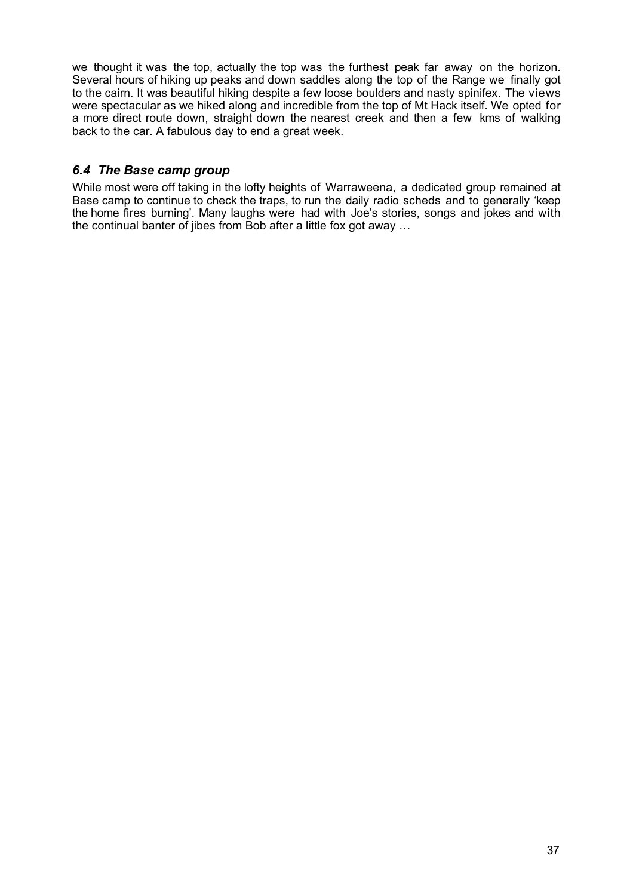we thought it was the top, actually the top was the furthest peak far away on the horizon. Several hours of hiking up peaks and down saddles along the top of the Range we finally got to the cairn. It was beautiful hiking despite a few loose boulders and nasty spinifex. The views were spectacular as we hiked along and incredible from the top of Mt Hack itself. We opted for a more direct route down, straight down the nearest creek and then a few kms of walking back to the car. A fabulous day to end a great week.

### *6.4 The Base camp group*

While most were off taking in the lofty heights of Warraweena, a dedicated group remained at Base camp to continue to check the traps, to run the daily radio scheds and to generally 'keep the home fires burning'. Many laughs were had with Joe's stories, songs and jokes and with the continual banter of jibes from Bob after a little fox got away …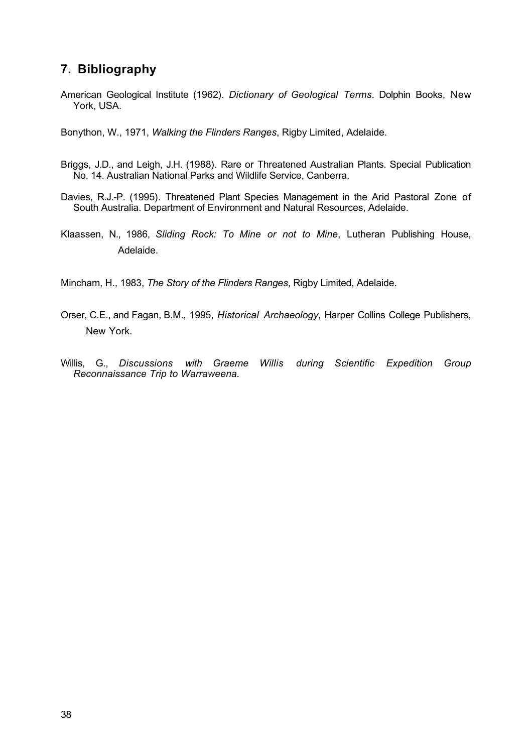## 7. Bibliography

American Geological Institute (1962). *Dictionary of Geological Terms*. Dolphin Books, New York, USA.

Bonython, W., 1971, *Walking the Flinders Ranges*, Rigby Limited, Adelaide.

Briggs, J.D., and Leigh, J.H. (1988). Rare or Threatened Australian Plants. Special Publication No. 14. Australian National Parks and Wildlife Service, Canberra.

Davies, R.J.-P. (1995). Threatened Plant Species Management in the Arid Pastoral Zone of South Australia. Department of Environment and Natural Resources, Adelaide.

Klaassen, N., 1986, *Sliding Rock: To Mine or not to Mine*, Lutheran Publishing House, Adelaide.

Mincham, H., 1983, *The Story of the Flinders Ranges*, Rigby Limited, Adelaide.

Orser, C.E., and Fagan, B.M., 1995, *Historical Archaeology*, Harper Collins College Publishers, New York.

Willis, G., *Discussions with Graeme Willis during Scientific Expedition Group Reconnaissance Trip to Warraweena.*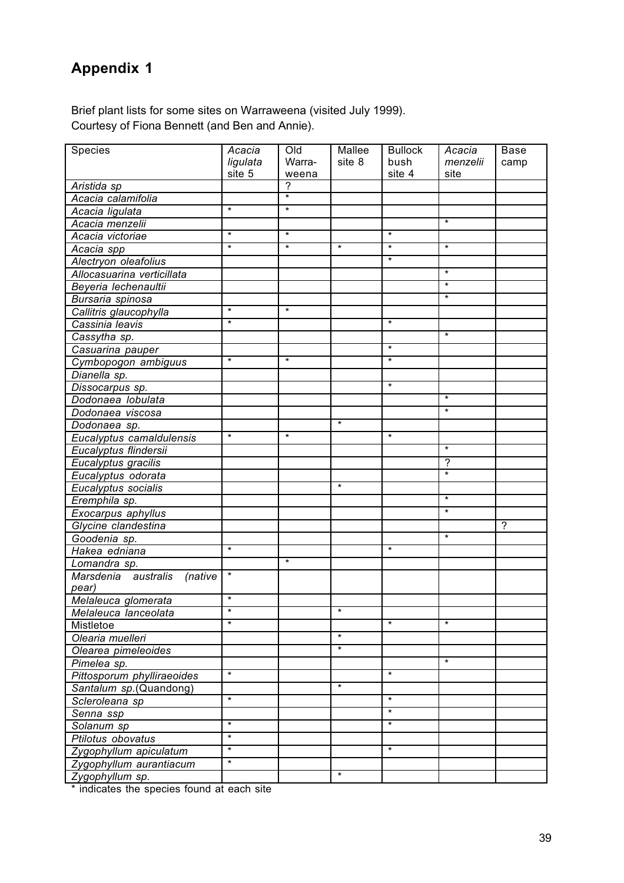# Appendix 1

Brief plant lists for some sites on Warraweena (visited July 1999).
Courtesy of Fiona Bennett (and Ben and Annie).

| Species | *Acacia ligulata* site 5 | Old Warra-weena | Mallee site 8 | Bullock bush site 4 | *Acacia menzelii* site | Base camp |
|---|---|---|---|---|---|---|
| *Aristida sp* | | ? | | | | |
| *Acacia calamifolia* | | * | | | | |
| *Acacia ligulata* | * | * | | | | |
| *Acacia menzelii* | | | | | * | |
| *Acacia victoriae* | * | * | | * | | |
| *Acacia spp* | * | * | * | * | * | |
| *Alectryon oleafolius* | | | | * | | |
| *Allocasuarina verticillata* | | | | | * | |
| *Beyeria lechenaultii* | | | | | * | |
| *Bursaria spinosa* | | | | | * | |
| *Callitris glaucophylla* | * | * | | | | |
| *Cassinia leavis* | * | | | * | | |
| *Cassytha sp.* | | | | | * | |
| *Casuarina pauper* | | | | * | | |
| *Cymbopogon ambiguus* | * | * | | * | | |
| *Dianella sp.* | | | | | | |
| *Dissocarpus sp.* | | | | * | | |
| *Dodonaea lobulata* | | | | | * | |
| *Dodonaea viscosa* | | | | | * | |
| *Dodonaea sp.* | | | * | | | |
| *Eucalyptus camaldulensis* | * | * | | * | | |
| *Eucalyptus flindersii* | | | | | * | |
| *Eucalyptus gracilis* | | | | | ? | |
| *Eucalyptus odorata* | | | | | * | |
| *Eucalyptus socialis* | | | * | | | |
| *Eremphila sp.* | | | | | * | |
| *Exocarpus aphyllus* | | | | | * | |
| *Glycine clandestina* | | | | | | ? |
| *Goodenia sp.* | | | | | * | |
| *Hakea edniana* | * | | | * | | |
| *Lomandra sp.* | | * | | | | |
| *Marsdenia australis (native pear)* | * | | | | | |
| *Melaleuca glomerata* | * | | | | | |
| *Melaleuca lanceolata* | * | | * | | | |
| Mistletoe | * | | | * | * | |
| *Olearia muelleri* | | | * | | | |
| *Olearea pimeleoides* | | | * | | | |
| *Pimelea sp.* | | | | | * | |
| *Pittosporum phylliraeoides* | * | | | * | | |
| *Santalum sp.*(Quandong) | | | * | | | |
| *Scleroleana sp* | * | | | * | | |
| *Senna ssp* | | | | * | | |
| *Solanum sp* | * | | | * | | |
| *Ptilotus obovatus* | * | | | | | |
| *Zygophyllum apiculatum* | * | | | * | | |
| *Zygophyllum aurantiacum* | * | | | | | |
| *Zygophyllum sp.* | | | * | | | |

* indicates the species found at each site